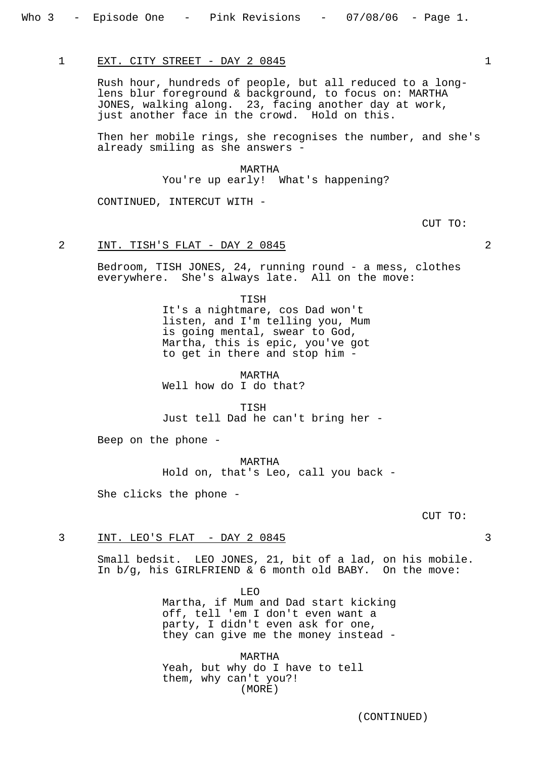1 EXT. CITY STREET - DAY 2 0845 1

Rush hour, hundreds of people, but all reduced to a long-lens blur foreground & background, to focus on: MARTHA JONES, walking along. 23, facing another day at work, just another face in the crowd. Hold on this.

Then her mobile rings, she recognises the number, and she's already smiling as she answers -

MARTHA
You're up early! What's happening?

CONTINUED, INTERCUT WITH -

CUT TO:

2 INT. TISH'S FLAT - DAY 2 0845 2

Bedroom, TISH JONES, 24, running round - a mess, clothes everywhere. She's always late. All on the move:

TISH
It's a nightmare, cos Dad won't listen, and I'm telling you, Mum is going mental, swear to God, Martha, this is epic, you've got to get in there and stop him -

MARTHA
Well how do I do that?

TISH
Just tell Dad he can't bring her -

Beep on the phone -

MARTHA
Hold on, that's Leo, call you back -

She clicks the phone -

CUT TO:

3 INT. LEO'S FLAT - DAY 2 0845 3

Small bedsit. LEO JONES, 21, bit of a lad, on his mobile. In b/g, his GIRLFRIEND & 6 month old BABY. On the move:

LEO
Martha, if Mum and Dad start kicking off, tell 'em I don't even want a party, I didn't even ask for one, they can give me the money instead -

MARTHA
Yeah, but why do I have to tell them, why can't you?!
(MORE)

(CONTINUED)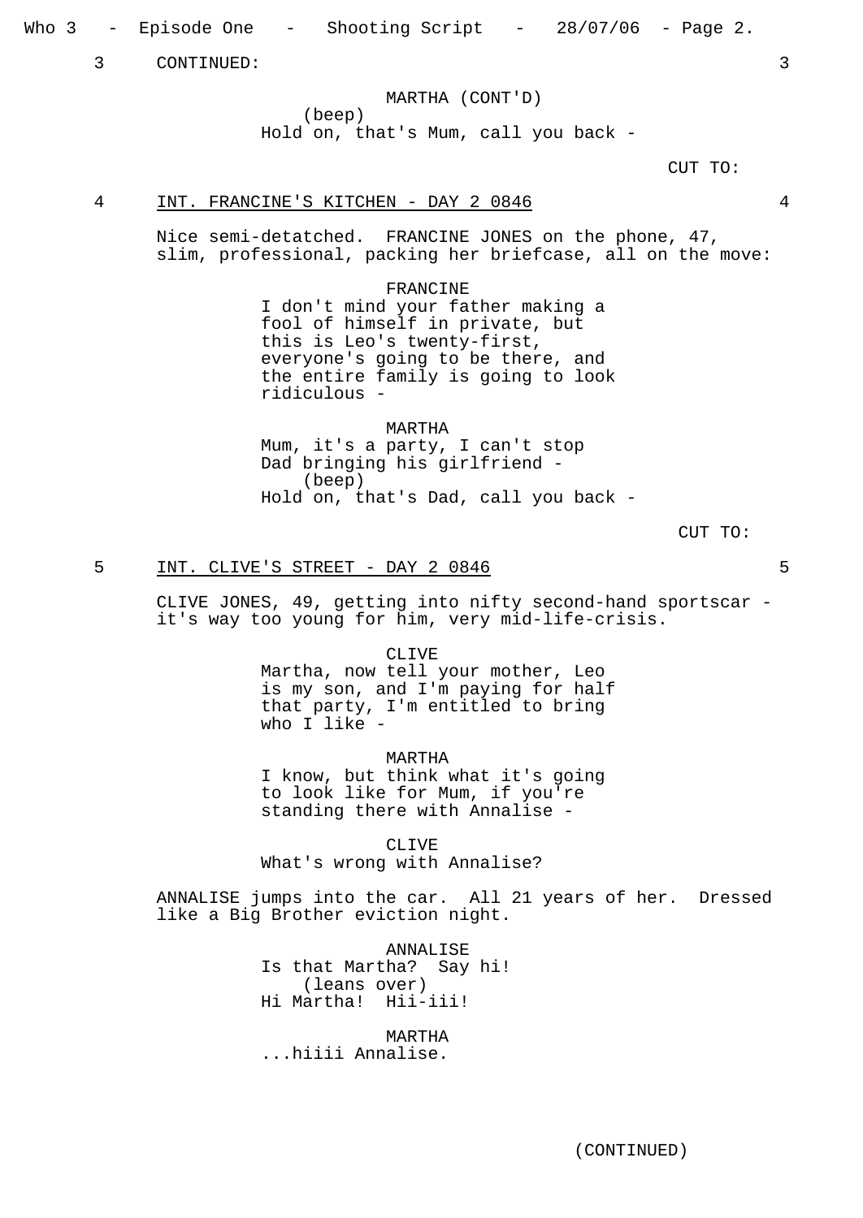3 CONTINUED: 3

MARTHA (CONT'D)
(beep)
Hold on, that's Mum, call you back -

CUT TO:

4 INT. FRANCINE'S KITCHEN - DAY 2 0846 4

Nice semi-detatched. FRANCINE JONES on the phone, 47, slim, professional, packing her briefcase, all on the move:

FRANCINE
I don't mind your father making a fool of himself in private, but this is Leo's twenty-first, everyone's going to be there, and the entire family is going to look ridiculous -

MARTHA
Mum, it's a party, I can't stop Dad bringing his girlfriend -
(beep)
Hold on, that's Dad, call you back -

CUT TO:

5 INT. CLIVE'S STREET - DAY 2 0846 5

CLIVE JONES, 49, getting into nifty second-hand sportscar - it's way too young for him, very mid-life-crisis.

CLIVE
Martha, now tell your mother, Leo is my son, and I'm paying for half that party, I'm entitled to bring who I like -

MARTHA
I know, but think what it's going to look like for Mum, if you're standing there with Annalise -

CLIVE
What's wrong with Annalise?

ANNALISE jumps into the car. All 21 years of her. Dressed like a Big Brother eviction night.

ANNALISE
Is that Martha? Say hi!
(leans over)
Hi Martha! Hii-iii!

MARTHA
...hiiii Annalise.

(CONTINUED)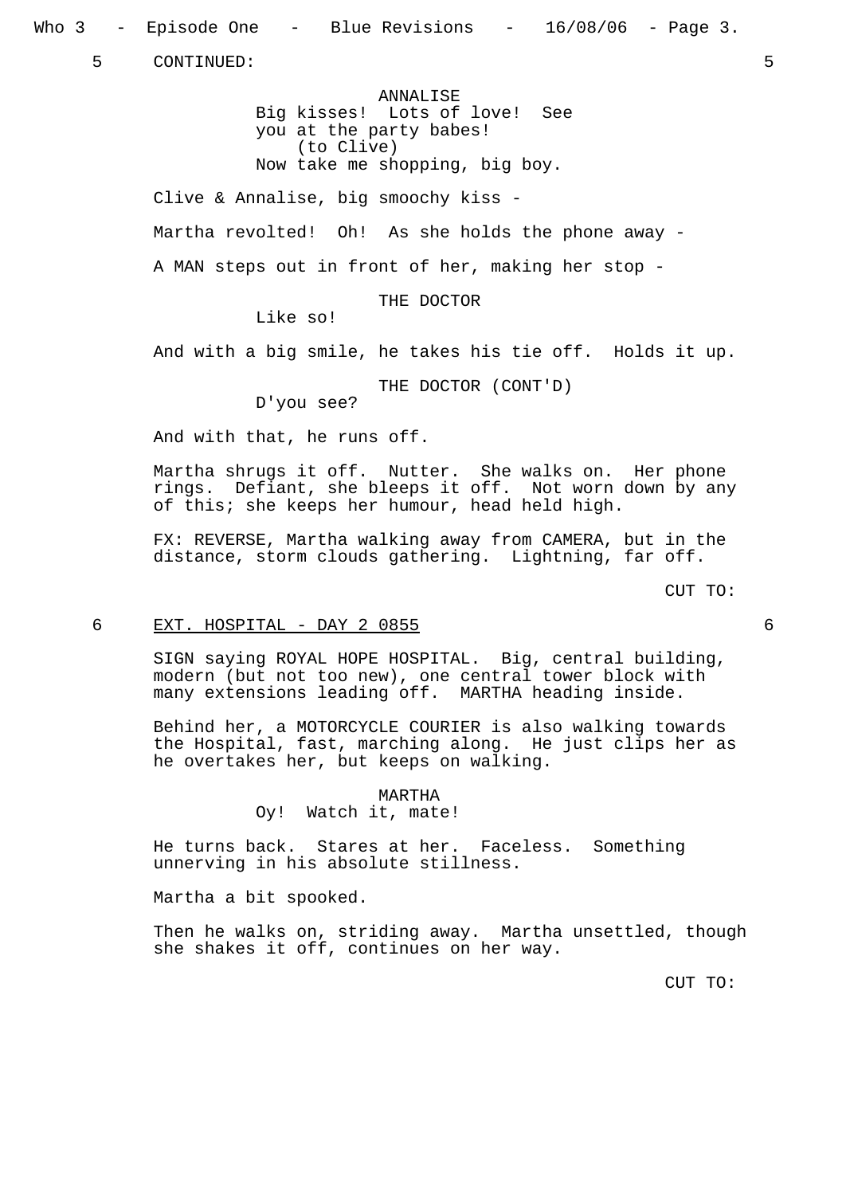5 CONTINUED: 5

ANNALISE
Big kisses! Lots of love! See you at the party babes!
(to Clive)
Now take me shopping, big boy.

Clive & Annalise, big smoochy kiss -

Martha revolted! Oh! As she holds the phone away -

A MAN steps out in front of her, making her stop -

THE DOCTOR
Like so!

And with a big smile, he takes his tie off. Holds it up.

THE DOCTOR (CONT'D)
D'you see?

And with that, he runs off.

Martha shrugs it off. Nutter. She walks on. Her phone rings. Defiant, she bleeps it off. Not worn down by any of this; she keeps her humour, head held high.

FX: REVERSE, Martha walking away from CAMERA, but in the distance, storm clouds gathering. Lightning, far off.

CUT TO:

6 EXT. HOSPITAL - DAY 2 0855 6

SIGN saying ROYAL HOPE HOSPITAL. Big, central building, modern (but not too new), one central tower block with many extensions leading off. MARTHA heading inside.

Behind her, a MOTORCYCLE COURIER is also walking towards the Hospital, fast, marching along. He just clips her as he overtakes her, but keeps on walking.

MARTHA
Oy! Watch it, mate!

He turns back. Stares at her. Faceless. Something unnerving in his absolute stillness.

Martha a bit spooked.

Then he walks on, striding away. Martha unsettled, though she shakes it off, continues on her way.

CUT TO: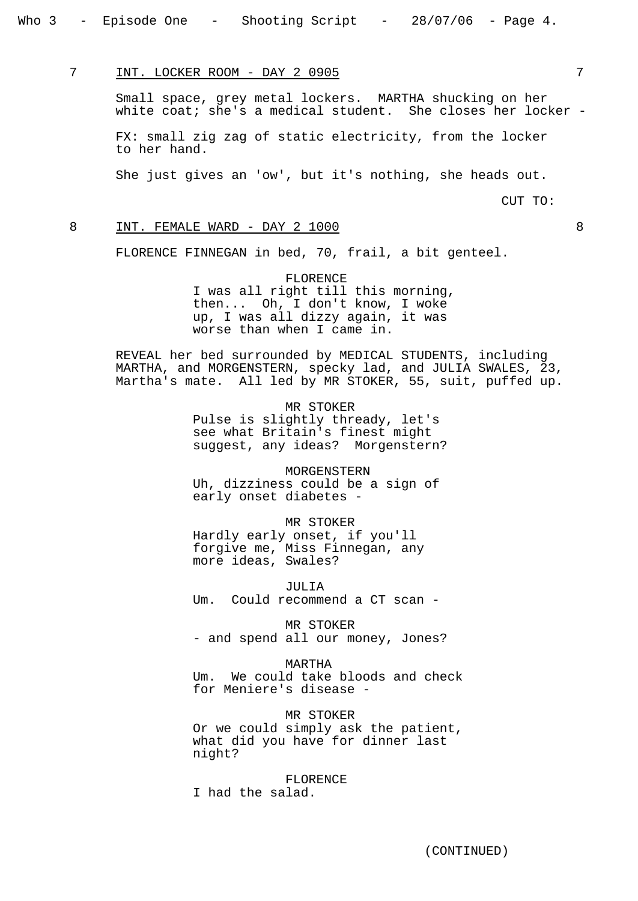7 INT. LOCKER ROOM - DAY 2 0905 7

Small space, grey metal lockers. MARTHA shucking on her white coat; she's a medical student. She closes her locker -

FX: small zig zag of static electricity, from the locker to her hand.

She just gives an 'ow', but it's nothing, she heads out.

CUT TO:

8 INT. FEMALE WARD - DAY 2 1000 8

FLORENCE FINNEGAN in bed, 70, frail, a bit genteel.

FLORENCE
I was all right till this morning, then... Oh, I don't know, I woke up, I was all dizzy again, it was worse than when I came in.

REVEAL her bed surrounded by MEDICAL STUDENTS, including MARTHA, and MORGENSTERN, specky lad, and JULIA SWALES, 23, Martha's mate. All led by MR STOKER, 55, suit, puffed up.

MR STOKER
Pulse is slightly thready, let's see what Britain's finest might suggest, any ideas? Morgenstern?

MORGENSTERN
Uh, dizziness could be a sign of early onset diabetes -

MR STOKER
Hardly early onset, if you'll forgive me, Miss Finnegan, any more ideas, Swales?

JULIA
Um. Could recommend a CT scan -

MR STOKER
- and spend all our money, Jones?

MARTHA
Um. We could take bloods and check for Meniere's disease -

MR STOKER
Or we could simply ask the patient, what did you have for dinner last night?

FLORENCE
I had the salad.

(CONTINUED)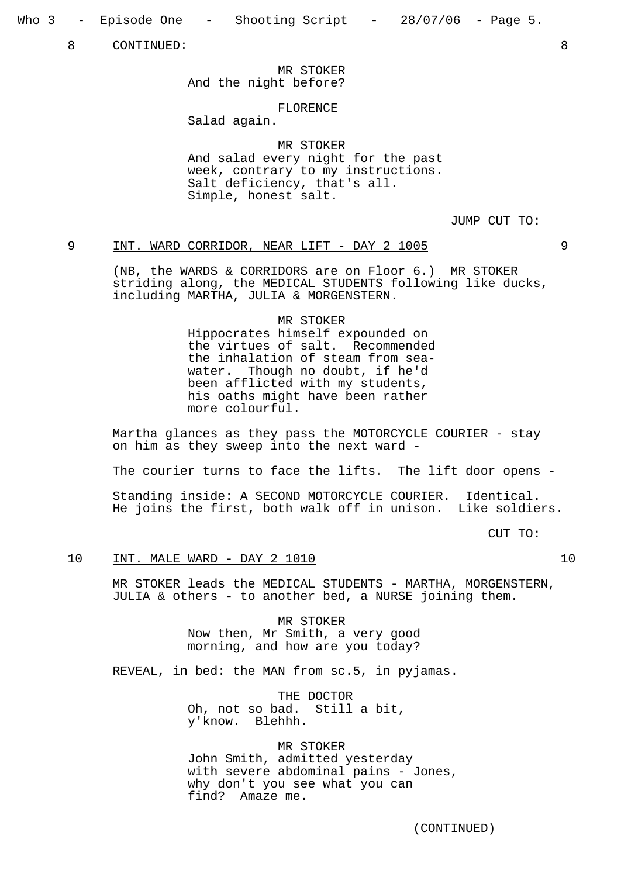8 CONTINUED: 8

MR STOKER
And the night before?

FLORENCE
Salad again.

MR STOKER
And salad every night for the past week, contrary to my instructions. Salt deficiency, that's all. Simple, honest salt.

JUMP CUT TO:

9 INT. WARD CORRIDOR, NEAR LIFT - DAY 2 1005 9

(NB, the WARDS & CORRIDORS are on Floor 6.) MR STOKER striding along, the MEDICAL STUDENTS following like ducks, including MARTHA, JULIA & MORGENSTERN.

MR STOKER
Hippocrates himself expounded on the virtues of salt. Recommended the inhalation of steam from sea-water. Though no doubt, if he'd been afflicted with my students, his oaths might have been rather more colourful.

Martha glances as they pass the MOTORCYCLE COURIER - stay on him as they sweep into the next ward -

The courier turns to face the lifts. The lift door opens -

Standing inside: A SECOND MOTORCYCLE COURIER. Identical. He joins the first, both walk off in unison. Like soldiers.

CUT TO:

10 INT. MALE WARD - DAY 2 1010 10

MR STOKER leads the MEDICAL STUDENTS - MARTHA, MORGENSTERN, JULIA & others - to another bed, a NURSE joining them.

MR STOKER
Now then, Mr Smith, a very good morning, and how are you today?

REVEAL, in bed: the MAN from sc.5, in pyjamas.

THE DOCTOR
Oh, not so bad. Still a bit, y'know. Blehhh.

MR STOKER
John Smith, admitted yesterday with severe abdominal pains - Jones, why don't you see what you can find? Amaze me.

(CONTINUED)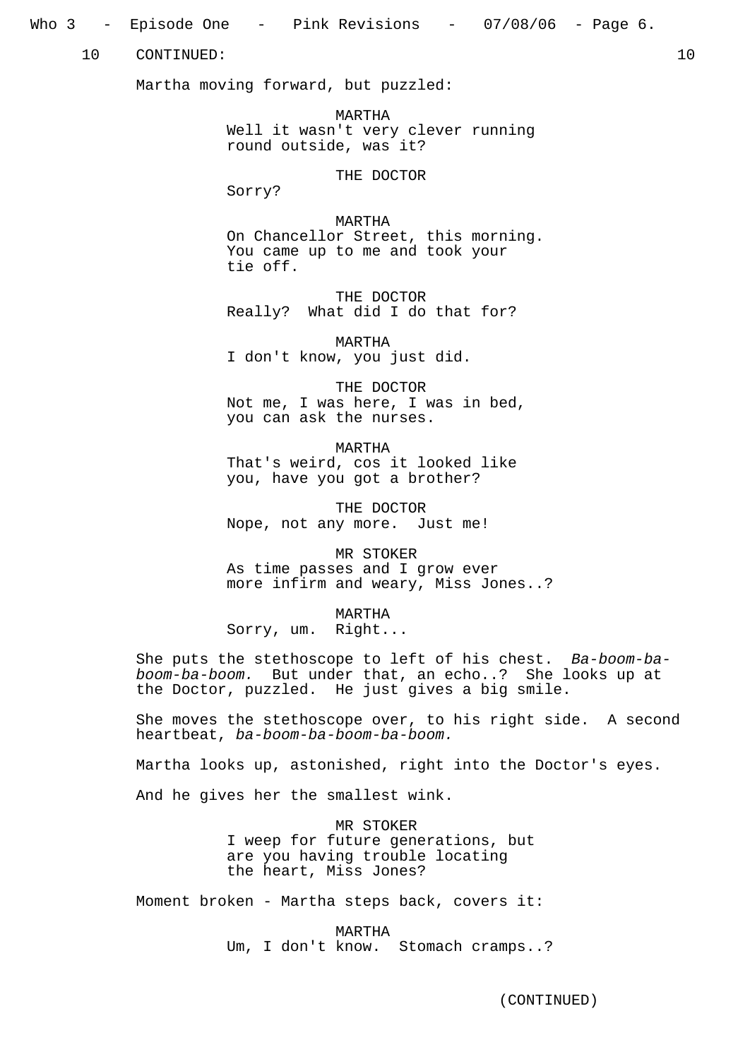10 CONTINUED: 10

Martha moving forward, but puzzled:

MARTHA
Well it wasn't very clever running round outside, was it?

THE DOCTOR
Sorry?

MARTHA
On Chancellor Street, this morning. You came up to me and took your tie off.

THE DOCTOR
Really? What did I do that for?

MARTHA
I don't know, you just did.

THE DOCTOR
Not me, I was here, I was in bed, you can ask the nurses.

MARTHA
That's weird, cos it looked like you, have you got a brother?

THE DOCTOR
Nope, not any more. Just me!

MR STOKER
As time passes and I grow ever more infirm and weary, Miss Jones..?

MARTHA
Sorry, um. Right...

She puts the stethoscope to left of his chest. *Ba-boom-ba-boom-ba-boom.* But under that, an echo..? She looks up at the Doctor, puzzled. He just gives a big smile.

She moves the stethoscope over, to his right side. A second heartbeat, *ba-boom-ba-boom-ba-boom.*

Martha looks up, astonished, right into the Doctor's eyes.

And he gives her the smallest wink.

MR STOKER
I weep for future generations, but are you having trouble locating the heart, Miss Jones?

Moment broken - Martha steps back, covers it:

MARTHA
Um, I don't know. Stomach cramps..?

(CONTINUED)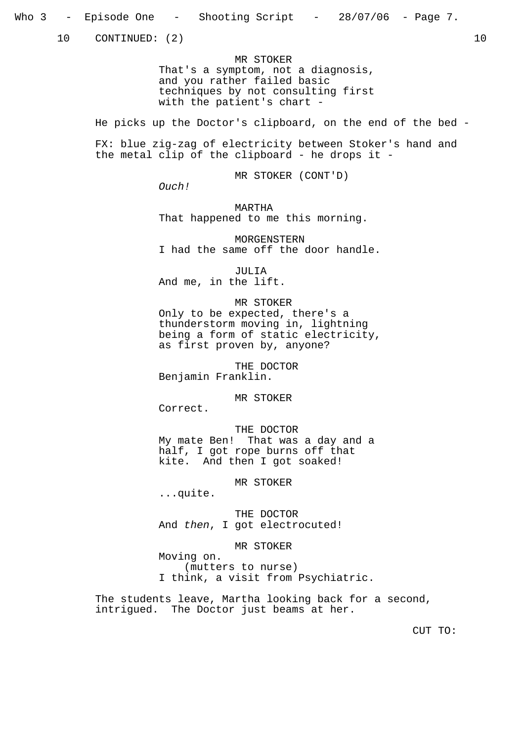10 CONTINUED: (2) 10

MR STOKER
That's a symptom, not a diagnosis, and you rather failed basic techniques by not consulting first with the patient's chart -

He picks up the Doctor's clipboard, on the end of the bed -

FX: blue zig-zag of electricity between Stoker's hand and the metal clip of the clipboard - he drops it -

MR STOKER (CONT'D)
*Ouch!*

MARTHA
That happened to me this morning.

MORGENSTERN
I had the same off the door handle.

JULIA
And me, in the lift.

MR STOKER
Only to be expected, there's a thunderstorm moving in, lightning being a form of static electricity, as first proven by, anyone?

THE DOCTOR
Benjamin Franklin.

MR STOKER
Correct.

THE DOCTOR
My mate Ben! That was a day and a half, I got rope burns off that kite. And then I got soaked!

MR STOKER
...quite.

THE DOCTOR
And *then*, I got electrocuted!

MR STOKER
Moving on.
(mutters to nurse)
I think, a visit from Psychiatric.

The students leave, Martha looking back for a second, intrigued. The Doctor just beams at her.

CUT TO: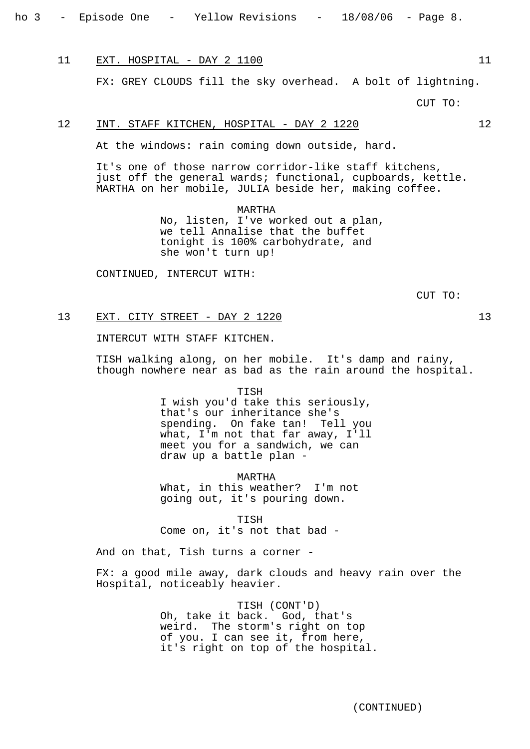11 EXT. HOSPITAL - DAY 2 1100 11

FX: GREY CLOUDS fill the sky overhead. A bolt of lightning.

CUT TO:

12 INT. STAFF KITCHEN, HOSPITAL - DAY 2 1220 12

At the windows: rain coming down outside, hard.

It's one of those narrow corridor-like staff kitchens, just off the general wards; functional, cupboards, kettle. MARTHA on her mobile, JULIA beside her, making coffee.

MARTHA
No, listen, I've worked out a plan, we tell Annalise that the buffet tonight is 100% carbohydrate, and she won't turn up!

CONTINUED, INTERCUT WITH:

CUT TO:

13 EXT. CITY STREET - DAY 2 1220 13

INTERCUT WITH STAFF KITCHEN.

TISH walking along, on her mobile. It's damp and rainy, though nowhere near as bad as the rain around the hospital.

TISH
I wish you'd take this seriously, that's our inheritance she's spending. On fake tan! Tell you what, I'm not that far away, I'll meet you for a sandwich, we can draw up a battle plan -

MARTHA
What, in this weather? I'm not going out, it's pouring down.

TISH
Come on, it's not that bad -

And on that, Tish turns a corner -

FX: a good mile away, dark clouds and heavy rain over the Hospital, noticeably heavier.

TISH (CONT'D)
Oh, take it back. God, that's weird. The storm's right on top of you. I can see it, from here, it's right on top of the hospital.

(CONTINUED)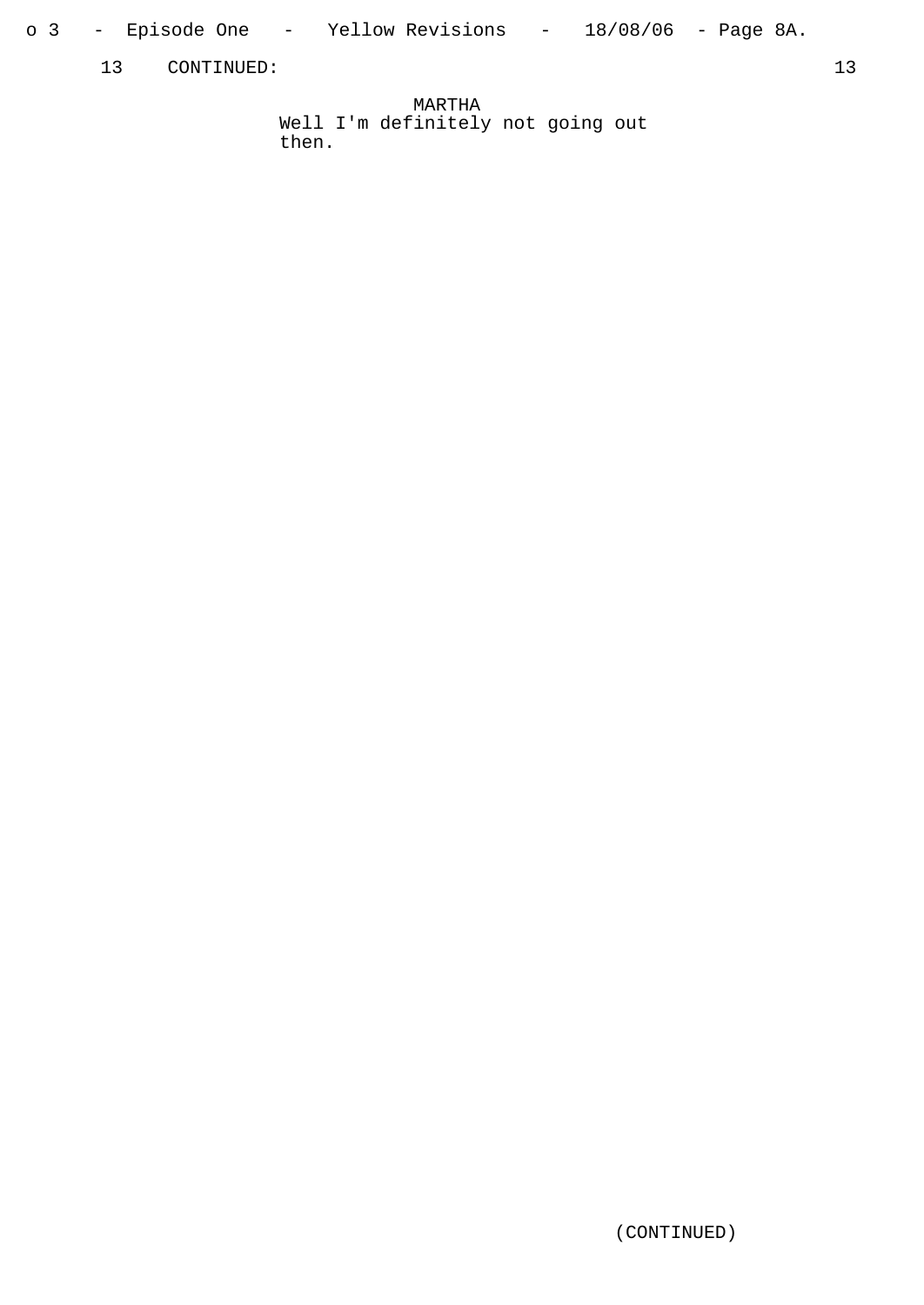13 CONTINUED: 13

MARTHA
Well I'm definitely not going out then.

(CONTINUED)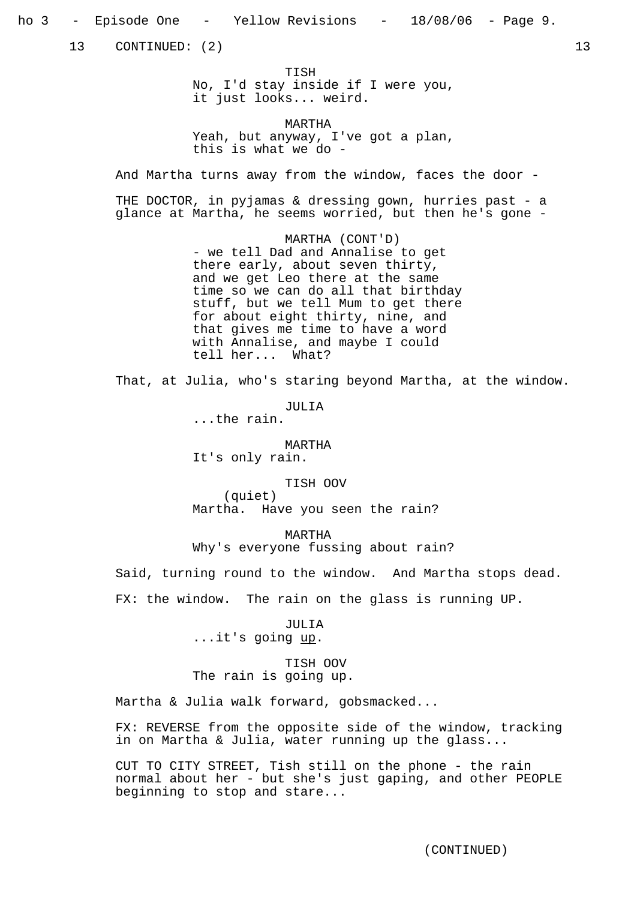13 CONTINUED: (2) 13

TISH
No, I'd stay inside if I were you,
it just looks... weird.

MARTHA
Yeah, but anyway, I've got a plan,
this is what we do -

And Martha turns away from the window, faces the door -

THE DOCTOR, in pyjamas & dressing gown, hurries past - a glance at Martha, he seems worried, but then he's gone -

MARTHA (CONT'D)
- we tell Dad and Annalise to get
there early, about seven thirty,
and we get Leo there at the same
time so we can do all that birthday
stuff, but we tell Mum to get there
for about eight thirty, nine, and
that gives me time to have a word
with Annalise, and maybe I could
tell her... What?

That, at Julia, who's staring beyond Martha, at the window.

JULIA
...the rain.

MARTHA
It's only rain.

TISH OOV
(quiet)
Martha. Have you seen the rain?

MARTHA
Why's everyone fussing about rain?

Said, turning round to the window. And Martha stops dead.

FX: the window. The rain on the glass is running UP.

JULIA
...it's going <u>up</u>.

TISH OOV
The rain is going up.

Martha & Julia walk forward, gobsmacked...

FX: REVERSE from the opposite side of the window, tracking in on Martha & Julia, water running up the glass...

CUT TO CITY STREET, Tish still on the phone - the rain normal about her - but she's just gaping, and other PEOPLE beginning to stop and stare...

(CONTINUED)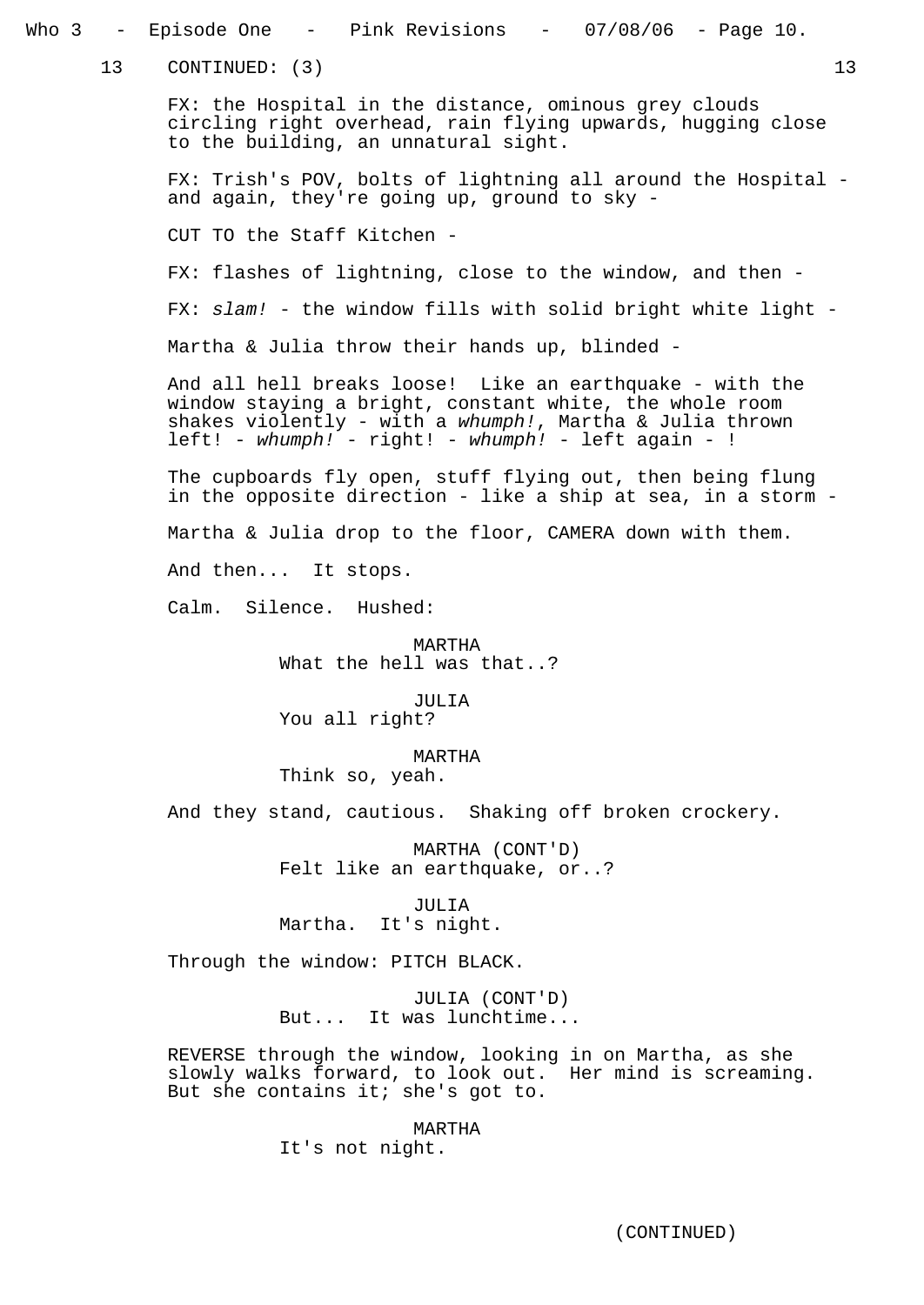13 CONTINUED: (3) 13

FX: the Hospital in the distance, ominous grey clouds circling right overhead, rain flying upwards, hugging close to the building, an unnatural sight.

FX: Trish's POV, bolts of lightning all around the Hospital - and again, they're going up, ground to sky -

CUT TO the Staff Kitchen -

FX: flashes of lightning, close to the window, and then -

FX: *slam!* - the window fills with solid bright white light -

Martha & Julia throw their hands up, blinded -

And all hell breaks loose! Like an earthquake - with the window staying a bright, constant white, the whole room shakes violently - with a *whumph!*, Martha & Julia thrown left! - *whumph!* - right! - *whumph!* - left again - !

The cupboards fly open, stuff flying out, then being flung in the opposite direction - like a ship at sea, in a storm -

Martha & Julia drop to the floor, CAMERA down with them.

And then... It stops.

Calm. Silence. Hushed:

MARTHA
What the hell was that..?

JULIA
You all right?

MARTHA
Think so, yeah.

And they stand, cautious. Shaking off broken crockery.

MARTHA (CONT'D)
Felt like an earthquake, or..?

JULIA
Martha. It's night.

Through the window: PITCH BLACK.

JULIA (CONT'D)
But... It was lunchtime...

REVERSE through the window, looking in on Martha, as she slowly walks forward, to look out. Her mind is screaming. But she contains it; she's got to.

MARTHA
It's not night.

(CONTINUED)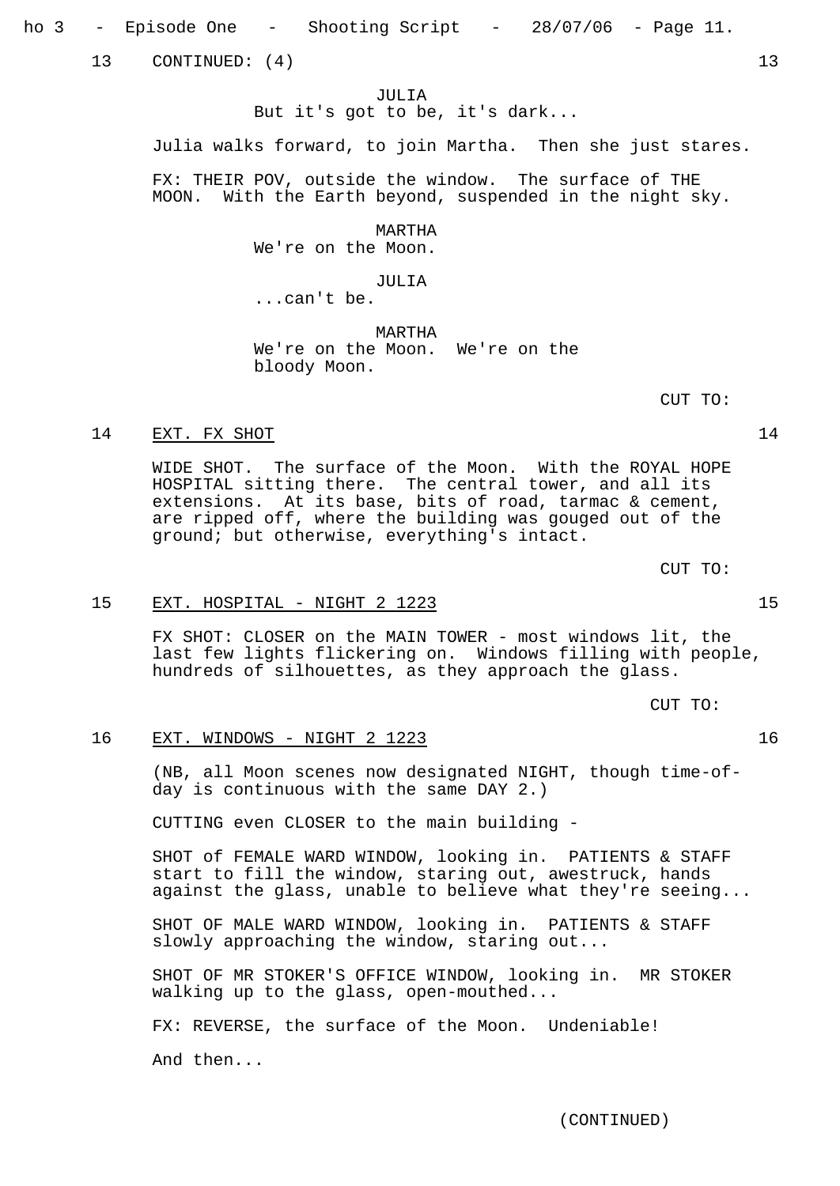13 CONTINUED: (4) 13

JULIA
But it's got to be, it's dark...

Julia walks forward, to join Martha. Then she just stares.

FX: THEIR POV, outside the window. The surface of THE MOON. With the Earth beyond, suspended in the night sky.

MARTHA
We're on the Moon.

JULIA
...can't be.

MARTHA
We're on the Moon. We're on the bloody Moon.

CUT TO:

14 EXT. FX SHOT 14

WIDE SHOT. The surface of the Moon. With the ROYAL HOPE HOSPITAL sitting there. The central tower, and all its extensions. At its base, bits of road, tarmac & cement, are ripped off, where the building was gouged out of the ground; but otherwise, everything's intact.

CUT TO:

15 EXT. HOSPITAL - NIGHT 2 1223 15

FX SHOT: CLOSER on the MAIN TOWER - most windows lit, the last few lights flickering on. Windows filling with people, hundreds of silhouettes, as they approach the glass.

CUT TO:

16 EXT. WINDOWS - NIGHT 2 1223 16

(NB, all Moon scenes now designated NIGHT, though time-of-day is continuous with the same DAY 2.)

CUTTING even CLOSER to the main building -

SHOT of FEMALE WARD WINDOW, looking in. PATIENTS & STAFF start to fill the window, staring out, awestruck, hands against the glass, unable to believe what they're seeing...

SHOT OF MALE WARD WINDOW, looking in. PATIENTS & STAFF slowly approaching the window, staring out...

SHOT OF MR STOKER'S OFFICE WINDOW, looking in. MR STOKER walking up to the glass, open-mouthed...

FX: REVERSE, the surface of the Moon. Undeniable!

And then...

(CONTINUED)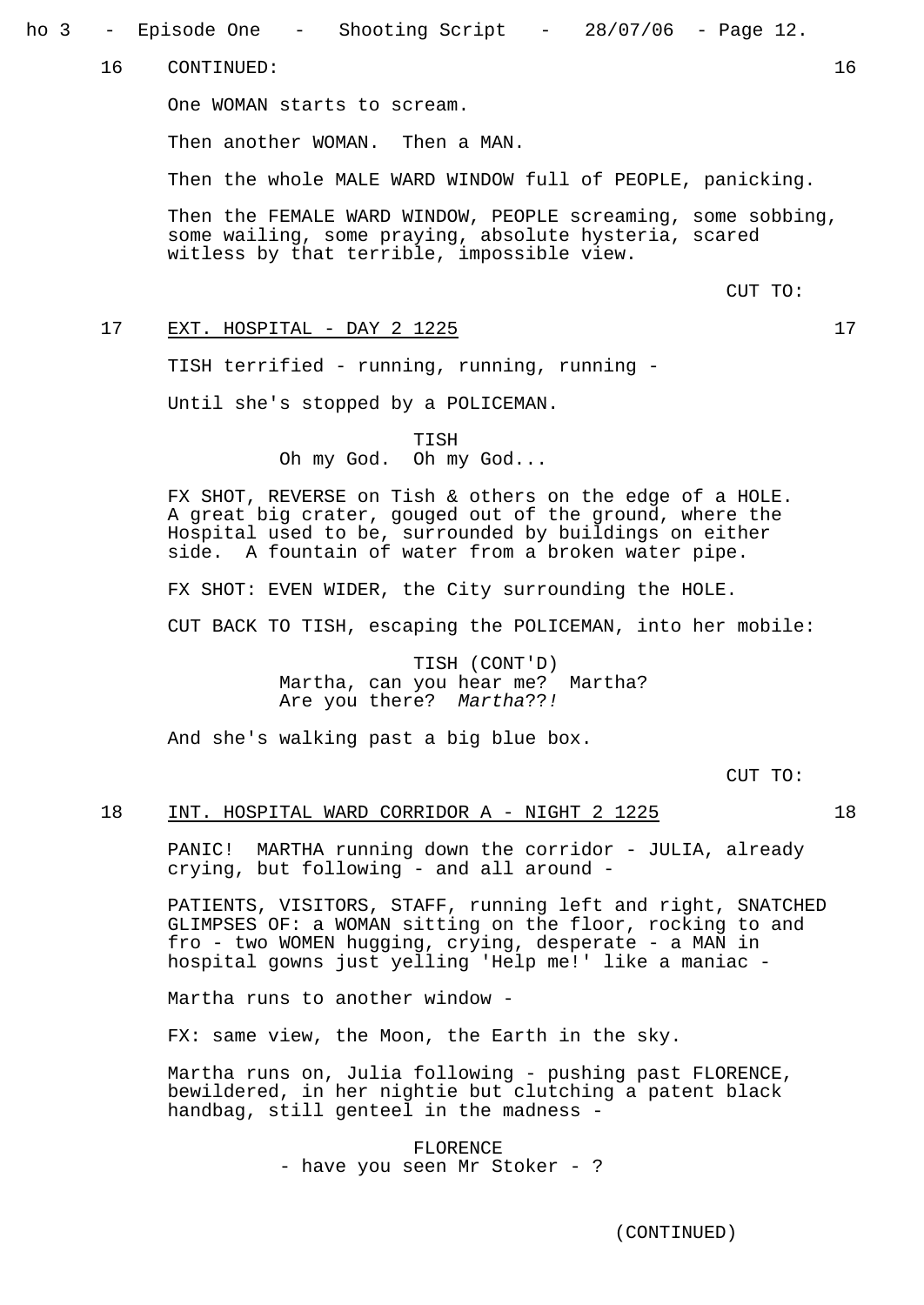16 CONTINUED: 16

One WOMAN starts to scream.

Then another WOMAN. Then a MAN.

Then the whole MALE WARD WINDOW full of PEOPLE, panicking.

Then the FEMALE WARD WINDOW, PEOPLE screaming, some sobbing, some wailing, some praying, absolute hysteria, scared witless by that terrible, impossible view.

CUT TO:

17 EXT. HOSPITAL - DAY 2 1225 17

TISH terrified - running, running, running -

Until she's stopped by a POLICEMAN.

TISH
Oh my God. Oh my God...

FX SHOT, REVERSE on Tish & others on the edge of a HOLE. A great big crater, gouged out of the ground, where the Hospital used to be, surrounded by buildings on either side. A fountain of water from a broken water pipe.

FX SHOT: EVEN WIDER, the City surrounding the HOLE.

CUT BACK TO TISH, escaping the POLICEMAN, into her mobile:

TISH (CONT'D)
Martha, can you hear me? Martha? Are you there? *Martha??!*

And she's walking past a big blue box.

CUT TO:

18 INT. HOSPITAL WARD CORRIDOR A - NIGHT 2 1225 18

PANIC! MARTHA running down the corridor - JULIA, already crying, but following - and all around -

PATIENTS, VISITORS, STAFF, running left and right, SNATCHED GLIMPSES OF: a WOMAN sitting on the floor, rocking to and fro - two WOMEN hugging, crying, desperate - a MAN in hospital gowns just yelling 'Help me!' like a maniac -

Martha runs to another window -

FX: same view, the Moon, the Earth in the sky.

Martha runs on, Julia following - pushing past FLORENCE, bewildered, in her nightie but clutching a patent black handbag, still genteel in the madness -

FLORENCE
- have you seen Mr Stoker - ?

(CONTINUED)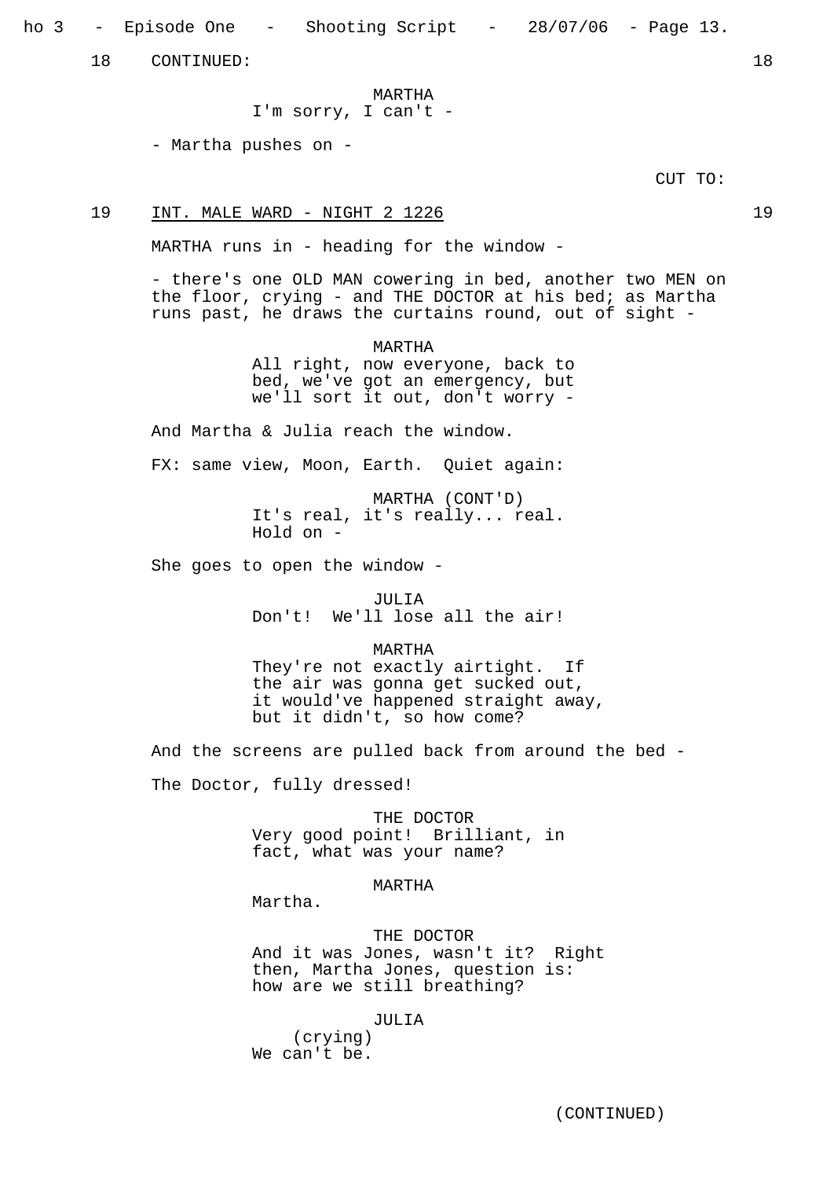18 CONTINUED: 18

MARTHA
I'm sorry, I can't -

- Martha pushes on -

CUT TO:

19 INT. MALE WARD - NIGHT 2 1226 19

MARTHA runs in - heading for the window -

- there's one OLD MAN cowering in bed, another two MEN on the floor, crying - and THE DOCTOR at his bed; as Martha runs past, he draws the curtains round, out of sight -

MARTHA
All right, now everyone, back to bed, we've got an emergency, but we'll sort it out, don't worry -

And Martha & Julia reach the window.

FX: same view, Moon, Earth. Quiet again:

MARTHA (CONT'D)
It's real, it's really... real.
Hold on -

She goes to open the window -

JULIA
Don't! We'll lose all the air!

MARTHA
They're not exactly airtight. If the air was gonna get sucked out, it would've happened straight away, but it didn't, so how come?

And the screens are pulled back from around the bed -

The Doctor, fully dressed!

THE DOCTOR
Very good point! Brilliant, in fact, what was your name?

MARTHA
Martha.

THE DOCTOR
And it was Jones, wasn't it? Right then, Martha Jones, question is: how are we still breathing?

JULIA
(crying)
We can't be.

(CONTINUED)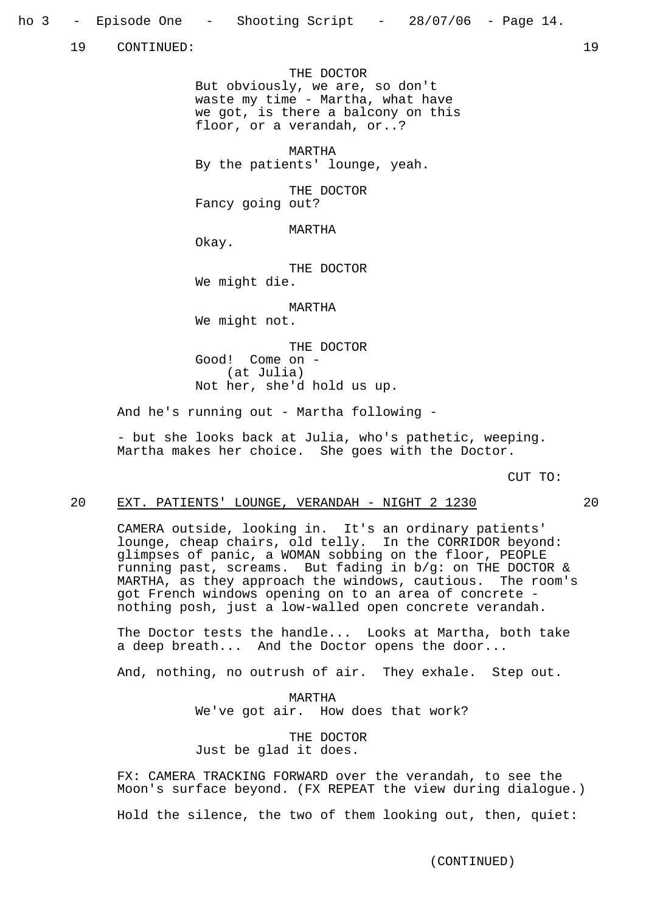19 CONTINUED: 19

THE DOCTOR
But obviously, we are, so don't waste my time - Martha, what have we got, is there a balcony on this floor, or a verandah, or..?

MARTHA
By the patients' lounge, yeah.

THE DOCTOR
Fancy going out?

MARTHA
Okay.

THE DOCTOR
We might die.

MARTHA
We might not.

THE DOCTOR
Good! Come on -
(at Julia)
Not her, she'd hold us up.

And he's running out - Martha following -

- but she looks back at Julia, who's pathetic, weeping. Martha makes her choice. She goes with the Doctor.

CUT TO:

20 EXT. PATIENTS' LOUNGE, VERANDAH - NIGHT 2 1230 20

CAMERA outside, looking in. It's an ordinary patients' lounge, cheap chairs, old telly. In the CORRIDOR beyond: glimpses of panic, a WOMAN sobbing on the floor, PEOPLE running past, screams. But fading in b/g: on THE DOCTOR & MARTHA, as they approach the windows, cautious. The room's got French windows opening on to an area of concrete - nothing posh, just a low-walled open concrete verandah.

The Doctor tests the handle... Looks at Martha, both take a deep breath... And the Doctor opens the door...

And, nothing, no outrush of air. They exhale. Step out.

MARTHA
We've got air. How does that work?

THE DOCTOR
Just be glad it does.

FX: CAMERA TRACKING FORWARD over the verandah, to see the Moon's surface beyond. (FX REPEAT the view during dialogue.)

Hold the silence, the two of them looking out, then, quiet:

(CONTINUED)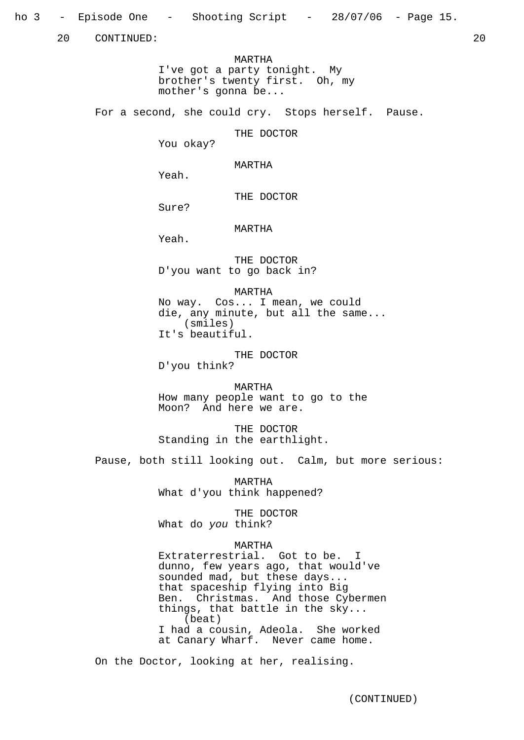20 CONTINUED: 20

MARTHA
I've got a party tonight. My brother's twenty first. Oh, my mother's gonna be...

For a second, she could cry. Stops herself. Pause.

THE DOCTOR
You okay?

MARTHA
Yeah.

THE DOCTOR
Sure?

MARTHA
Yeah.

THE DOCTOR
D'you want to go back in?

MARTHA
No way. Cos... I mean, we could die, any minute, but all the same...
(smiles)
It's beautiful.

THE DOCTOR
D'you think?

MARTHA
How many people want to go to the Moon? And here we are.

THE DOCTOR
Standing in the earthlight.

Pause, both still looking out. Calm, but more serious:

MARTHA
What d'you think happened?

THE DOCTOR
What do *you* think?

MARTHA
Extraterrestrial. Got to be. I dunno, few years ago, that would've sounded mad, but these days... that spaceship flying into Big Ben. Christmas. And those Cybermen things, that battle in the sky...
(beat)
I had a cousin, Adeola. She worked at Canary Wharf. Never came home.

On the Doctor, looking at her, realising.

(CONTINUED)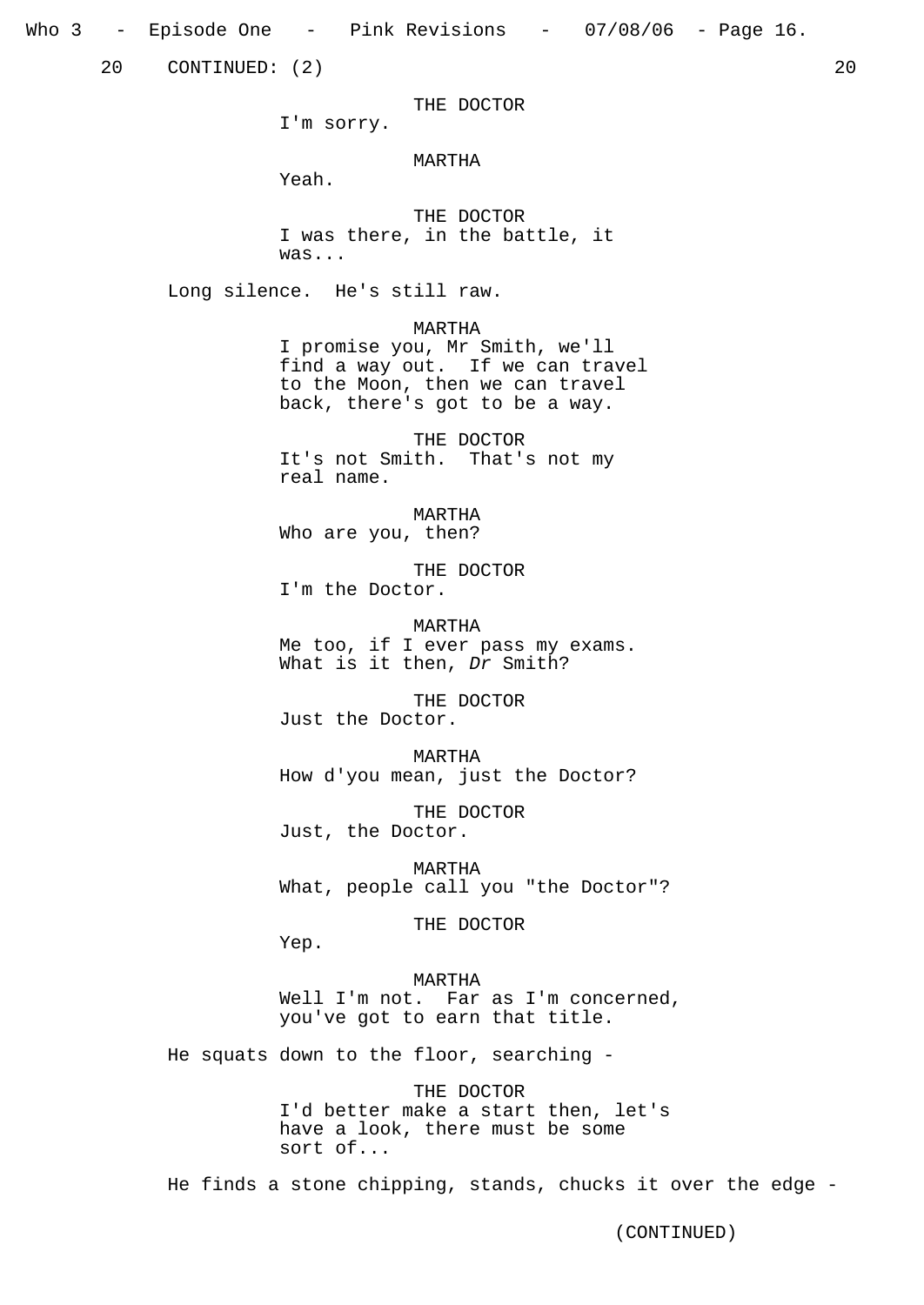20 CONTINUED: (2) 20

THE DOCTOR
I'm sorry.

MARTHA
Yeah.

THE DOCTOR
I was there, in the battle, it was...

Long silence. He's still raw.

MARTHA
I promise you, Mr Smith, we'll find a way out. If we can travel to the Moon, then we can travel back, there's got to be a way.

THE DOCTOR
It's not Smith. That's not my real name.

MARTHA
Who are you, then?

THE DOCTOR
I'm the Doctor.

MARTHA
Me too, if I ever pass my exams. What is it then, *Dr* Smith?

THE DOCTOR
Just the Doctor.

MARTHA
How d'you mean, just the Doctor?

THE DOCTOR
Just, the Doctor.

MARTHA
What, people call you "the Doctor"?

THE DOCTOR
Yep.

MARTHA
Well I'm not. Far as I'm concerned, you've got to earn that title.

He squats down to the floor, searching -

THE DOCTOR
I'd better make a start then, let's have a look, there must be some sort of...

He finds a stone chipping, stands, chucks it over the edge -

(CONTINUED)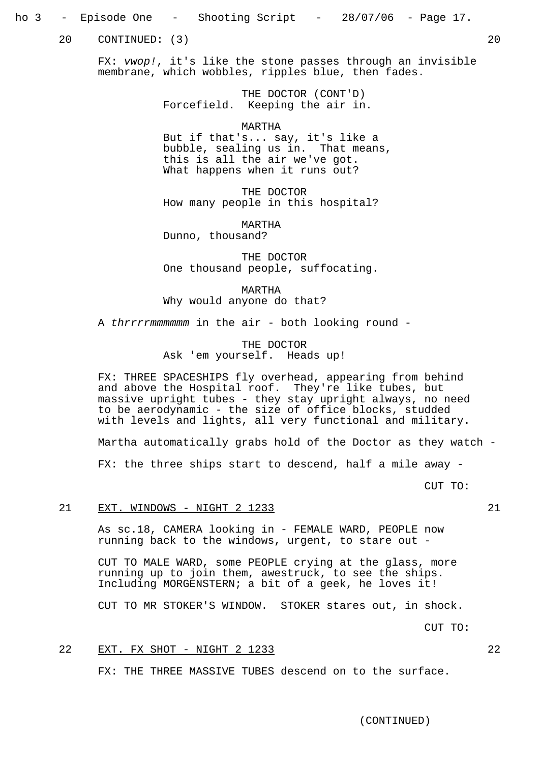20 CONTINUED: (3) 20

FX: *vwop!*, it's like the stone passes through an invisible membrane, which wobbles, ripples blue, then fades.

THE DOCTOR (CONT'D)
Forcefield. Keeping the air in.

MARTHA
But if that's... say, it's like a bubble, sealing us in. That means, this is all the air we've got. What happens when it runs out?

THE DOCTOR
How many people in this hospital?

MARTHA
Dunno, thousand?

THE DOCTOR
One thousand people, suffocating.

MARTHA
Why would anyone do that?

A *thrrrrmmmmmm* in the air - both looking round -

THE DOCTOR
Ask 'em yourself. Heads up!

FX: THREE SPACESHIPS fly overhead, appearing from behind and above the Hospital roof. They're like tubes, but massive upright tubes - they stay upright always, no need to be aerodynamic - the size of office blocks, studded with levels and lights, all very functional and military.

Martha automatically grabs hold of the Doctor as they watch -

FX: the three ships start to descend, half a mile away -

CUT TO:

21 EXT. WINDOWS - NIGHT 2 1233 21

As sc.18, CAMERA looking in - FEMALE WARD, PEOPLE now running back to the windows, urgent, to stare out -

CUT TO MALE WARD, some PEOPLE crying at the glass, more running up to join them, awestruck, to see the ships. Including MORGENSTERN; a bit of a geek, he loves it!

CUT TO MR STOKER'S WINDOW. STOKER stares out, in shock.

CUT TO:

22 EXT. FX SHOT - NIGHT 2 1233 22

FX: THE THREE MASSIVE TUBES descend on to the surface.

(CONTINUED)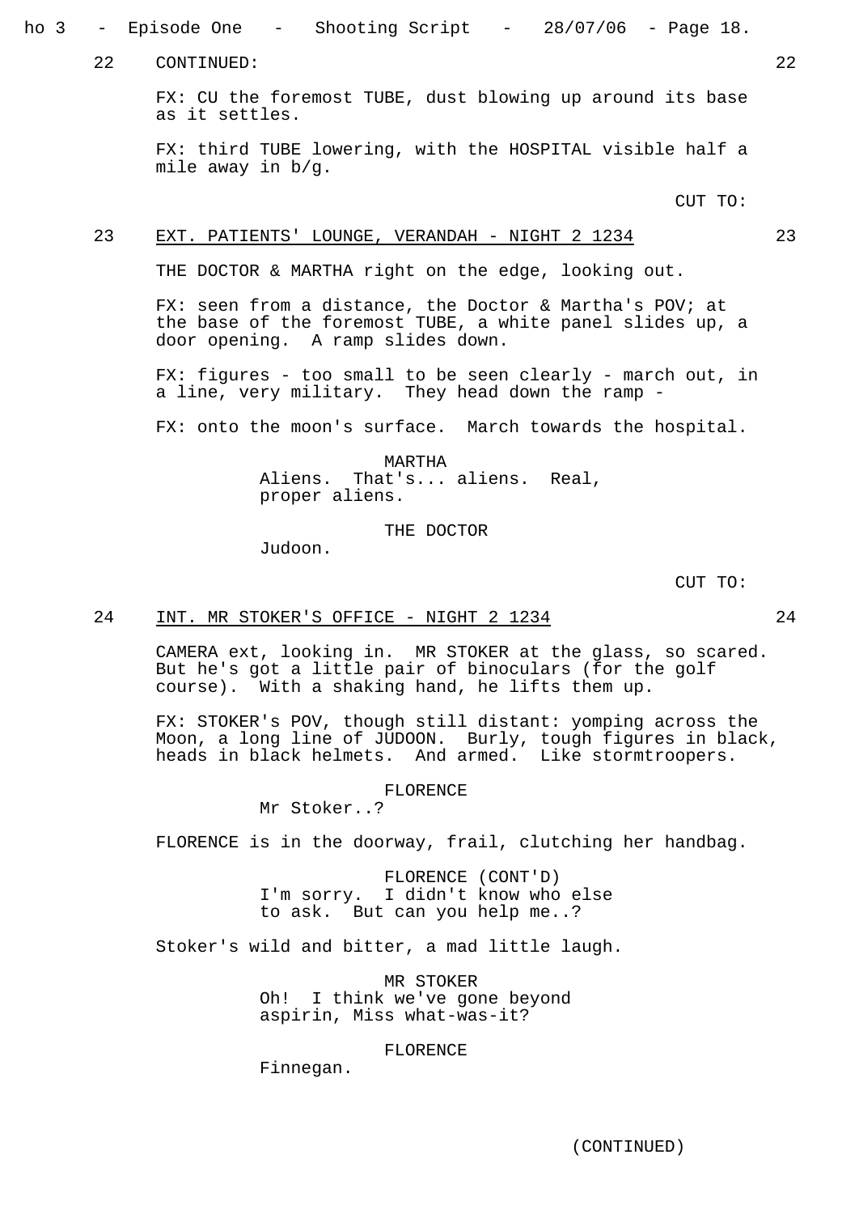22 CONTINUED: 22

FX: CU the foremost TUBE, dust blowing up around its base as it settles.

FX: third TUBE lowering, with the HOSPITAL visible half a mile away in b/g.

CUT TO:

23 EXT. PATIENTS' LOUNGE, VERANDAH - NIGHT 2 1234 23

THE DOCTOR & MARTHA right on the edge, looking out.

FX: seen from a distance, the Doctor & Martha's POV; at the base of the foremost TUBE, a white panel slides up, a door opening. A ramp slides down.

FX: figures - too small to be seen clearly - march out, in a line, very military. They head down the ramp -

FX: onto the moon's surface. March towards the hospital.

MARTHA
Aliens. That's... aliens. Real, proper aliens.

THE DOCTOR
Judoon.

CUT TO:

24 INT. MR STOKER'S OFFICE - NIGHT 2 1234 24

CAMERA ext, looking in. MR STOKER at the glass, so scared. But he's got a little pair of binoculars (for the golf course). With a shaking hand, he lifts them up.

FX: STOKER's POV, though still distant: yomping across the Moon, a long line of JUDOON. Burly, tough figures in black, heads in black helmets. And armed. Like stormtroopers.

FLORENCE
Mr Stoker..?

FLORENCE is in the doorway, frail, clutching her handbag.

FLORENCE (CONT'D)
I'm sorry. I didn't know who else to ask. But can you help me..?

Stoker's wild and bitter, a mad little laugh.

MR STOKER
Oh! I think we've gone beyond aspirin, Miss what-was-it?

FLORENCE
Finnegan.

(CONTINUED)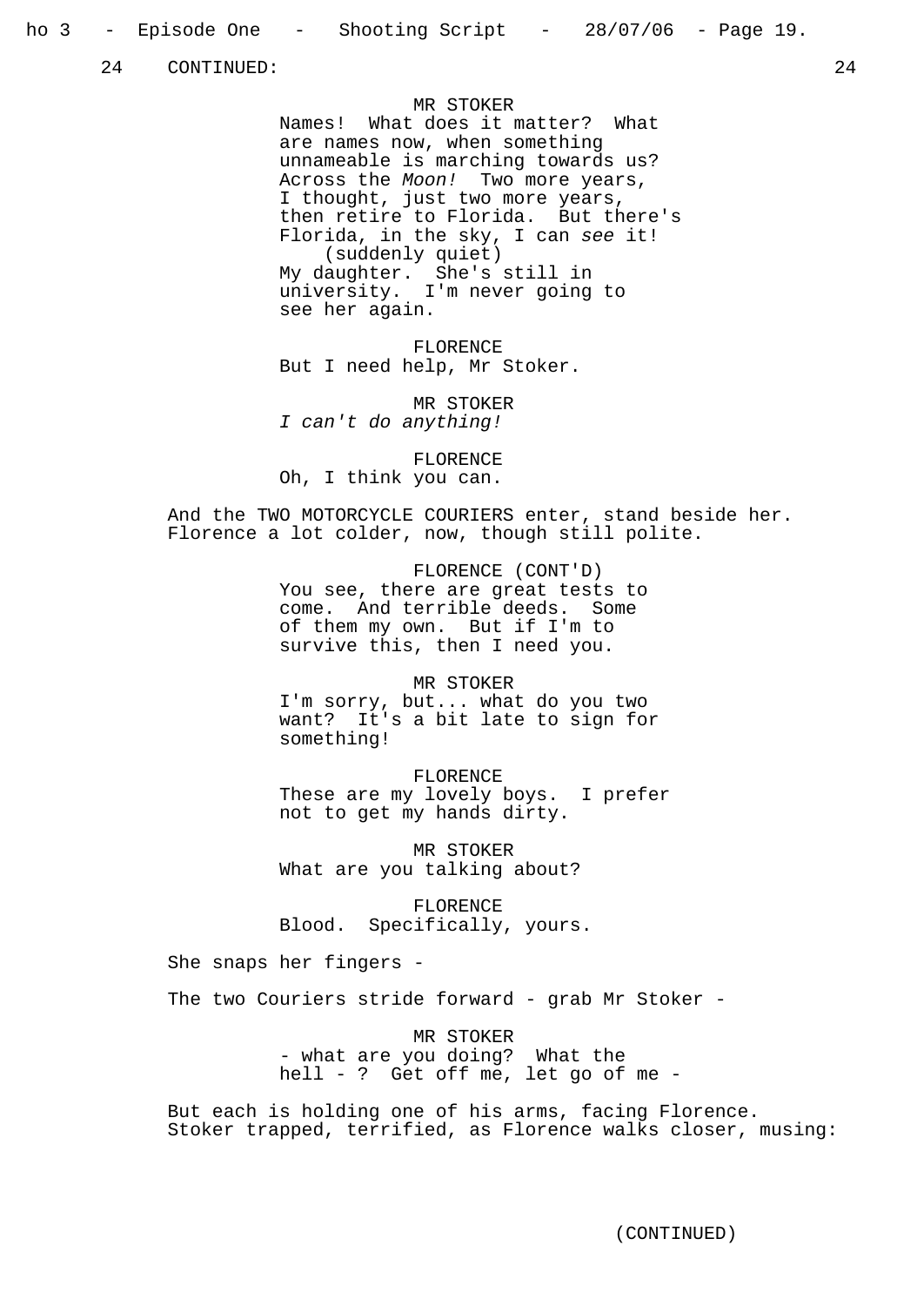24 CONTINUED: 24

MR STOKER
Names! What does it matter? What are names now, when something unnameable is marching towards us? Across the *Moon!* Two more years, I thought, just two more years, then retire to Florida. But there's Florida, in the sky, I can *see* it!
(suddenly quiet)
My daughter. She's still in university. I'm never going to see her again.

FLORENCE
But I need help, Mr Stoker.

MR STOKER
*I can't do anything!*

FLORENCE
Oh, I think you can.

And the TWO MOTORCYCLE COURIERS enter, stand beside her. Florence a lot colder, now, though still polite.

FLORENCE (CONT'D)
You see, there are great tests to come. And terrible deeds. Some of them my own. But if I'm to survive this, then I need you.

MR STOKER
I'm sorry, but... what do you two want? It's a bit late to sign for something!

FLORENCE
These are my lovely boys. I prefer not to get my hands dirty.

MR STOKER
What are you talking about?

FLORENCE
Blood. Specifically, yours.

She snaps her fingers -

The two Couriers stride forward - grab Mr Stoker -

MR STOKER
- what are you doing? What the hell - ? Get off me, let go of me -

But each is holding one of his arms, facing Florence. Stoker trapped, terrified, as Florence walks closer, musing:

(CONTINUED)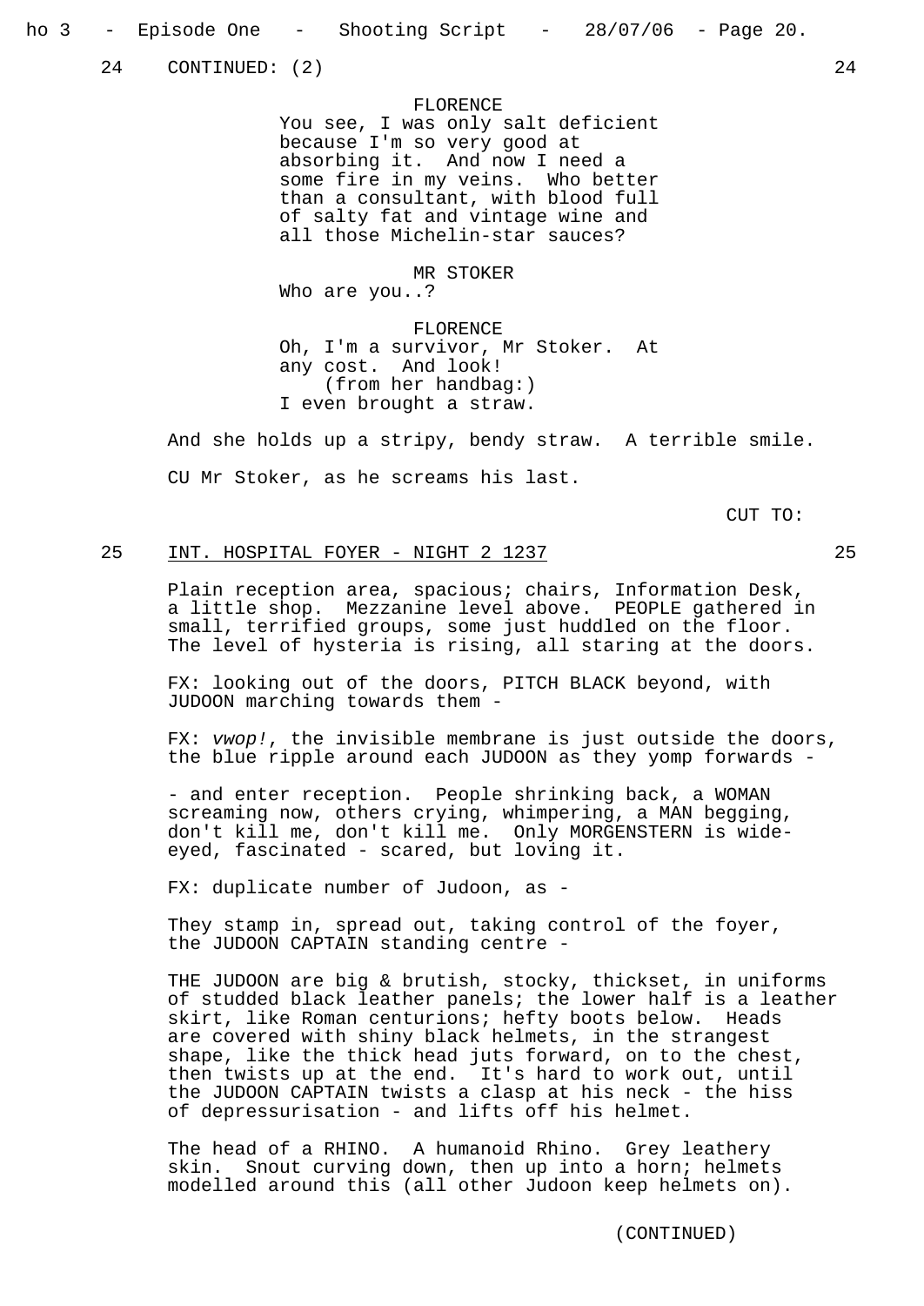24 CONTINUED: (2) 24

FLORENCE
You see, I was only salt deficient because I'm so very good at absorbing it. And now I need a some fire in my veins. Who better than a consultant, with blood full of salty fat and vintage wine and all those Michelin-star sauces?

MR STOKER
Who are you..?

FLORENCE
Oh, I'm a survivor, Mr Stoker. At any cost. And look!
(from her handbag:)
I even brought a straw.

And she holds up a stripy, bendy straw. A terrible smile.

CU Mr Stoker, as he screams his last.

CUT TO:

25 INT. HOSPITAL FOYER - NIGHT 2 1237 25

Plain reception area, spacious; chairs, Information Desk, a little shop. Mezzanine level above. PEOPLE gathered in small, terrified groups, some just huddled on the floor. The level of hysteria is rising, all staring at the doors.

FX: looking out of the doors, PITCH BLACK beyond, with JUDOON marching towards them -

FX: *vwop!*, the invisible membrane is just outside the doors, the blue ripple around each JUDOON as they yomp forwards -

- and enter reception. People shrinking back, a WOMAN screaming now, others crying, whimpering, a MAN begging, don't kill me, don't kill me. Only MORGENSTERN is wide-eyed, fascinated - scared, but loving it.

FX: duplicate number of Judoon, as -

They stamp in, spread out, taking control of the foyer, the JUDOON CAPTAIN standing centre -

THE JUDOON are big & brutish, stocky, thickset, in uniforms of studded black leather panels; the lower half is a leather skirt, like Roman centurions; hefty boots below. Heads are covered with shiny black helmets, in the strangest shape, like the thick head juts forward, on to the chest, then twists up at the end. It's hard to work out, until the JUDOON CAPTAIN twists a clasp at his neck - the hiss of depressurisation - and lifts off his helmet.

The head of a RHINO. A humanoid Rhino. Grey leathery skin. Snout curving down, then up into a horn; helmets modelled around this (all other Judoon keep helmets on).

(CONTINUED)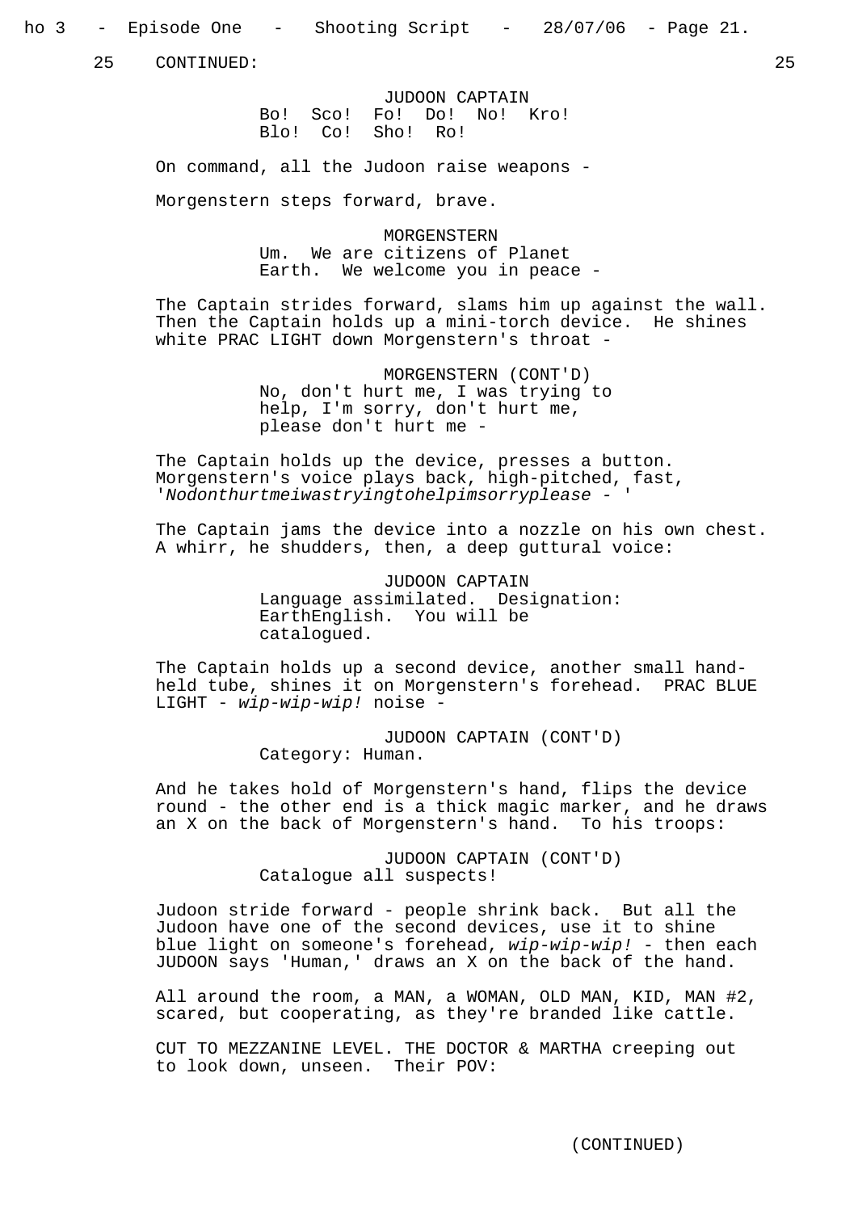25 CONTINUED: 25

JUDOON CAPTAIN
Bo! Sco! Fo! Do! No! Kro!
Blo! Co! Sho! Ro!

On command, all the Judoon raise weapons -

Morgenstern steps forward, brave.

MORGENSTERN
Um. We are citizens of Planet Earth. We welcome you in peace -

The Captain strides forward, slams him up against the wall. Then the Captain holds up a mini-torch device. He shines white PRAC LIGHT down Morgenstern's throat -

MORGENSTERN (CONT'D)
No, don't hurt me, I was trying to help, I'm sorry, don't hurt me, please don't hurt me -

The Captain holds up the device, presses a button. Morgenstern's voice plays back, high-pitched, fast, '*Nodonthurtmeiwastryingtohelpimsorryplease* - '

The Captain jams the device into a nozzle on his own chest. A whirr, he shudders, then, a deep guttural voice:

JUDOON CAPTAIN
Language assimilated. Designation: EarthEnglish. You will be catalogued.

The Captain holds up a second device, another small hand-held tube, shines it on Morgenstern's forehead. PRAC BLUE LIGHT - *wip-wip-wip!* noise -

JUDOON CAPTAIN (CONT'D)
Category: Human.

And he takes hold of Morgenstern's hand, flips the device round - the other end is a thick magic marker, and he draws an X on the back of Morgenstern's hand. To his troops:

JUDOON CAPTAIN (CONT'D)
Catalogue all suspects!

Judoon stride forward - people shrink back. But all the Judoon have one of the second devices, use it to shine blue light on someone's forehead, *wip-wip-wip!* - then each JUDOON says 'Human,' draws an X on the back of the hand.

All around the room, a MAN, a WOMAN, OLD MAN, KID, MAN #2, scared, but cooperating, as they're branded like cattle.

CUT TO MEZZANINE LEVEL. THE DOCTOR & MARTHA creeping out to look down, unseen. Their POV:

(CONTINUED)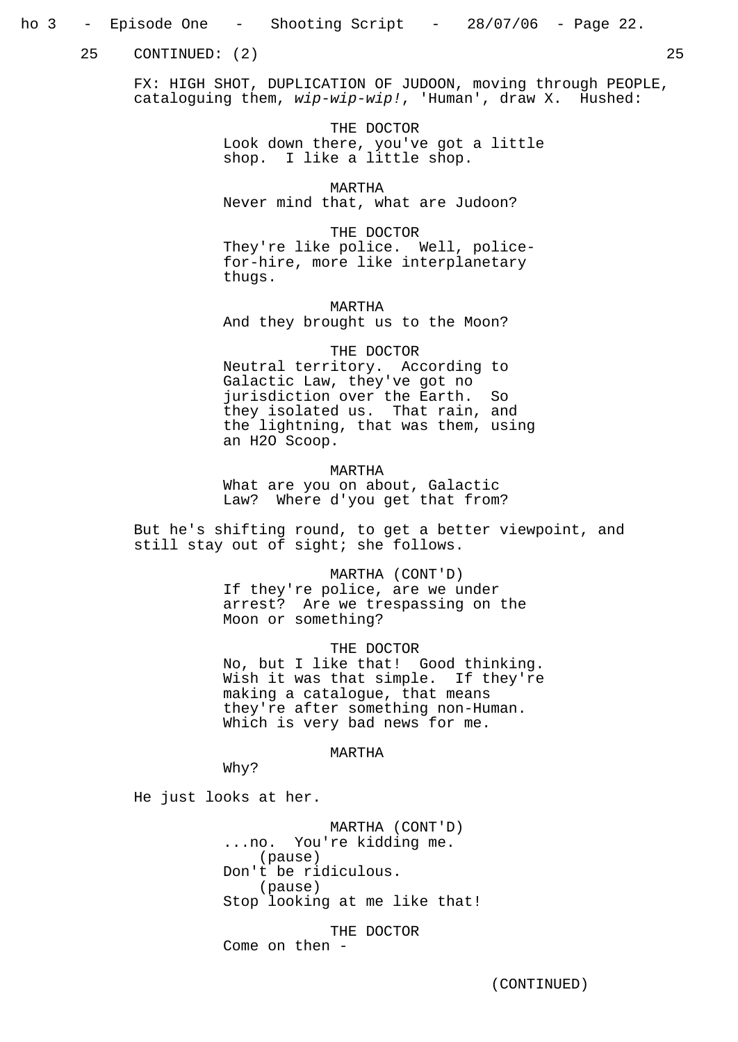25 CONTINUED: (2) 25

FX: HIGH SHOT, DUPLICATION OF JUDOON, moving through PEOPLE, cataloguing them, *wip-wip-wip!*, 'Human', draw X. Hushed:

THE DOCTOR
Look down there, you've got a little shop. I like a little shop.

MARTHA
Never mind that, what are Judoon?

THE DOCTOR
They're like police. Well, police-for-hire, more like interplanetary thugs.

MARTHA
And they brought us to the Moon?

THE DOCTOR
Neutral territory. According to Galactic Law, they've got no jurisdiction over the Earth. So they isolated us. That rain, and the lightning, that was them, using an H2O Scoop.

MARTHA
What are you on about, Galactic Law? Where d'you get that from?

But he's shifting round, to get a better viewpoint, and still stay out of sight; she follows.

MARTHA (CONT'D)
If they're police, are we under arrest? Are we trespassing on the Moon or something?

THE DOCTOR
No, but I like that! Good thinking. Wish it was that simple. If they're making a catalogue, that means they're after something non-Human. Which is very bad news for me.

MARTHA
Why?

He just looks at her.

MARTHA (CONT'D)
...no. You're kidding me.
(pause)
Don't be ridiculous.
(pause)
Stop looking at me like that!

THE DOCTOR
Come on then -

(CONTINUED)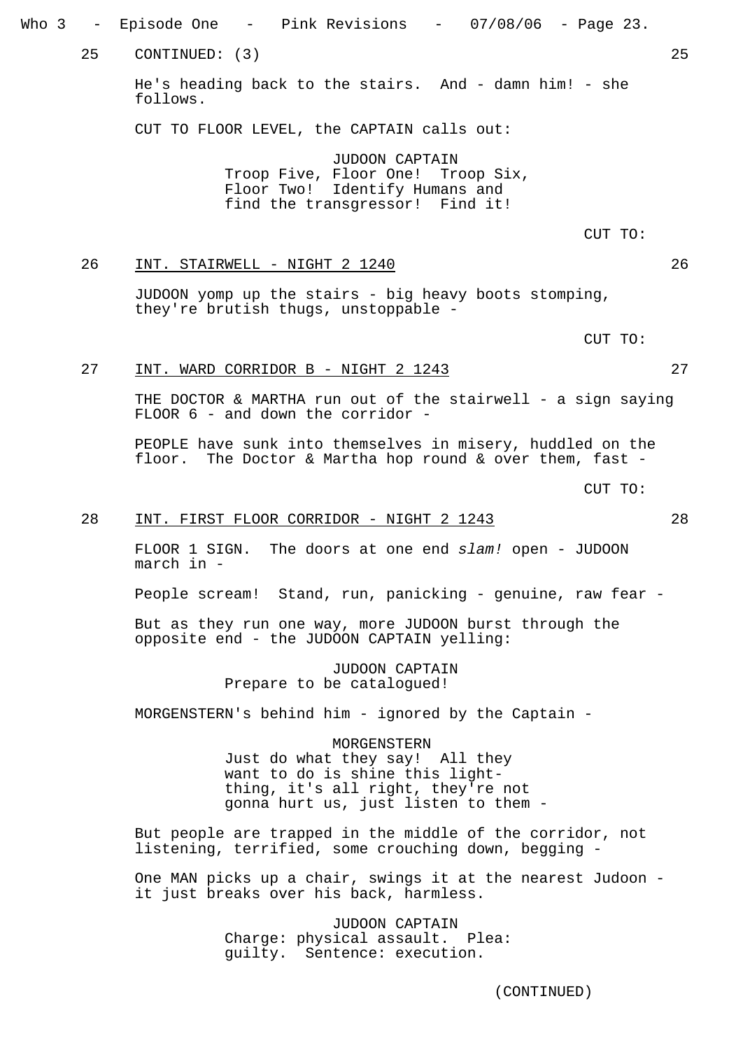25 CONTINUED: (3) 25

He's heading back to the stairs. And - damn him! - she follows.

CUT TO FLOOR LEVEL, the CAPTAIN calls out:

JUDOON CAPTAIN
Troop Five, Floor One! Troop Six, Floor Two! Identify Humans and find the transgressor! Find it!

CUT TO:

26 INT. STAIRWELL - NIGHT 2 1240 26

JUDOON yomp up the stairs - big heavy boots stomping, they're brutish thugs, unstoppable -

CUT TO:

27 INT. WARD CORRIDOR B - NIGHT 2 1243 27

THE DOCTOR & MARTHA run out of the stairwell - a sign saying FLOOR 6 - and down the corridor -

PEOPLE have sunk into themselves in misery, huddled on the floor. The Doctor & Martha hop round & over them, fast -

CUT TO:

28 INT. FIRST FLOOR CORRIDOR - NIGHT 2 1243 28

FLOOR 1 SIGN. The doors at one end *slam!* open - JUDOON march in -

People scream! Stand, run, panicking - genuine, raw fear -

But as they run one way, more JUDOON burst through the opposite end - the JUDOON CAPTAIN yelling:

JUDOON CAPTAIN
Prepare to be catalogued!

MORGENSTERN's behind him - ignored by the Captain -

MORGENSTERN
Just do what they say! All they want to do is shine this light-thing, it's all right, they're not gonna hurt us, just listen to them -

But people are trapped in the middle of the corridor, not listening, terrified, some crouching down, begging -

One MAN picks up a chair, swings it at the nearest Judoon - it just breaks over his back, harmless.

JUDOON CAPTAIN
Charge: physical assault. Plea: guilty. Sentence: execution.

(CONTINUED)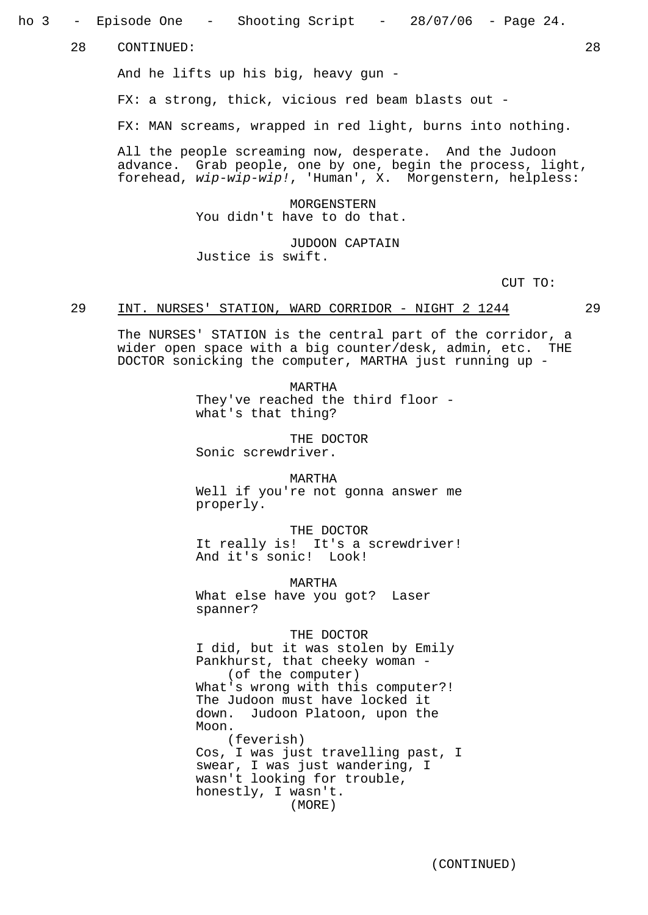28 CONTINUED: 28

And he lifts up his big, heavy gun -

FX: a strong, thick, vicious red beam blasts out -

FX: MAN screams, wrapped in red light, burns into nothing.

All the people screaming now, desperate. And the Judoon advance. Grab people, one by one, begin the process, light, forehead, *wip-wip-wip!*, 'Human', X. Morgenstern, helpless:

MORGENSTERN
You didn't have to do that.

JUDOON CAPTAIN
Justice is swift.

CUT TO:

29 INT. NURSES' STATION, WARD CORRIDOR - NIGHT 2 1244 29

The NURSES' STATION is the central part of the corridor, a wider open space with a big counter/desk, admin, etc. THE DOCTOR sonicking the computer, MARTHA just running up -

MARTHA
They've reached the third floor - what's that thing?

THE DOCTOR
Sonic screwdriver.

MARTHA
Well if you're not gonna answer me properly.

THE DOCTOR
It really is! It's a screwdriver! And it's sonic! Look!

MARTHA
What else have you got? Laser spanner?

THE DOCTOR
I did, but it was stolen by Emily Pankhurst, that cheeky woman -
(of the computer)
What's wrong with this computer?! The Judoon must have locked it down. Judoon Platoon, upon the Moon.
(feverish)
Cos, I was just travelling past, I swear, I was just wandering, I wasn't looking for trouble, honestly, I wasn't.
(MORE)

(CONTINUED)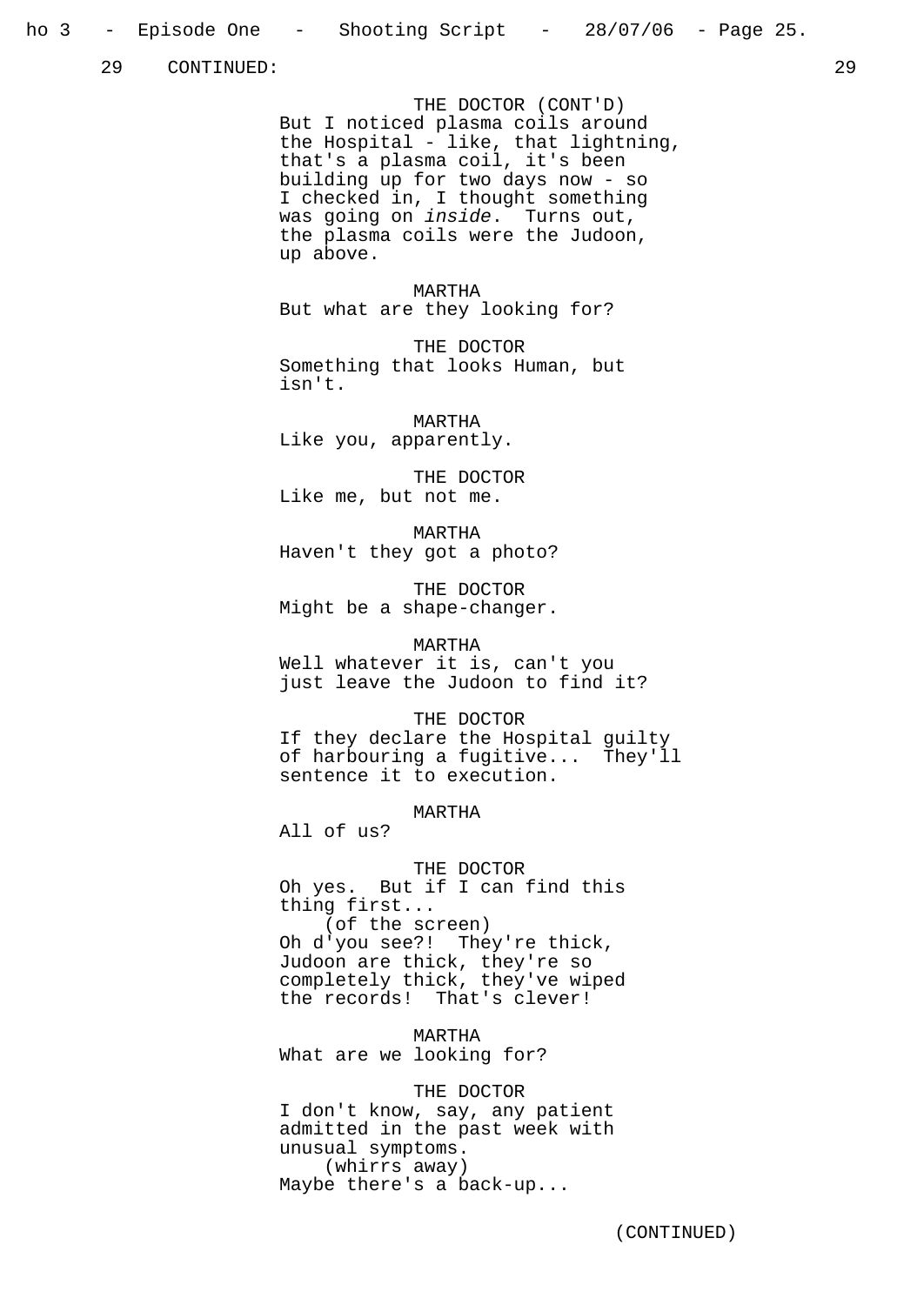29 CONTINUED: 29

THE DOCTOR (CONT'D)
But I noticed plasma coils around the Hospital - like, that lightning, that's a plasma coil, it's been building up for two days now - so I checked in, I thought something was going on *inside*. Turns out, the plasma coils were the Judoon, up above.

MARTHA
But what are they looking for?

THE DOCTOR
Something that looks Human, but isn't.

MARTHA
Like you, apparently.

THE DOCTOR
Like me, but not me.

MARTHA
Haven't they got a photo?

THE DOCTOR
Might be a shape-changer.

MARTHA
Well whatever it is, can't you just leave the Judoon to find it?

THE DOCTOR
If they declare the Hospital guilty of harbouring a fugitive... They'll sentence it to execution.

MARTHA
All of us?

THE DOCTOR
Oh yes. But if I can find this thing first...
(of the screen)
Oh d'you see?! They're thick, Judoon are thick, they're so completely thick, they've wiped the records! That's clever!

MARTHA
What are we looking for?

THE DOCTOR
I don't know, say, any patient admitted in the past week with unusual symptoms.
(whirrs away)
Maybe there's a back-up...

(CONTINUED)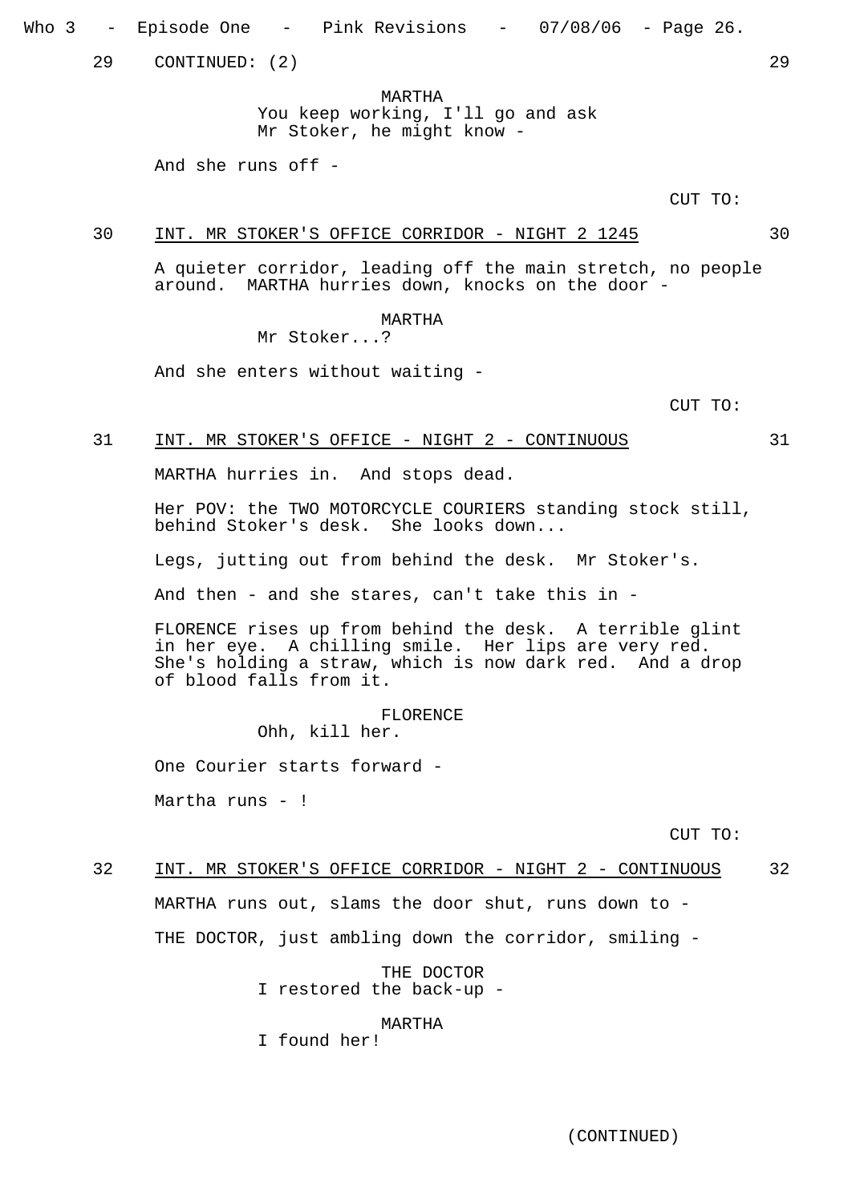29 CONTINUED: (2) 29

MARTHA
You keep working, I'll go and ask Mr Stoker, he might know -

And she runs off -

CUT TO:

30 INT. MR STOKER'S OFFICE CORRIDOR - NIGHT 2 1245 30

A quieter corridor, leading off the main stretch, no people around. MARTHA hurries down, knocks on the door -

MARTHA
Mr Stoker...?

And she enters without waiting -

CUT TO:

31 INT. MR STOKER'S OFFICE - NIGHT 2 - CONTINUOUS 31

MARTHA hurries in. And stops dead.

Her POV: the TWO MOTORCYCLE COURIERS standing stock still, behind Stoker's desk. She looks down...

Legs, jutting out from behind the desk. Mr Stoker's.

And then - and she stares, can't take this in -

FLORENCE rises up from behind the desk. A terrible glint in her eye. A chilling smile. Her lips are very red. She's holding a straw, which is now dark red. And a drop of blood falls from it.

FLORENCE
Ohh, kill her.

One Courier starts forward -

Martha runs - !

CUT TO:

32 INT. MR STOKER'S OFFICE CORRIDOR - NIGHT 2 - CONTINUOUS 32

MARTHA runs out, slams the door shut, runs down to -

THE DOCTOR, just ambling down the corridor, smiling -

THE DOCTOR
I restored the back-up -

MARTHA
I found her!

(CONTINUED)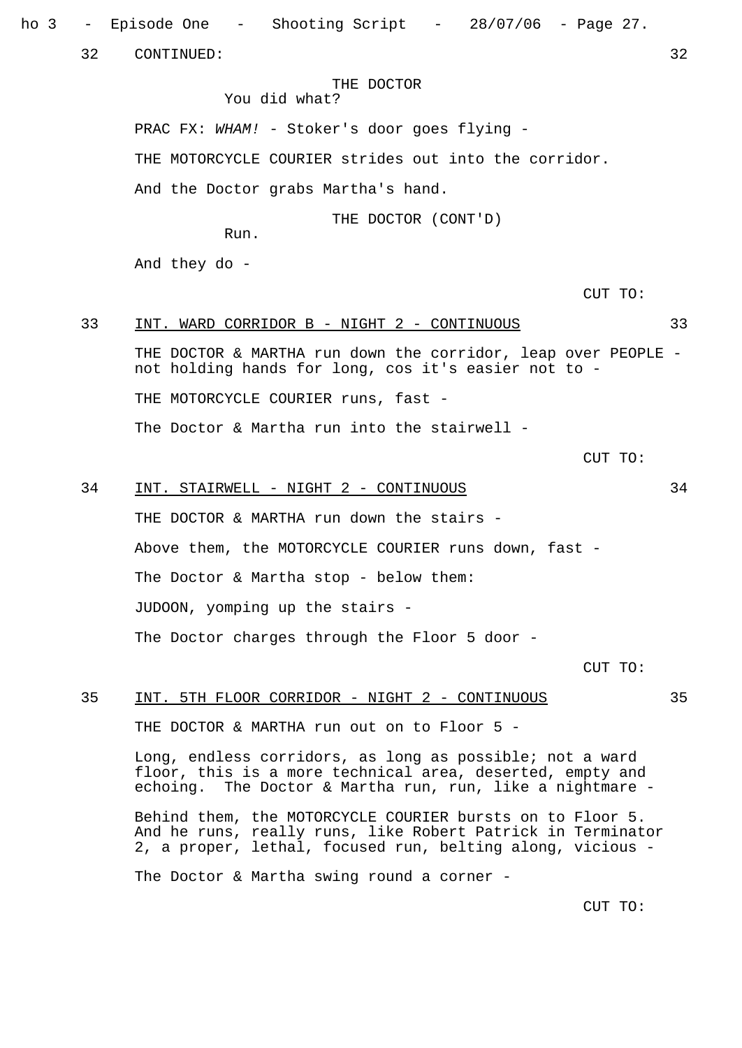32 CONTINUED: 32

THE DOCTOR
You did what?

PRAC FX: *WHAM!* - Stoker's door goes flying -

THE MOTORCYCLE COURIER strides out into the corridor.

And the Doctor grabs Martha's hand.

THE DOCTOR (CONT'D)
Run.

And they do -

CUT TO:

33 INT. WARD CORRIDOR B - NIGHT 2 - CONTINUOUS 33

THE DOCTOR & MARTHA run down the corridor, leap over PEOPLE - not holding hands for long, cos it's easier not to -

THE MOTORCYCLE COURIER runs, fast -

The Doctor & Martha run into the stairwell -

CUT TO:

34 INT. STAIRWELL - NIGHT 2 - CONTINUOUS 34

THE DOCTOR & MARTHA run down the stairs -

Above them, the MOTORCYCLE COURIER runs down, fast -

The Doctor & Martha stop - below them:

JUDOON, yomping up the stairs -

The Doctor charges through the Floor 5 door -

CUT TO:

35 INT. 5TH FLOOR CORRIDOR - NIGHT 2 - CONTINUOUS 35

THE DOCTOR & MARTHA run out on to Floor 5 -

Long, endless corridors, as long as possible; not a ward floor, this is a more technical area, deserted, empty and echoing. The Doctor & Martha run, run, like a nightmare -

Behind them, the MOTORCYCLE COURIER bursts on to Floor 5. And he runs, really runs, like Robert Patrick in Terminator 2, a proper, lethal, focused run, belting along, vicious -

The Doctor & Martha swing round a corner -

CUT TO: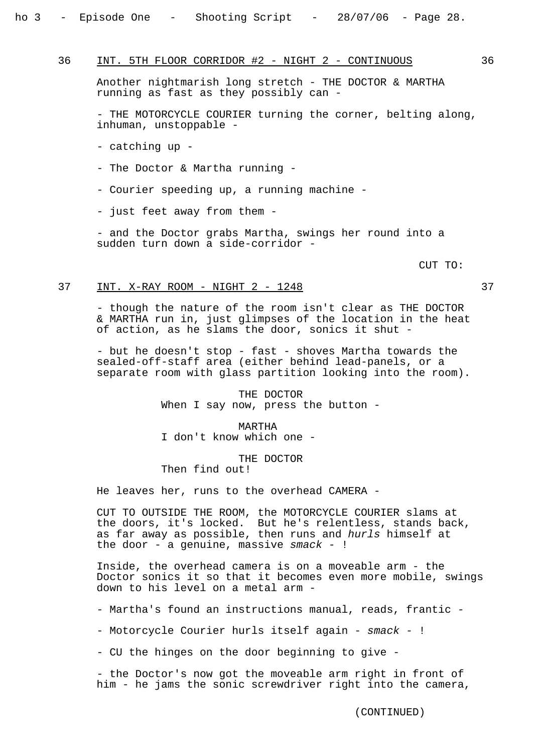36 INT. 5TH FLOOR CORRIDOR #2 - NIGHT 2 - CONTINUOUS 36

Another nightmarish long stretch - THE DOCTOR & MARTHA running as fast as they possibly can -

- THE MOTORCYCLE COURIER turning the corner, belting along, inhuman, unstoppable -

- catching up -

- The Doctor & Martha running -

- Courier speeding up, a running machine -

- just feet away from them -

- and the Doctor grabs Martha, swings her round into a sudden turn down a side-corridor -

CUT TO:

37 INT. X-RAY ROOM - NIGHT 2 - 1248 37

- though the nature of the room isn't clear as THE DOCTOR & MARTHA run in, just glimpses of the location in the heat of action, as he slams the door, sonics it shut -

- but he doesn't stop - fast - shoves Martha towards the sealed-off-staff area (either behind lead-panels, or a separate room with glass partition looking into the room).

THE DOCTOR
When I say now, press the button -

MARTHA
I don't know which one -

THE DOCTOR
Then find out!

He leaves her, runs to the overhead CAMERA -

CUT TO OUTSIDE THE ROOM, the MOTORCYCLE COURIER slams at the doors, it's locked. But he's relentless, stands back, as far away as possible, then runs and *hurls* himself at the door - a genuine, massive *smack* - !

Inside, the overhead camera is on a moveable arm - the Doctor sonics it so that it becomes even more mobile, swings down to his level on a metal arm -

- Martha's found an instructions manual, reads, frantic -

- Motorcycle Courier hurls itself again - *smack* - !

- CU the hinges on the door beginning to give -

- the Doctor's now got the moveable arm right in front of him - he jams the sonic screwdriver right into the camera,

(CONTINUED)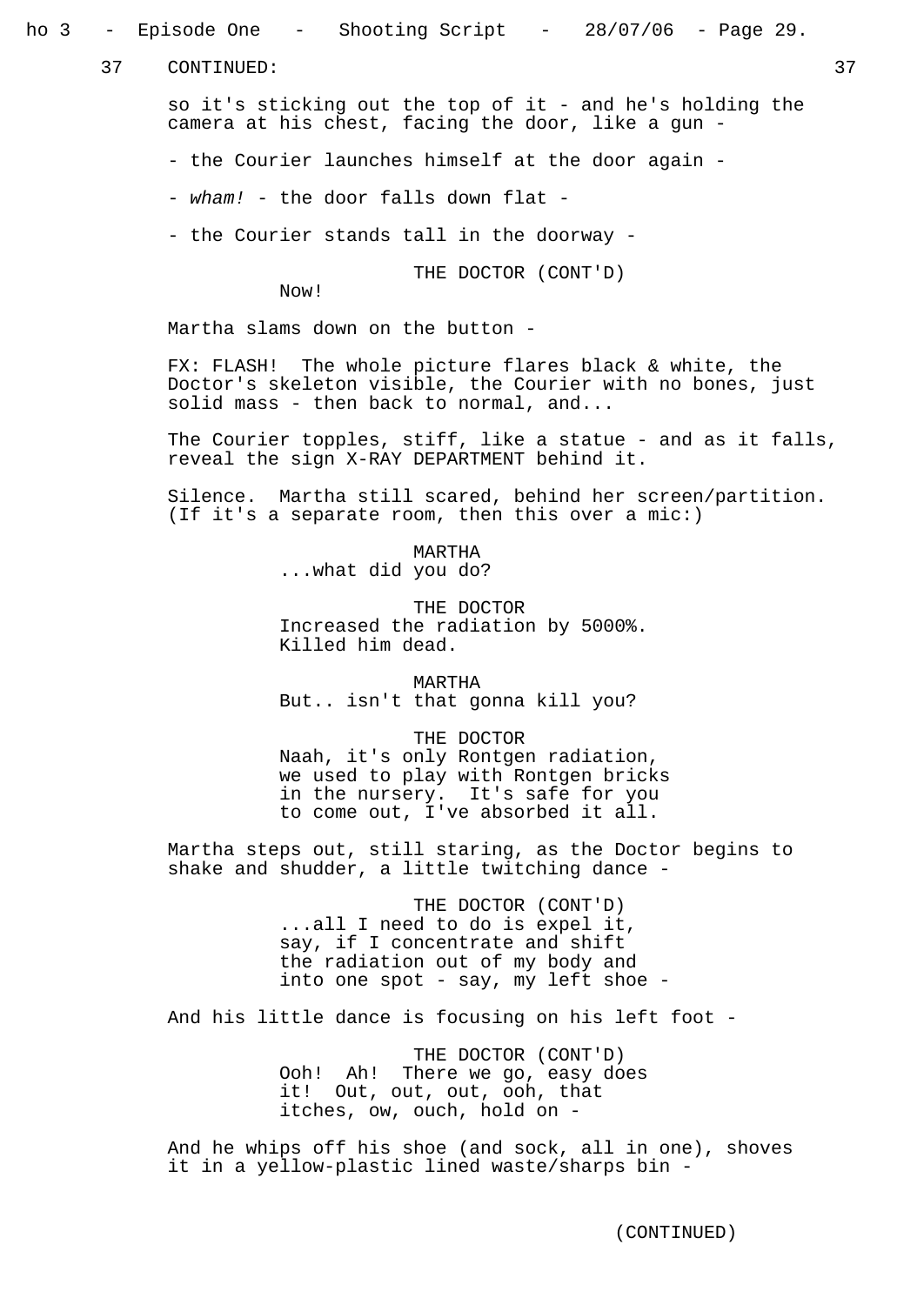37 CONTINUED: 37

so it's sticking out the top of it - and he's holding the camera at his chest, facing the door, like a gun -

- the Courier launches himself at the door again -

- *wham!* - the door falls down flat -

- the Courier stands tall in the doorway -

THE DOCTOR (CONT'D)
Now!

Martha slams down on the button -

FX: FLASH! The whole picture flares black & white, the Doctor's skeleton visible, the Courier with no bones, just solid mass - then back to normal, and...

The Courier topples, stiff, like a statue - and as it falls, reveal the sign X-RAY DEPARTMENT behind it.

Silence. Martha still scared, behind her screen/partition. (If it's a separate room, then this over a mic:)

MARTHA
...what did you do?

THE DOCTOR
Increased the radiation by 5000%. Killed him dead.

MARTHA
But.. isn't that gonna kill you?

THE DOCTOR
Naah, it's only Rontgen radiation, we used to play with Rontgen bricks in the nursery. It's safe for you to come out, I've absorbed it all.

Martha steps out, still staring, as the Doctor begins to shake and shudder, a little twitching dance -

THE DOCTOR (CONT'D)
...all I need to do is expel it, say, if I concentrate and shift the radiation out of my body and into one spot - say, my left shoe -

And his little dance is focusing on his left foot -

THE DOCTOR (CONT'D)
Ooh! Ah! There we go, easy does it! Out, out, out, ooh, that itches, ow, ouch, hold on -

And he whips off his shoe (and sock, all in one), shoves it in a yellow-plastic lined waste/sharps bin -

(CONTINUED)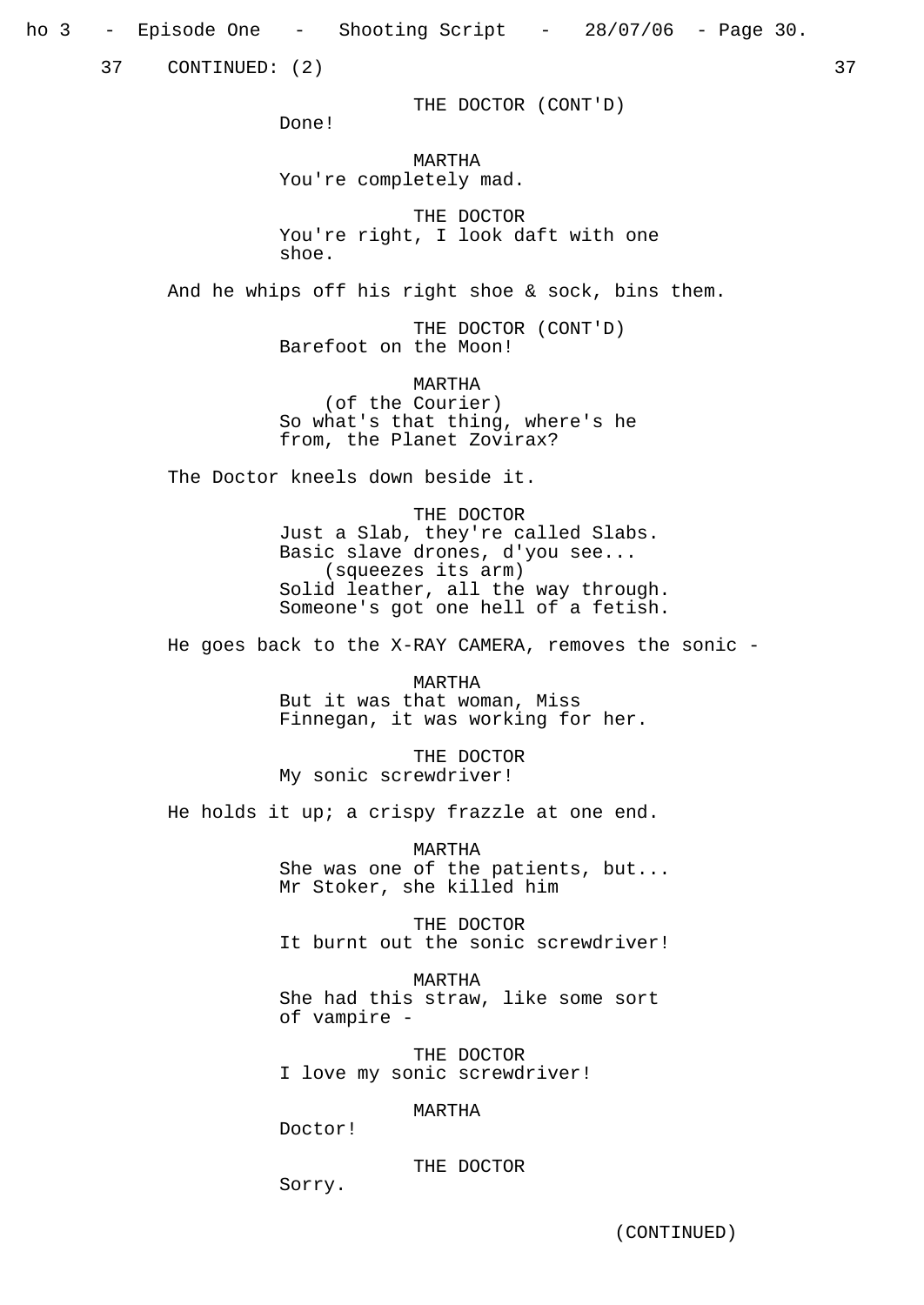37 CONTINUED: (2) 37

THE DOCTOR (CONT'D)
Done!

MARTHA
You're completely mad.

THE DOCTOR
You're right, I look daft with one shoe.

And he whips off his right shoe & sock, bins them.

THE DOCTOR (CONT'D)
Barefoot on the Moon!

MARTHA
(of the Courier)
So what's that thing, where's he from, the Planet Zovirax?

The Doctor kneels down beside it.

THE DOCTOR
Just a Slab, they're called Slabs. Basic slave drones, d'you see...
(squeezes its arm)
Solid leather, all the way through. Someone's got one hell of a fetish.

He goes back to the X-RAY CAMERA, removes the sonic -

MARTHA
But it was that woman, Miss Finnegan, it was working for her.

THE DOCTOR
My sonic screwdriver!

He holds it up; a crispy frazzle at one end.

MARTHA
She was one of the patients, but... Mr Stoker, she killed him

THE DOCTOR
It burnt out the sonic screwdriver!

MARTHA
She had this straw, like some sort of vampire -

THE DOCTOR
I love my sonic screwdriver!

MARTHA
Doctor!

THE DOCTOR
Sorry.

(CONTINUED)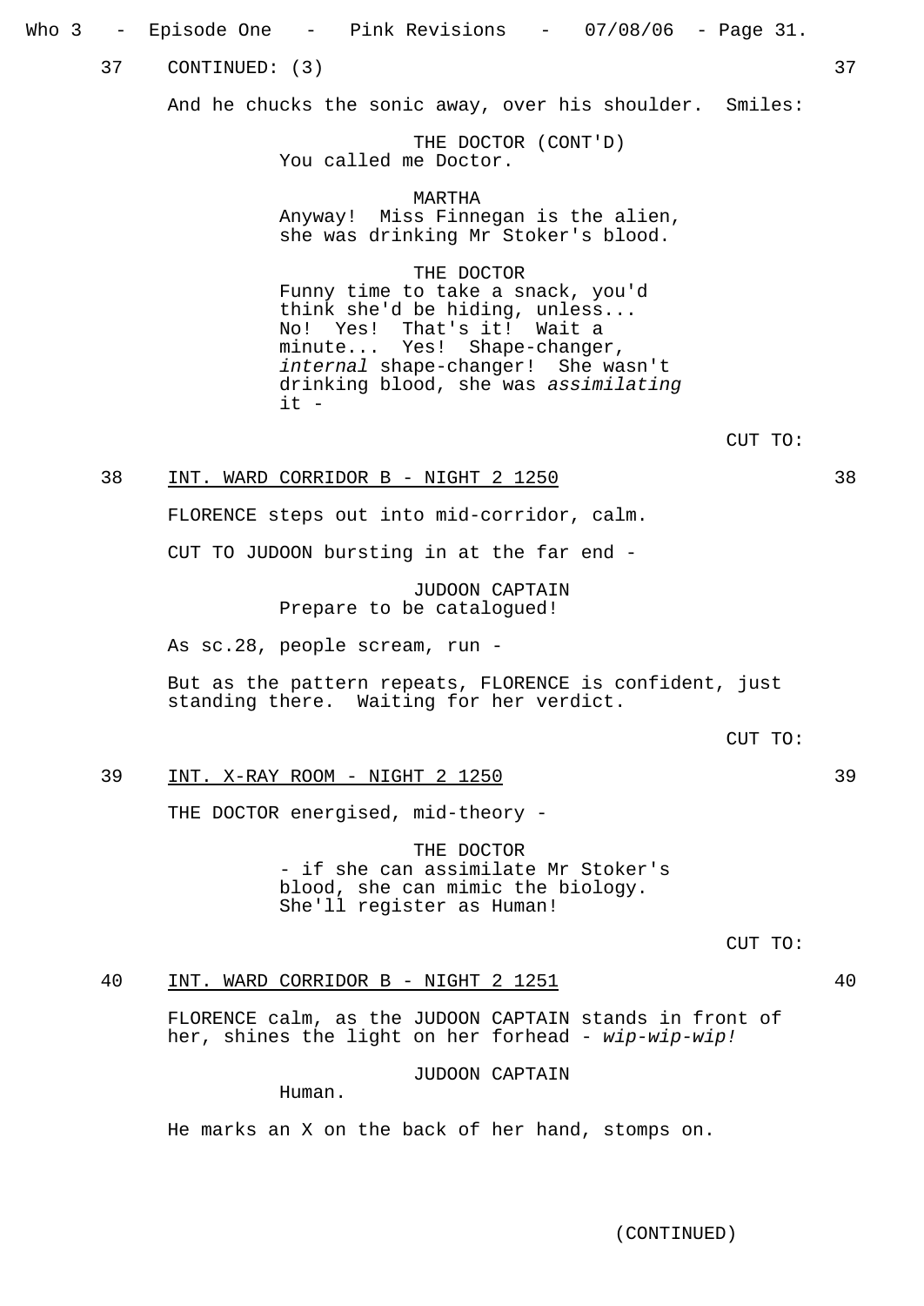37 CONTINUED: (3) 37

And he chucks the sonic away, over his shoulder. Smiles:

THE DOCTOR (CONT'D)
You called me Doctor.

MARTHA
Anyway! Miss Finnegan is the alien, she was drinking Mr Stoker's blood.

THE DOCTOR
Funny time to take a snack, you'd think she'd be hiding, unless... No! Yes! That's it! Wait a minute... Yes! Shape-changer, *internal* shape-changer! She wasn't drinking blood, she was *assimilating* it -

CUT TO:

38 <u>INT. WARD CORRIDOR B - NIGHT 2 1250</u> 38

FLORENCE steps out into mid-corridor, calm.

CUT TO JUDOON bursting in at the far end -

JUDOON CAPTAIN
Prepare to be catalogued!

As sc.28, people scream, run -

But as the pattern repeats, FLORENCE is confident, just standing there. Waiting for her verdict.

CUT TO:

39 <u>INT. X-RAY ROOM - NIGHT 2 1250</u> 39

THE DOCTOR energised, mid-theory -

THE DOCTOR
- if she can assimilate Mr Stoker's blood, she can mimic the biology. She'll register as Human!

CUT TO:

40 <u>INT. WARD CORRIDOR B - NIGHT 2 1251</u> 40

FLORENCE calm, as the JUDOON CAPTAIN stands in front of her, shines the light on her forhead - *wip-wip-wip!*

JUDOON CAPTAIN
Human.

He marks an X on the back of her hand, stomps on.

(CONTINUED)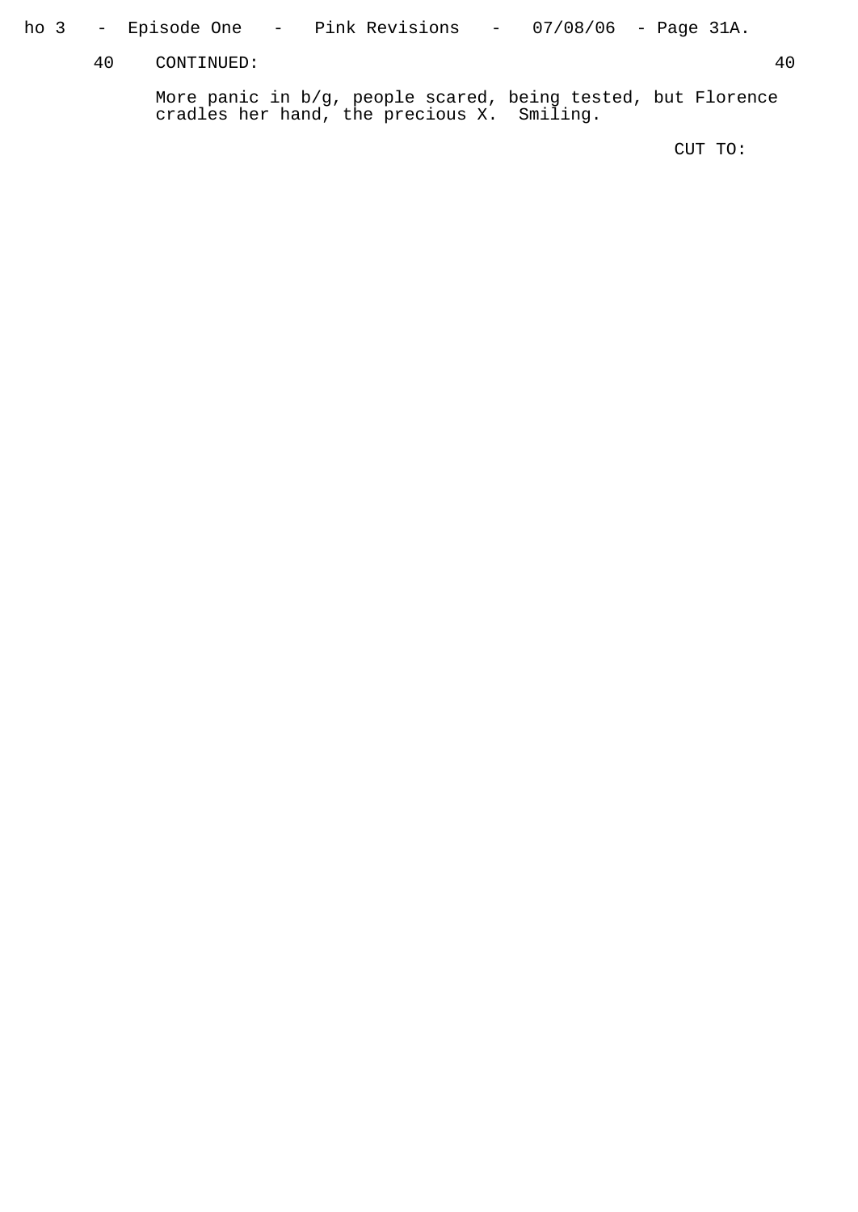40 CONTINUED: 40

More panic in b/g, people scared, being tested, but Florence cradles her hand, the precious X. Smiling.

CUT TO: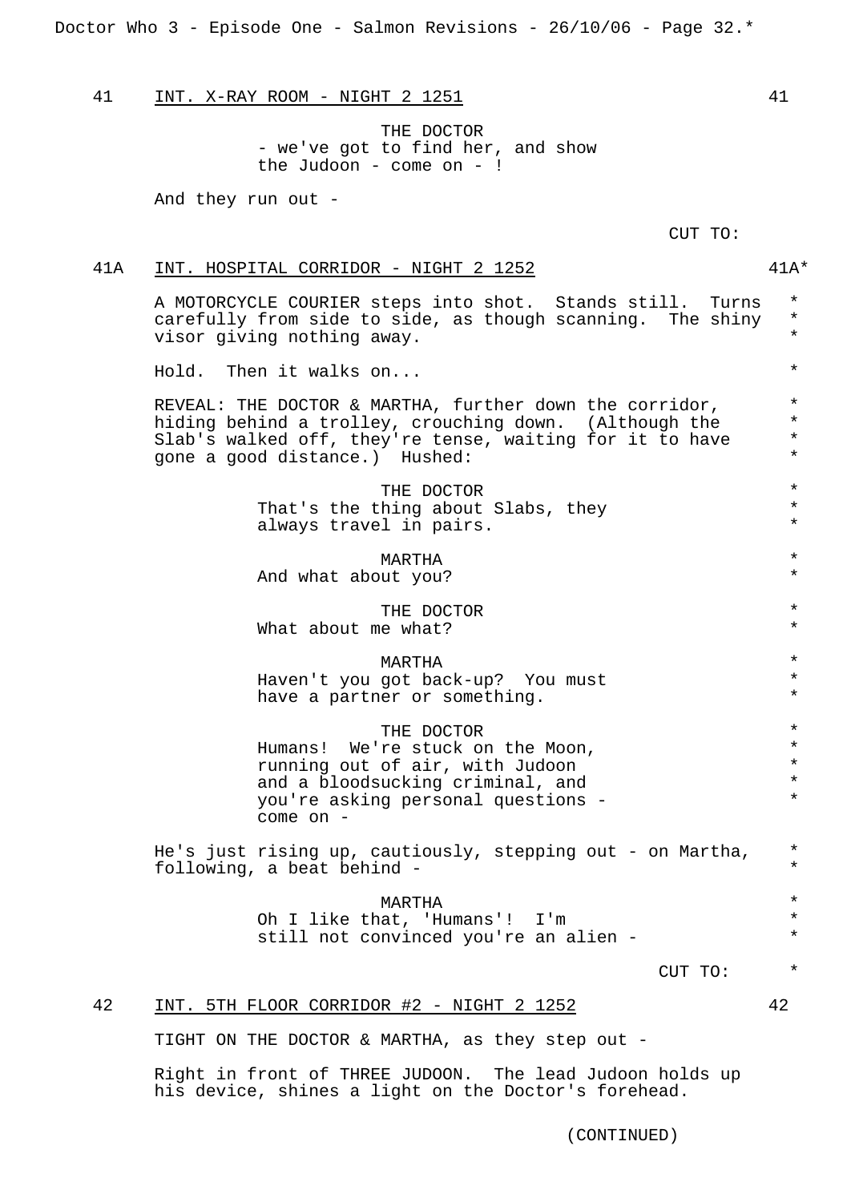41 INT. X-RAY ROOM - NIGHT 2 1251 41

THE DOCTOR
- we've got to find her, and show the Judoon - come on - !

And they run out -

CUT TO:

41A INT. HOSPITAL CORRIDOR - NIGHT 2 1252 41A*

A MOTORCYCLE COURIER steps into shot. Stands still. Turns carefully from side to side, as though scanning. The shiny visor giving nothing away. *

Hold. Then it walks on... *

REVEAL: THE DOCTOR & MARTHA, further down the corridor, hiding behind a trolley, crouching down. (Although the Slab's walked off, they're tense, waiting for it to have gone a good distance.) Hushed: *

THE DOCTOR
That's the thing about Slabs, they always travel in pairs. *

MARTHA
And what about you? *

THE DOCTOR
What about me what? *

MARTHA
Haven't you got back-up? You must have a partner or something. *

THE DOCTOR
Humans! We're stuck on the Moon, running out of air, with Judoon and a bloodsucking criminal, and you're asking personal questions - come on - *

He's just rising up, cautiously, stepping out - on Martha, following, a beat behind - *

MARTHA
Oh I like that, 'Humans'! I'm still not convinced you're an alien - *

CUT TO: *

42 INT. 5TH FLOOR CORRIDOR #2 - NIGHT 2 1252 42

TIGHT ON THE DOCTOR & MARTHA, as they step out -

Right in front of THREE JUDOON. The lead Judoon holds up his device, shines a light on the Doctor's forehead.

(CONTINUED)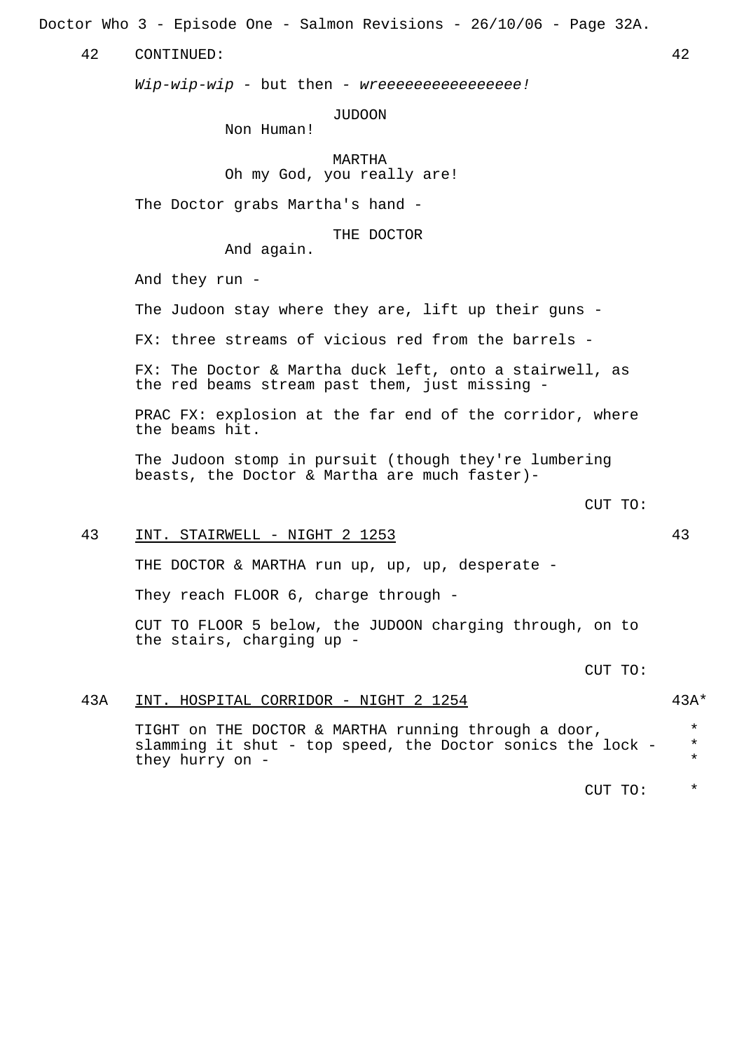42 CONTINUED: 42

*Wip-wip-wip* - but then - *wreeeeeeeeeeeeeeee!*

JUDOON
Non Human!

MARTHA
Oh my God, you really are!

The Doctor grabs Martha's hand -

THE DOCTOR
And again.

And they run -

The Judoon stay where they are, lift up their guns -

FX: three streams of vicious red from the barrels -

FX: The Doctor & Martha duck left, onto a stairwell, as the red beams stream past them, just missing -

PRAC FX: explosion at the far end of the corridor, where the beams hit.

The Judoon stomp in pursuit (though they're lumbering beasts, the Doctor & Martha are much faster)-

CUT TO:

43 INT. STAIRWELL - NIGHT 2 1253 43

THE DOCTOR & MARTHA run up, up, up, desperate -

They reach FLOOR 6, charge through -

CUT TO FLOOR 5 below, the JUDOON charging through, on to the stairs, charging up -

CUT TO:

43A INT. HOSPITAL CORRIDOR - NIGHT 2 1254 43A*

TIGHT on THE DOCTOR & MARTHA running through a door, slamming it shut - top speed, the Doctor sonics the lock - they hurry on - * * *

CUT TO: *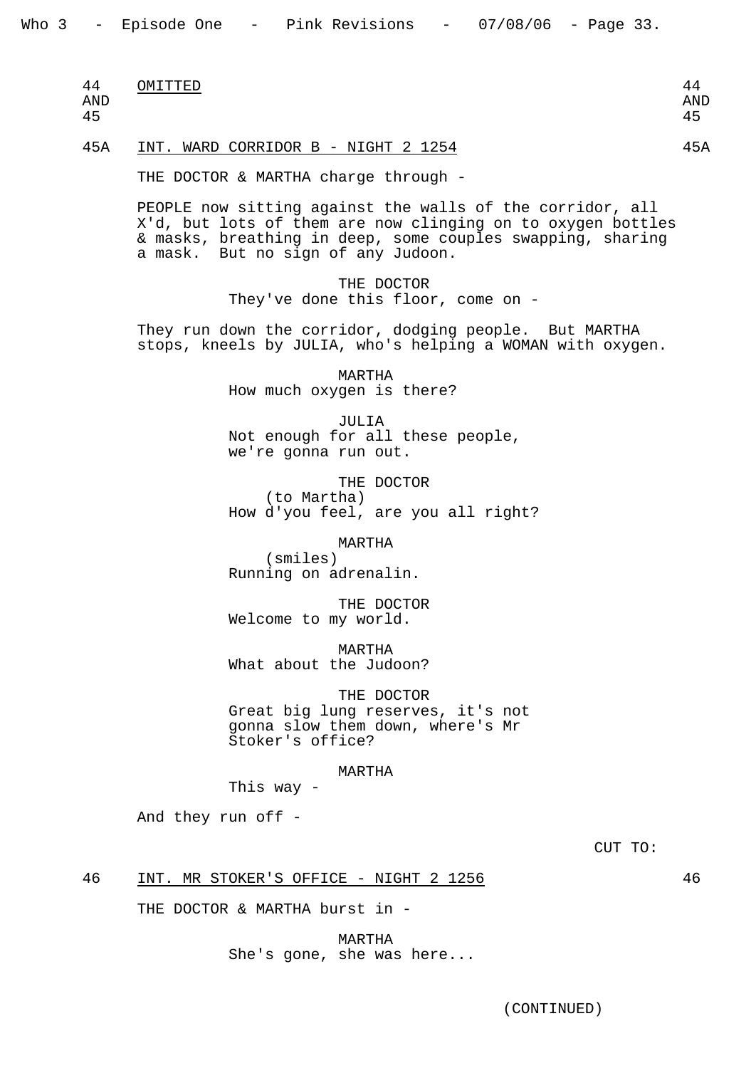44 AND 45 OMITTED 44 AND 45

45A INT. WARD CORRIDOR B - NIGHT 2 1254 45A

THE DOCTOR & MARTHA charge through -

PEOPLE now sitting against the walls of the corridor, all X'd, but lots of them are now clinging on to oxygen bottles & masks, breathing in deep, some couples swapping, sharing a mask. But no sign of any Judoon.

THE DOCTOR
They've done this floor, come on -

They run down the corridor, dodging people. But MARTHA stops, kneels by JULIA, who's helping a WOMAN with oxygen.

MARTHA
How much oxygen is there?

JULIA
Not enough for all these people, we're gonna run out.

THE DOCTOR
(to Martha)
How d'you feel, are you all right?

MARTHA
(smiles)
Running on adrenalin.

THE DOCTOR
Welcome to my world.

MARTHA
What about the Judoon?

THE DOCTOR
Great big lung reserves, it's not gonna slow them down, where's Mr Stoker's office?

MARTHA
This way -

And they run off -

CUT TO:

46 INT. MR STOKER'S OFFICE - NIGHT 2 1256 46

THE DOCTOR & MARTHA burst in -

MARTHA
She's gone, she was here...

(CONTINUED)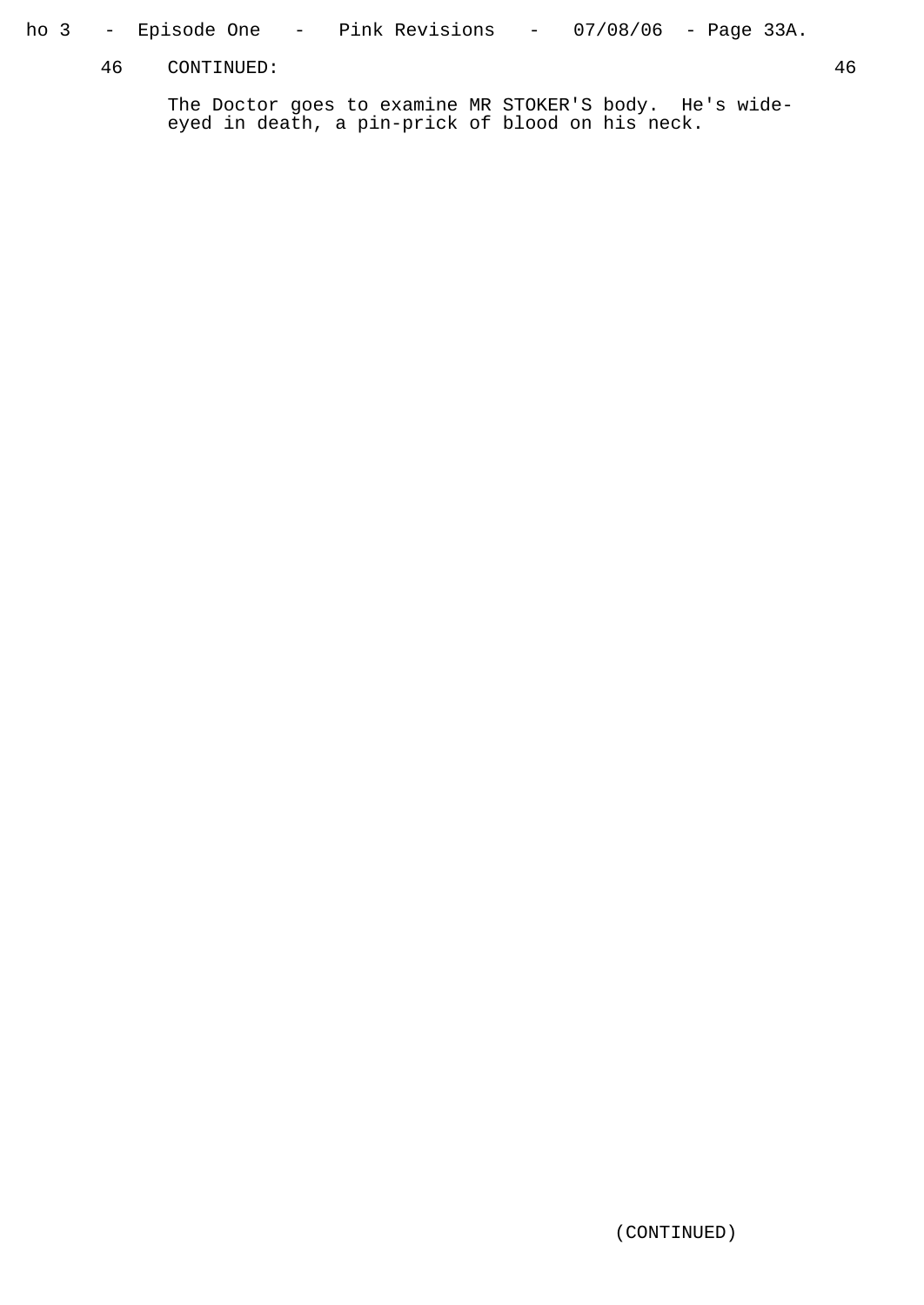46 CONTINUED: 46

The Doctor goes to examine MR STOKER'S body. He's wide-eyed in death, a pin-prick of blood on his neck.

(CONTINUED)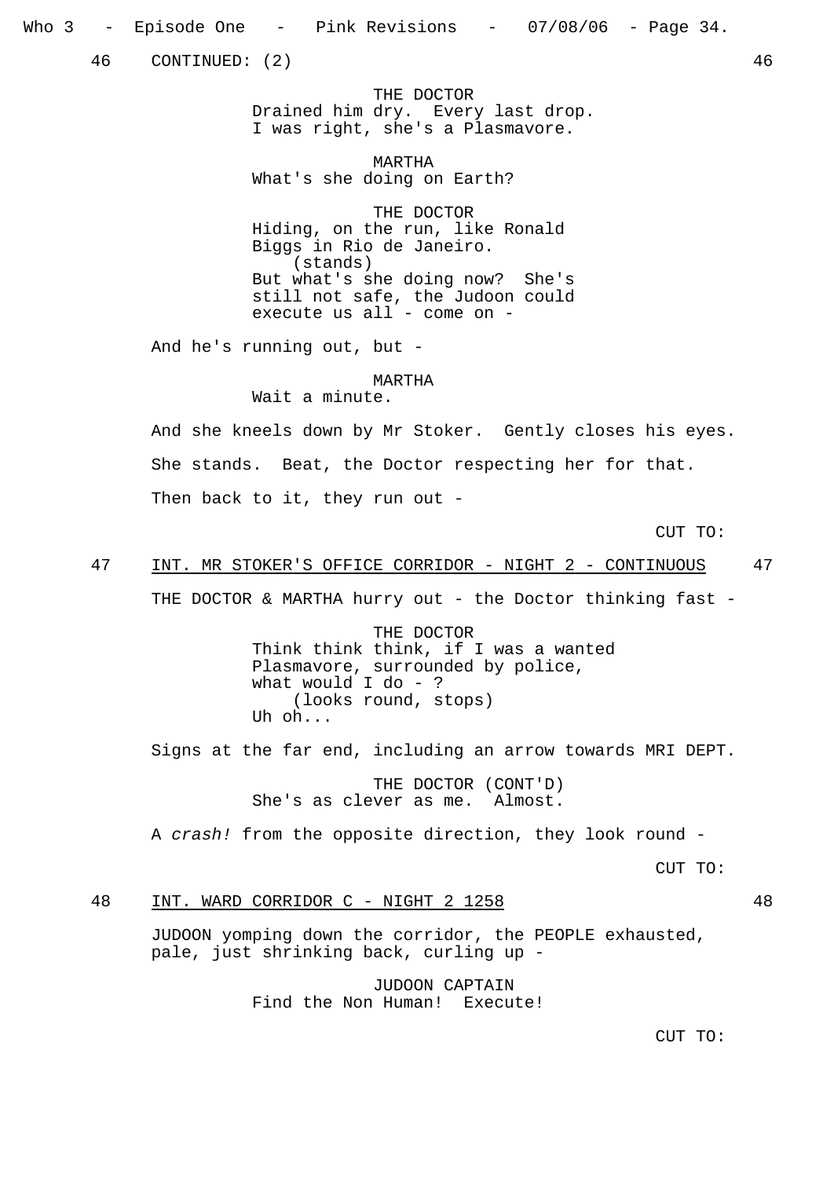46 CONTINUED: (2) 46

THE DOCTOR
Drained him dry. Every last drop.
I was right, she's a Plasmavore.

MARTHA
What's she doing on Earth?

THE DOCTOR
Hiding, on the run, like Ronald
Biggs in Rio de Janeiro.
(stands)
But what's she doing now? She's
still not safe, the Judoon could
execute us all - come on -

And he's running out, but -

MARTHA
Wait a minute.

And she kneels down by Mr Stoker. Gently closes his eyes.

She stands. Beat, the Doctor respecting her for that.

Then back to it, they run out -

CUT TO:

47 INT. MR STOKER'S OFFICE CORRIDOR - NIGHT 2 - CONTINUOUS 47

THE DOCTOR & MARTHA hurry out - the Doctor thinking fast -

THE DOCTOR
Think think think, if I was a wanted
Plasmavore, surrounded by police,
what would I do - ?
(looks round, stops)
Uh oh...

Signs at the far end, including an arrow towards MRI DEPT.

THE DOCTOR (CONT'D)
She's as clever as me. Almost.

A *crash!* from the opposite direction, they look round -

CUT TO:

48 INT. WARD CORRIDOR C - NIGHT 2 1258 48

JUDOON yomping down the corridor, the PEOPLE exhausted, pale, just shrinking back, curling up -

JUDOON CAPTAIN
Find the Non Human! Execute!

CUT TO: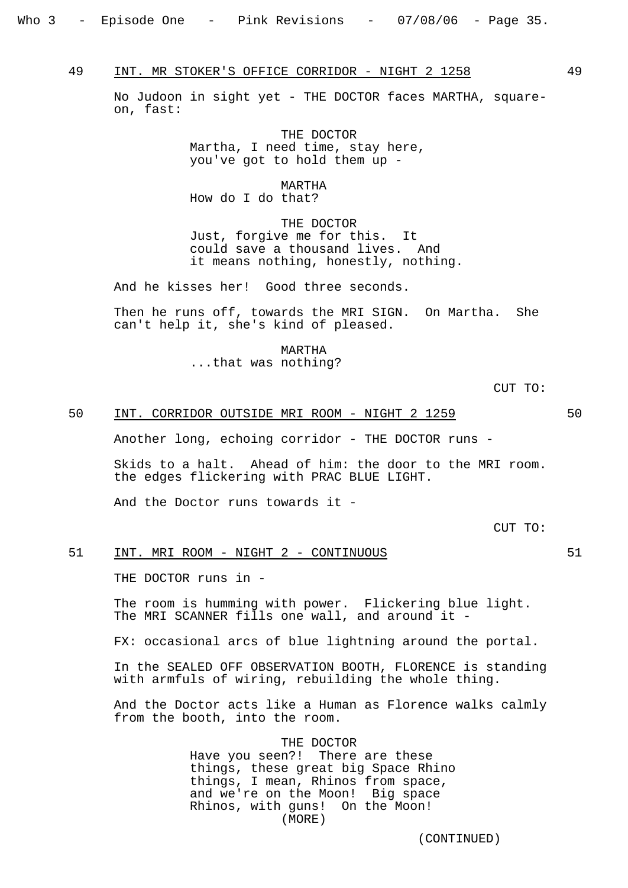49 INT. MR STOKER'S OFFICE CORRIDOR - NIGHT 2 1258 49

No Judoon in sight yet - THE DOCTOR faces MARTHA, square-on, fast:

THE DOCTOR
Martha, I need time, stay here, you've got to hold them up -

MARTHA
How do I do that?

THE DOCTOR
Just, forgive me for this. It could save a thousand lives. And it means nothing, honestly, nothing.

And he kisses her! Good three seconds.

Then he runs off, towards the MRI SIGN. On Martha. She can't help it, she's kind of pleased.

MARTHA
...that was nothing?

CUT TO:

50 INT. CORRIDOR OUTSIDE MRI ROOM - NIGHT 2 1259 50

Another long, echoing corridor - THE DOCTOR runs -

Skids to a halt. Ahead of him: the door to the MRI room. the edges flickering with PRAC BLUE LIGHT.

And the Doctor runs towards it -

CUT TO:

51 INT. MRI ROOM - NIGHT 2 - CONTINUOUS 51

THE DOCTOR runs in -

The room is humming with power. Flickering blue light. The MRI SCANNER fills one wall, and around it -

FX: occasional arcs of blue lightning around the portal.

In the SEALED OFF OBSERVATION BOOTH, FLORENCE is standing with armfuls of wiring, rebuilding the whole thing.

And the Doctor acts like a Human as Florence walks calmly from the booth, into the room.

THE DOCTOR
Have you seen?! There are these things, these great big Space Rhino things, I mean, Rhinos from space, and we're on the Moon! Big space Rhinos, with guns! On the Moon!
(MORE)

(CONTINUED)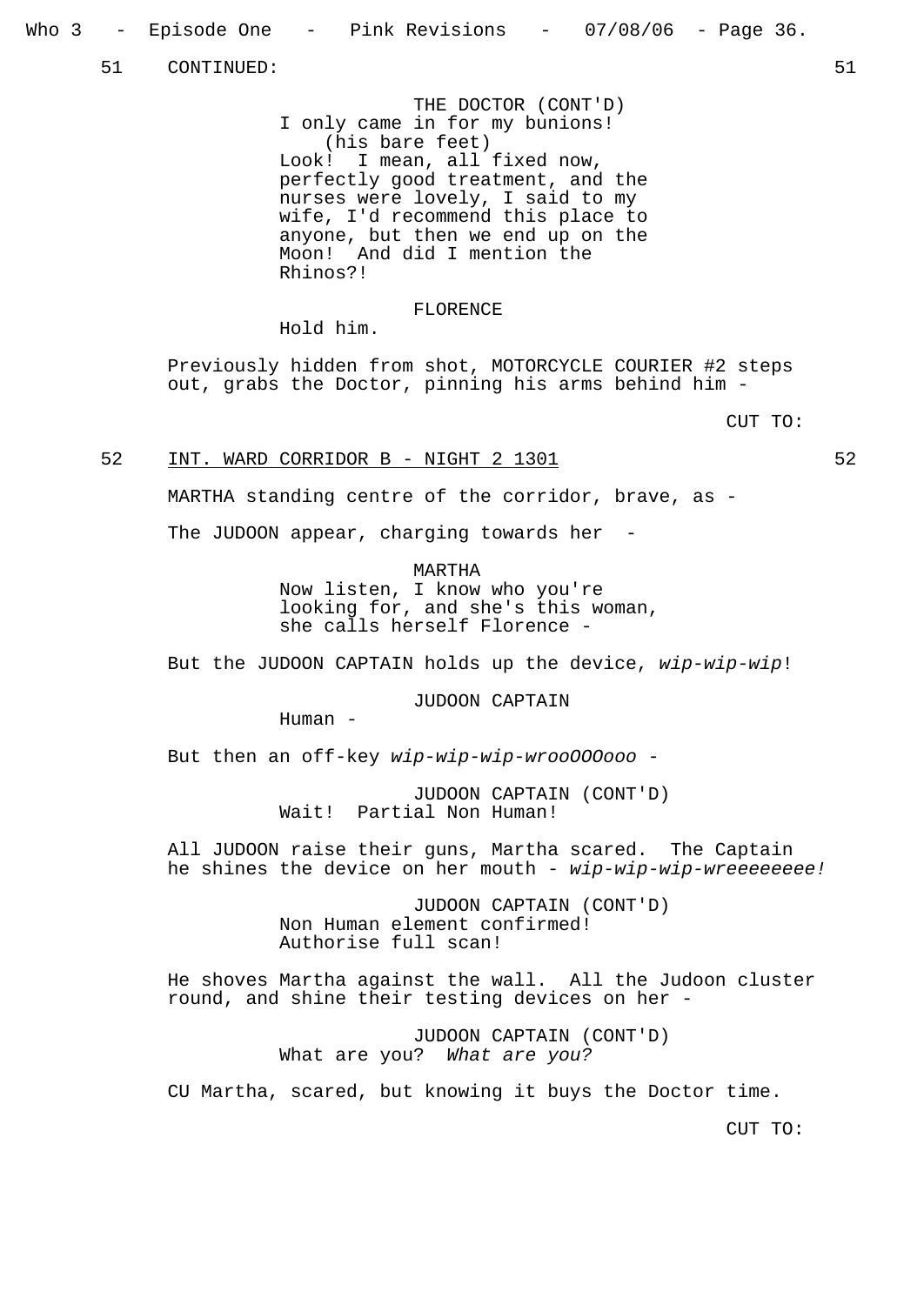51 CONTINUED: 51

THE DOCTOR (CONT'D)
I only came in for my bunions!
(his bare feet)
Look! I mean, all fixed now, perfectly good treatment, and the nurses were lovely, I said to my wife, I'd recommend this place to anyone, but then we end up on the Moon! And did I mention the Rhinos?!

FLORENCE
Hold him.

Previously hidden from shot, MOTORCYCLE COURIER #2 steps out, grabs the Doctor, pinning his arms behind him -

CUT TO:

52 INT. WARD CORRIDOR B - NIGHT 2 1301 52

MARTHA standing centre of the corridor, brave, as -

The JUDOON appear, charging towards her -

MARTHA
Now listen, I know who you're looking for, and she's this woman, she calls herself Florence -

But the JUDOON CAPTAIN holds up the device, *wip-wip-wip*!

JUDOON CAPTAIN
Human -

But then an off-key *wip-wip-wip-wrooOOOooo* -

JUDOON CAPTAIN (CONT'D)
Wait! Partial Non Human!

All JUDOON raise their guns, Martha scared. The Captain he shines the device on her mouth - *wip-wip-wip-wreeeeeeee!*

JUDOON CAPTAIN (CONT'D)
Non Human element confirmed! Authorise full scan!

He shoves Martha against the wall. All the Judoon cluster round, and shine their testing devices on her -

JUDOON CAPTAIN (CONT'D)
What are you? *What are you?*

CU Martha, scared, but knowing it buys the Doctor time.

CUT TO: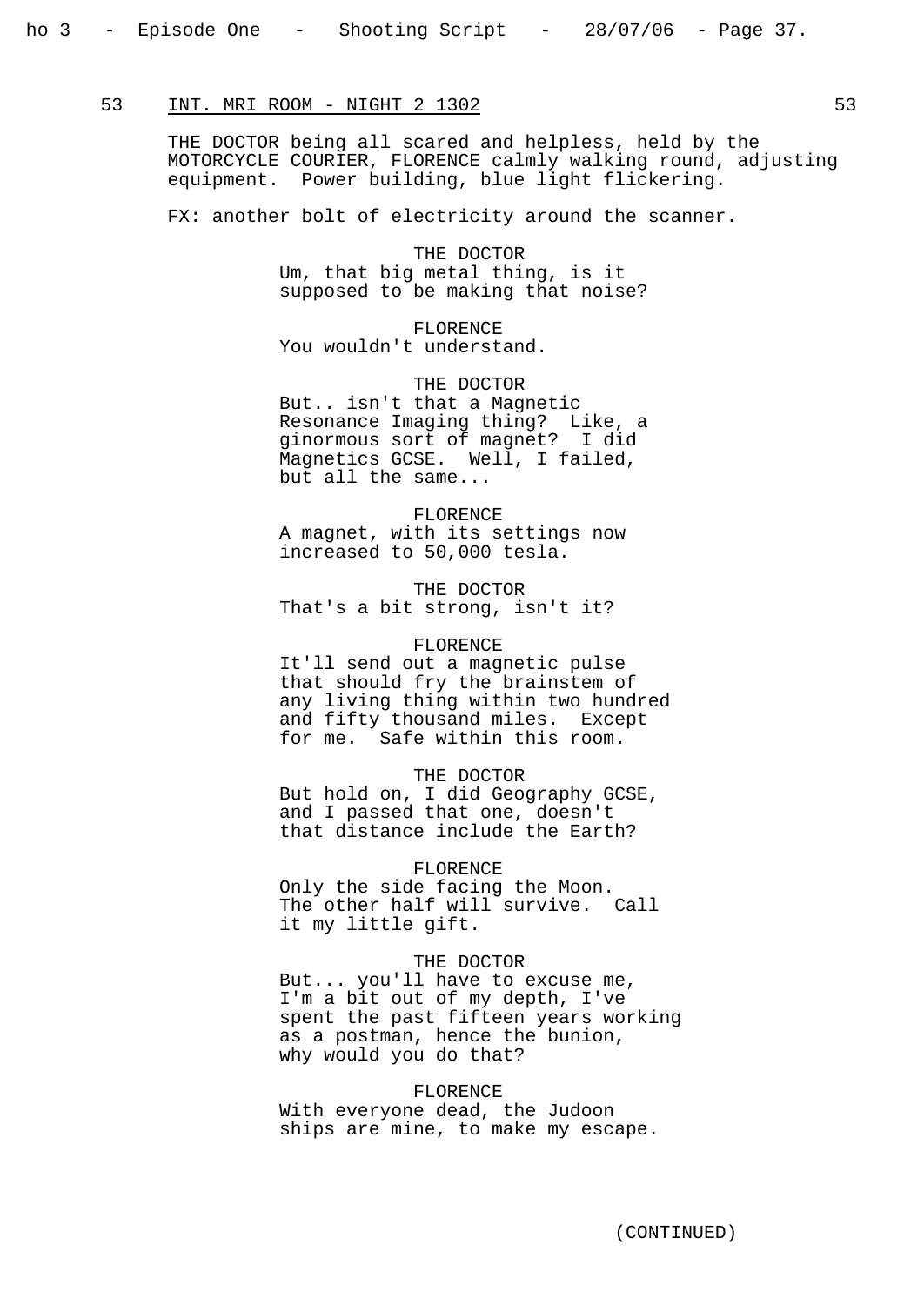53 INT. MRI ROOM - NIGHT 2 1302 53

THE DOCTOR being all scared and helpless, held by the MOTORCYCLE COURIER, FLORENCE calmly walking round, adjusting equipment. Power building, blue light flickering.

FX: another bolt of electricity around the scanner.

THE DOCTOR
Um, that big metal thing, is it supposed to be making that noise?

FLORENCE
You wouldn't understand.

THE DOCTOR
But.. isn't that a Magnetic Resonance Imaging thing? Like, a ginormous sort of magnet? I did Magnetics GCSE. Well, I failed, but all the same...

FLORENCE
A magnet, with its settings now increased to 50,000 tesla.

THE DOCTOR
That's a bit strong, isn't it?

FLORENCE
It'll send out a magnetic pulse that should fry the brainstem of any living thing within two hundred and fifty thousand miles. Except for me. Safe within this room.

THE DOCTOR
But hold on, I did Geography GCSE, and I passed that one, doesn't that distance include the Earth?

FLORENCE
Only the side facing the Moon. The other half will survive. Call it my little gift.

THE DOCTOR
But... you'll have to excuse me, I'm a bit out of my depth, I've spent the past fifteen years working as a postman, hence the bunion, why would you do that?

FLORENCE
With everyone dead, the Judoon ships are mine, to make my escape.

(CONTINUED)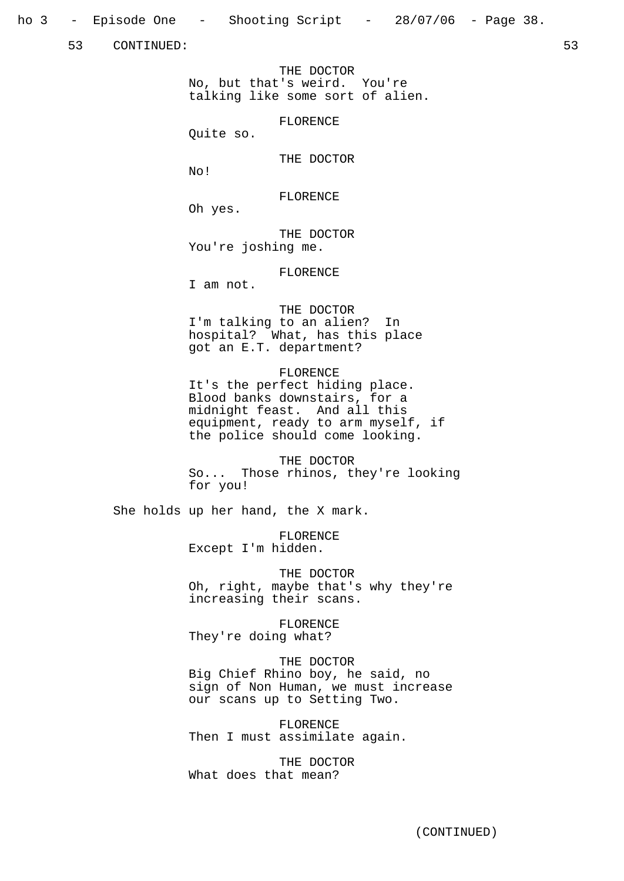53 CONTINUED: 53

THE DOCTOR
No, but that's weird. You're talking like some sort of alien.

FLORENCE
Quite so.

THE DOCTOR
No!

FLORENCE
Oh yes.

THE DOCTOR
You're joshing me.

FLORENCE
I am not.

THE DOCTOR
I'm talking to an alien? In hospital? What, has this place got an E.T. department?

FLORENCE
It's the perfect hiding place. Blood banks downstairs, for a midnight feast. And all this equipment, ready to arm myself, if the police should come looking.

THE DOCTOR
So... Those rhinos, they're looking for you!

She holds up her hand, the X mark.

FLORENCE
Except I'm hidden.

THE DOCTOR
Oh, right, maybe that's why they're increasing their scans.

FLORENCE
They're doing what?

THE DOCTOR
Big Chief Rhino boy, he said, no sign of Non Human, we must increase our scans up to Setting Two.

FLORENCE
Then I must assimilate again.

THE DOCTOR
What does that mean?

(CONTINUED)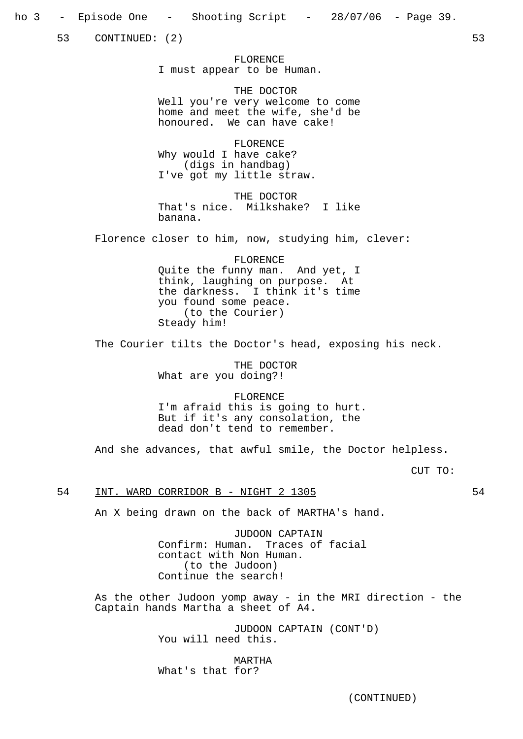53 CONTINUED: (2) 53

FLORENCE
I must appear to be Human.

THE DOCTOR
Well you're very welcome to come home and meet the wife, she'd be honoured. We can have cake!

FLORENCE
Why would I have cake?
(digs in handbag)
I've got my little straw.

THE DOCTOR
That's nice. Milkshake? I like banana.

Florence closer to him, now, studying him, clever:

FLORENCE
Quite the funny man. And yet, I think, laughing on purpose. At the darkness. I think it's time you found some peace.
(to the Courier)
Steady him!

The Courier tilts the Doctor's head, exposing his neck.

THE DOCTOR
What are you doing?!

FLORENCE
I'm afraid this is going to hurt. But if it's any consolation, the dead don't tend to remember.

And she advances, that awful smile, the Doctor helpless.

CUT TO:

54 INT. WARD CORRIDOR B - NIGHT 2 1305 54

An X being drawn on the back of MARTHA's hand.

JUDOON CAPTAIN
Confirm: Human. Traces of facial contact with Non Human.
(to the Judoon)
Continue the search!

As the other Judoon yomp away - in the MRI direction - the Captain hands Martha a sheet of A4.

JUDOON CAPTAIN (CONT'D)
You will need this.

MARTHA
What's that for?

(CONTINUED)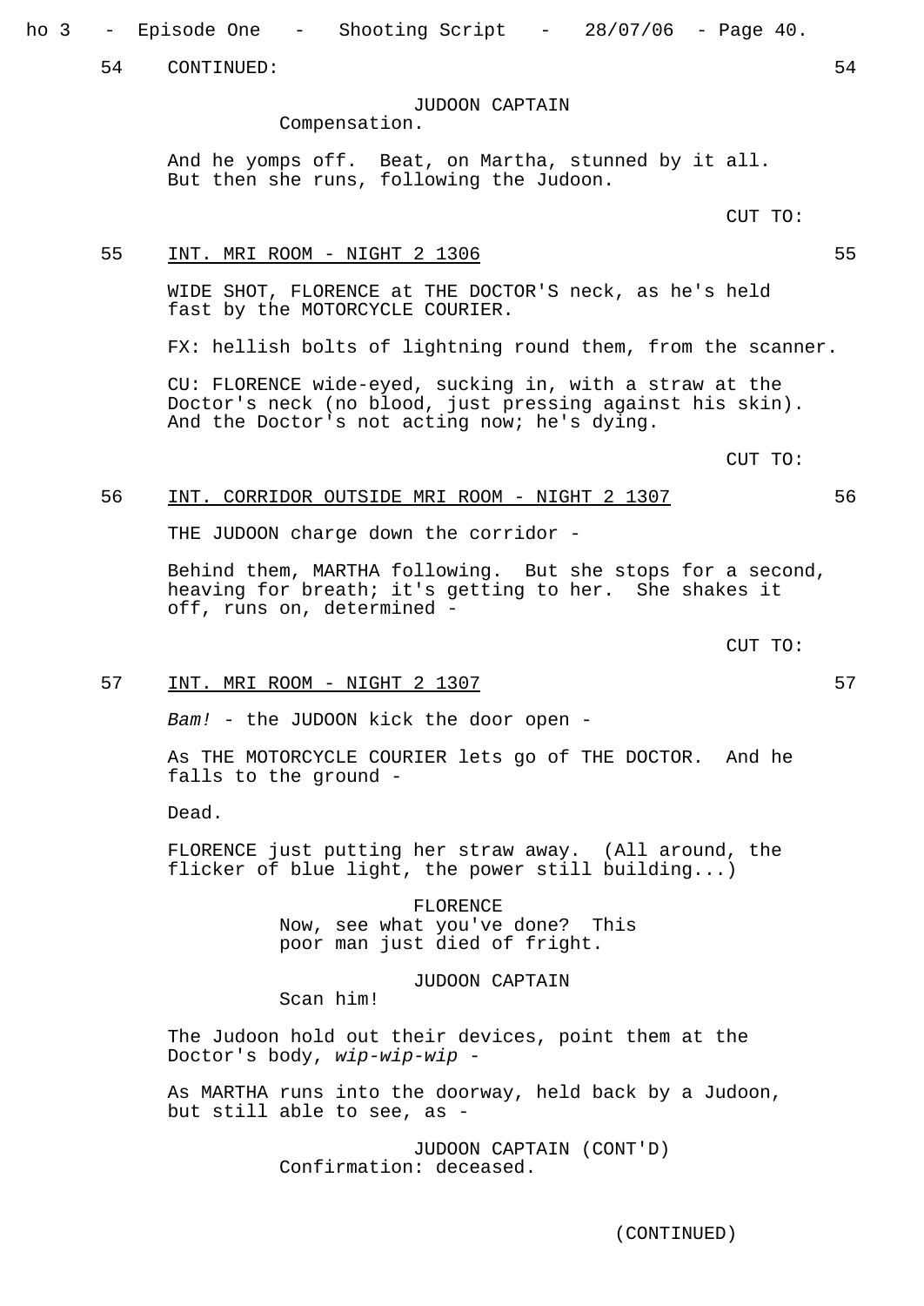54 CONTINUED: 54

JUDOON CAPTAIN
Compensation.

And he yomps off. Beat, on Martha, stunned by it all. But then she runs, following the Judoon.

CUT TO:

55 INT. MRI ROOM - NIGHT 2 1306 55

WIDE SHOT, FLORENCE at THE DOCTOR'S neck, as he's held fast by the MOTORCYCLE COURIER.

FX: hellish bolts of lightning round them, from the scanner.

CU: FLORENCE wide-eyed, sucking in, with a straw at the Doctor's neck (no blood, just pressing against his skin). And the Doctor's not acting now; he's dying.

CUT TO:

56 INT. CORRIDOR OUTSIDE MRI ROOM - NIGHT 2 1307 56

THE JUDOON charge down the corridor -

Behind them, MARTHA following. But she stops for a second, heaving for breath; it's getting to her. She shakes it off, runs on, determined -

CUT TO:

57 INT. MRI ROOM - NIGHT 2 1307 57

*Bam!* - the JUDOON kick the door open -

As THE MOTORCYCLE COURIER lets go of THE DOCTOR. And he falls to the ground -

Dead.

FLORENCE just putting her straw away. (All around, the flicker of blue light, the power still building...)

FLORENCE
Now, see what you've done? This poor man just died of fright.

JUDOON CAPTAIN
Scan him!

The Judoon hold out their devices, point them at the Doctor's body, *wip-wip-wip* -

As MARTHA runs into the doorway, held back by a Judoon, but still able to see, as -

JUDOON CAPTAIN (CONT'D)
Confirmation: deceased.

(CONTINUED)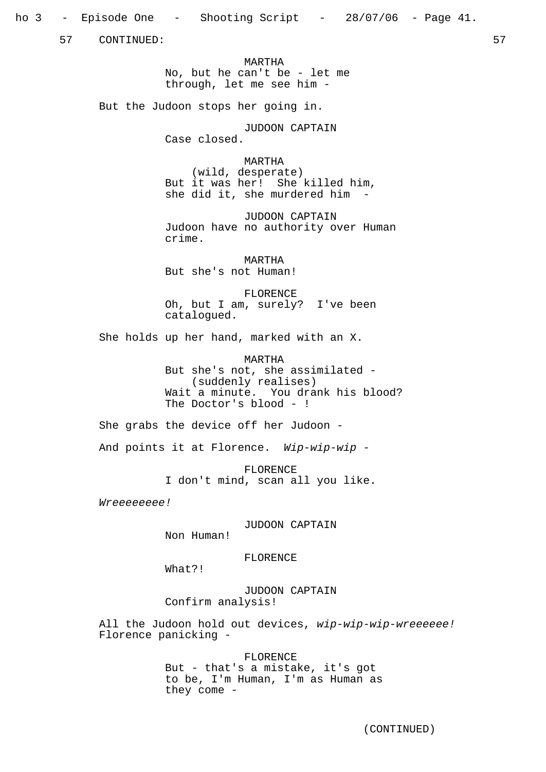57 CONTINUED: 57

MARTHA
No, but he can't be - let me through, let me see him -

But the Judoon stops her going in.

JUDOON CAPTAIN
Case closed.

MARTHA
(wild, desperate)
But it was her! She killed him, she did it, she murdered him -

JUDOON CAPTAIN
Judoon have no authority over Human crime.

MARTHA
But she's not Human!

FLORENCE
Oh, but I am, surely? I've been catalogued.

She holds up her hand, marked with an X.

MARTHA
But she's not, she assimilated -
(suddenly realises)
Wait a minute. You drank his blood? The Doctor's blood - !

She grabs the device off her Judoon -

And points it at Florence. *Wip-wip-wip* -

FLORENCE
I don't mind, scan all you like.

*Wreeeeeeee!*

JUDOON CAPTAIN
Non Human!

FLORENCE
What?!

JUDOON CAPTAIN
Confirm analysis!

All the Judoon hold out devices, *wip-wip-wip-wreeeeee!* Florence panicking -

FLORENCE
But - that's a mistake, it's got to be, I'm Human, I'm as Human as they come -

(CONTINUED)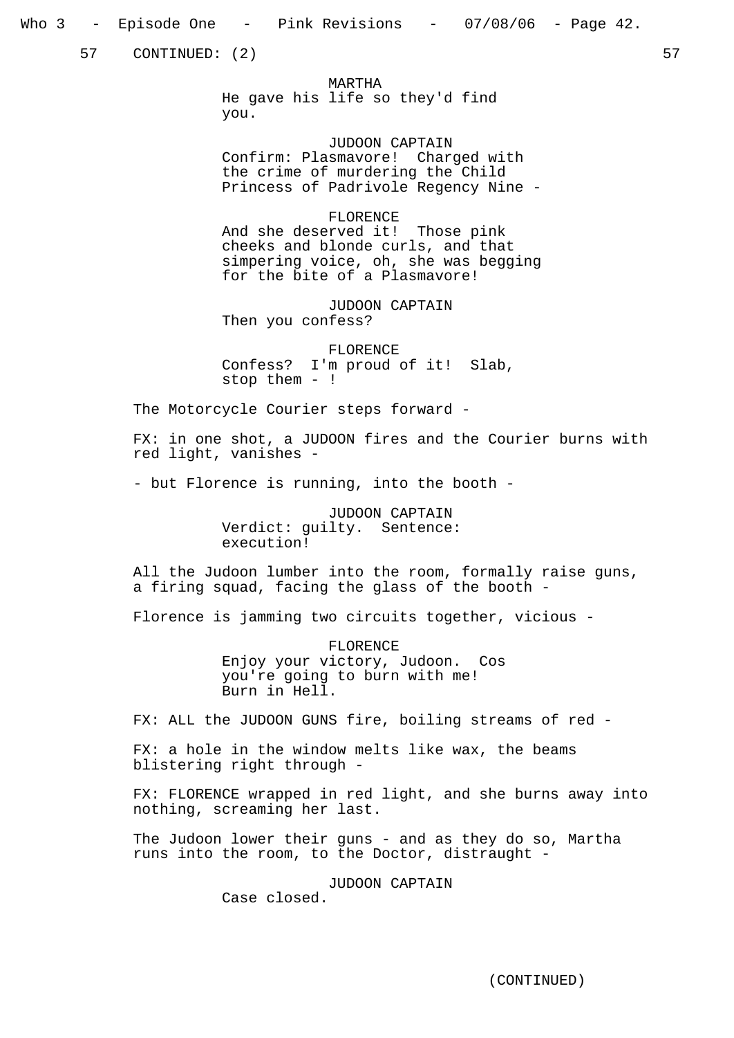57 CONTINUED: (2) 57

MARTHA
He gave his life so they'd find you.

JUDOON CAPTAIN
Confirm: Plasmavore! Charged with the crime of murdering the Child Princess of Padrivole Regency Nine -

FLORENCE
And she deserved it! Those pink cheeks and blonde curls, and that simpering voice, oh, she was begging for the bite of a Plasmavore!

JUDOON CAPTAIN
Then you confess?

FLORENCE
Confess? I'm proud of it! Slab, stop them - !

The Motorcycle Courier steps forward -

FX: in one shot, a JUDOON fires and the Courier burns with red light, vanishes -

- but Florence is running, into the booth -

JUDOON CAPTAIN
Verdict: guilty. Sentence: execution!

All the Judoon lumber into the room, formally raise guns, a firing squad, facing the glass of the booth -

Florence is jamming two circuits together, vicious -

FLORENCE
Enjoy your victory, Judoon. Cos you're going to burn with me! Burn in Hell.

FX: ALL the JUDOON GUNS fire, boiling streams of red -

FX: a hole in the window melts like wax, the beams blistering right through -

FX: FLORENCE wrapped in red light, and she burns away into nothing, screaming her last.

The Judoon lower their guns - and as they do so, Martha runs into the room, to the Doctor, distraught -

JUDOON CAPTAIN
Case closed.

(CONTINUED)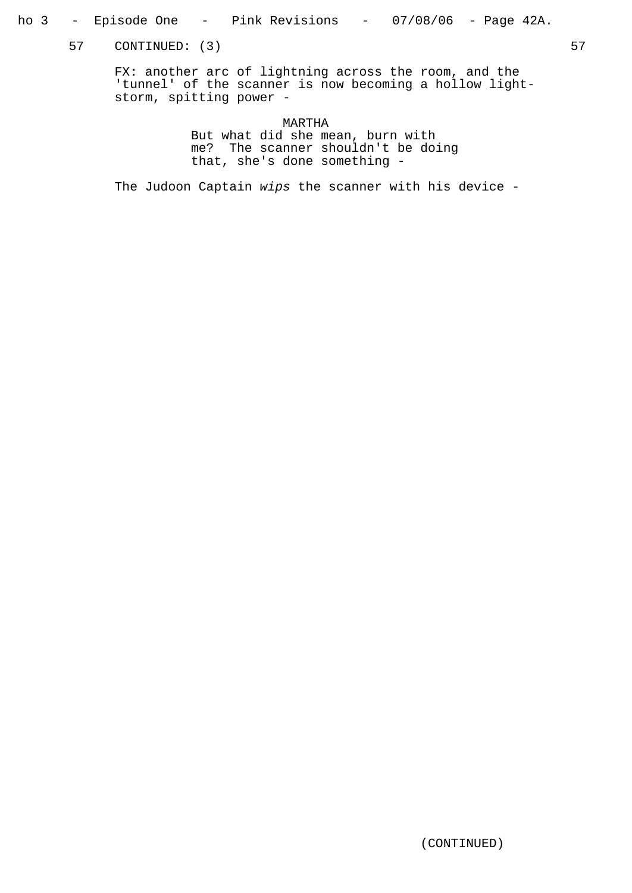57 CONTINUED: (3) 57

FX: another arc of lightning across the room, and the 'tunnel' of the scanner is now becoming a hollow light-storm, spitting power -

MARTHA
But what did she mean, burn with me? The scanner shouldn't be doing that, she's done something -

The Judoon Captain *wips* the scanner with his device -

(CONTINUED)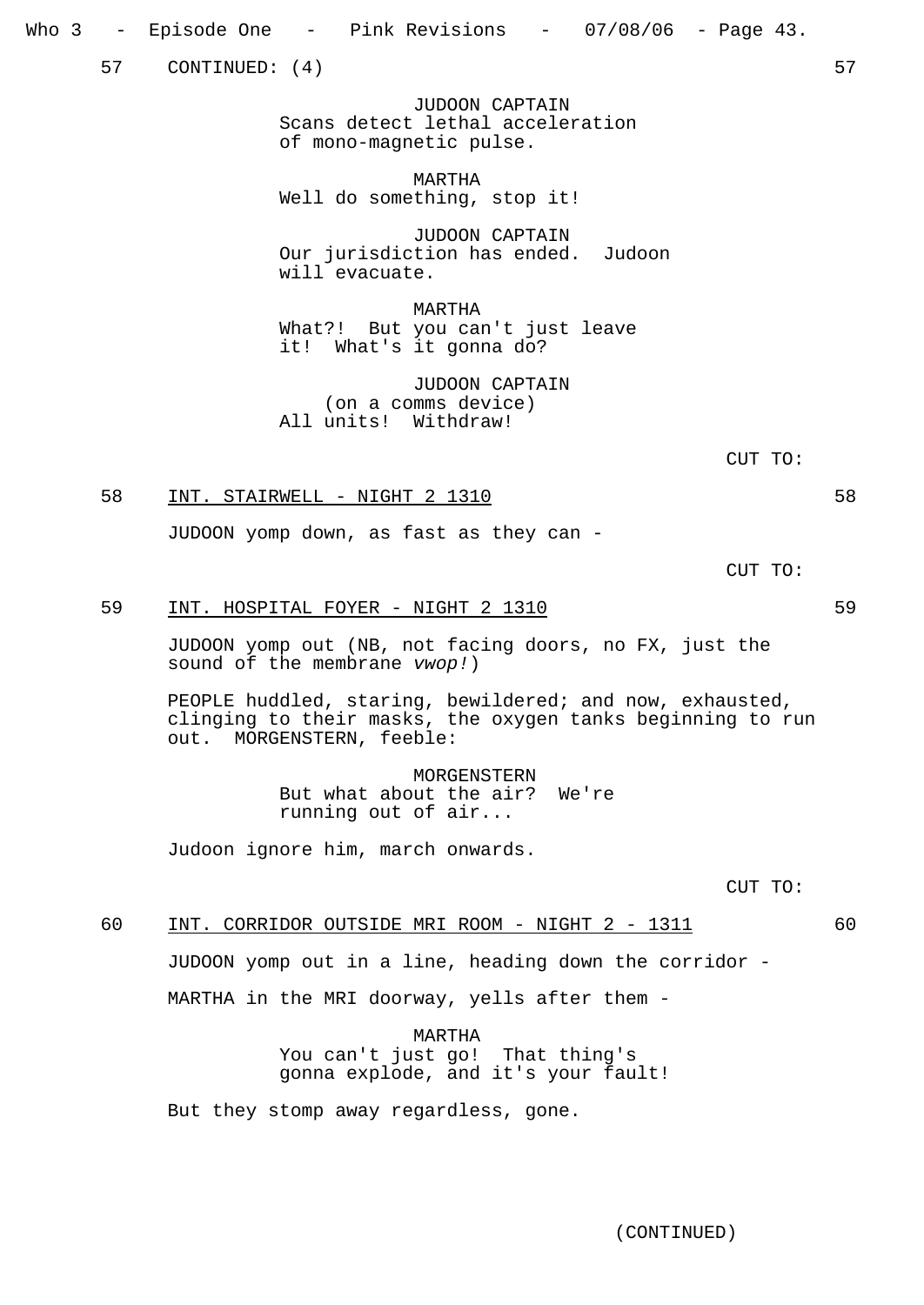57 CONTINUED: (4) 57

JUDOON CAPTAIN
Scans detect lethal acceleration of mono-magnetic pulse.

MARTHA
Well do something, stop it!

JUDOON CAPTAIN
Our jurisdiction has ended. Judoon will evacuate.

MARTHA
What?! But you can't just leave it! What's it gonna do?

JUDOON CAPTAIN
(on a comms device)
All units! Withdraw!

CUT TO:

58 INT. STAIRWELL - NIGHT 2 1310 58

JUDOON yomp down, as fast as they can -

CUT TO:

59 INT. HOSPITAL FOYER - NIGHT 2 1310 59

JUDOON yomp out (NB, not facing doors, no FX, just the sound of the membrane *vwop!*)

PEOPLE huddled, staring, bewildered; and now, exhausted, clinging to their masks, the oxygen tanks beginning to run out. MORGENSTERN, feeble:

MORGENSTERN
But what about the air? We're running out of air...

Judoon ignore him, march onwards.

CUT TO:

60 INT. CORRIDOR OUTSIDE MRI ROOM - NIGHT 2 - 1311 60

JUDOON yomp out in a line, heading down the corridor -

MARTHA in the MRI doorway, yells after them -

MARTHA
You can't just go! That thing's gonna explode, and it's your fault!

But they stomp away regardless, gone.

(CONTINUED)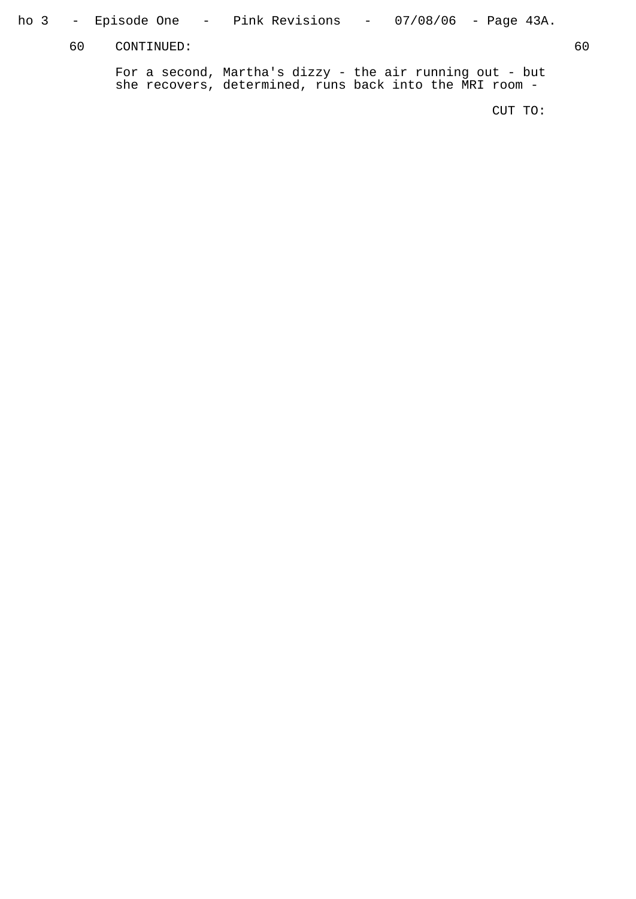60 CONTINUED: 60

For a second, Martha's dizzy - the air running out - but she recovers, determined, runs back into the MRI room -

CUT TO: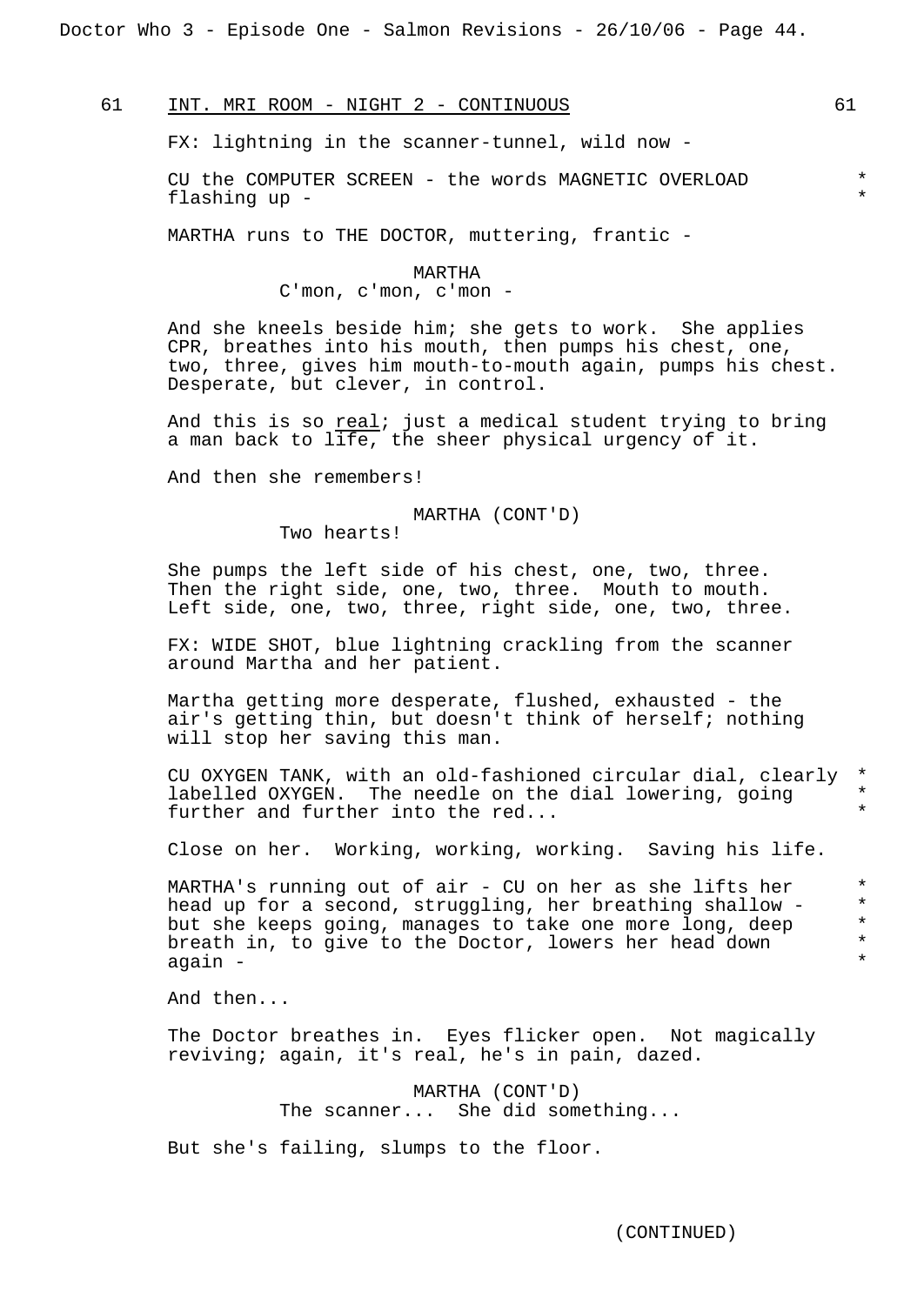61 INT. MRI ROOM - NIGHT 2 - CONTINUOUS 61

FX: lightning in the scanner-tunnel, wild now -

CU the COMPUTER SCREEN - the words MAGNETIC OVERLOAD flashing up - *

MARTHA runs to THE DOCTOR, muttering, frantic -

MARTHA
C'mon, c'mon, c'mon -

And she kneels beside him; she gets to work. She applies CPR, breathes into his mouth, then pumps his chest, one, two, three, gives him mouth-to-mouth again, pumps his chest. Desperate, but clever, in control.

And this is so <u>real</u>; just a medical student trying to bring a man back to life, the sheer physical urgency of it.

And then she remembers!

MARTHA (CONT'D)
Two hearts!

She pumps the left side of his chest, one, two, three. Then the right side, one, two, three. Mouth to mouth. Left side, one, two, three, right side, one, two, three.

FX: WIDE SHOT, blue lightning crackling from the scanner around Martha and her patient.

Martha getting more desperate, flushed, exhausted - the air's getting thin, but doesn't think of herself; nothing will stop her saving this man.

CU OXYGEN TANK, with an old-fashioned circular dial, clearly labelled OXYGEN. The needle on the dial lowering, going further and further into the red... *

Close on her. Working, working, working. Saving his life.

MARTHA's running out of air - CU on her as she lifts her head up for a second, struggling, her breathing shallow - but she keeps going, manages to take one more long, deep breath in, to give to the Doctor, lowers her head down again - *

And then...

The Doctor breathes in. Eyes flicker open. Not magically reviving; again, it's real, he's in pain, dazed.

MARTHA (CONT'D)
The scanner... She did something...

But she's failing, slumps to the floor.

(CONTINUED)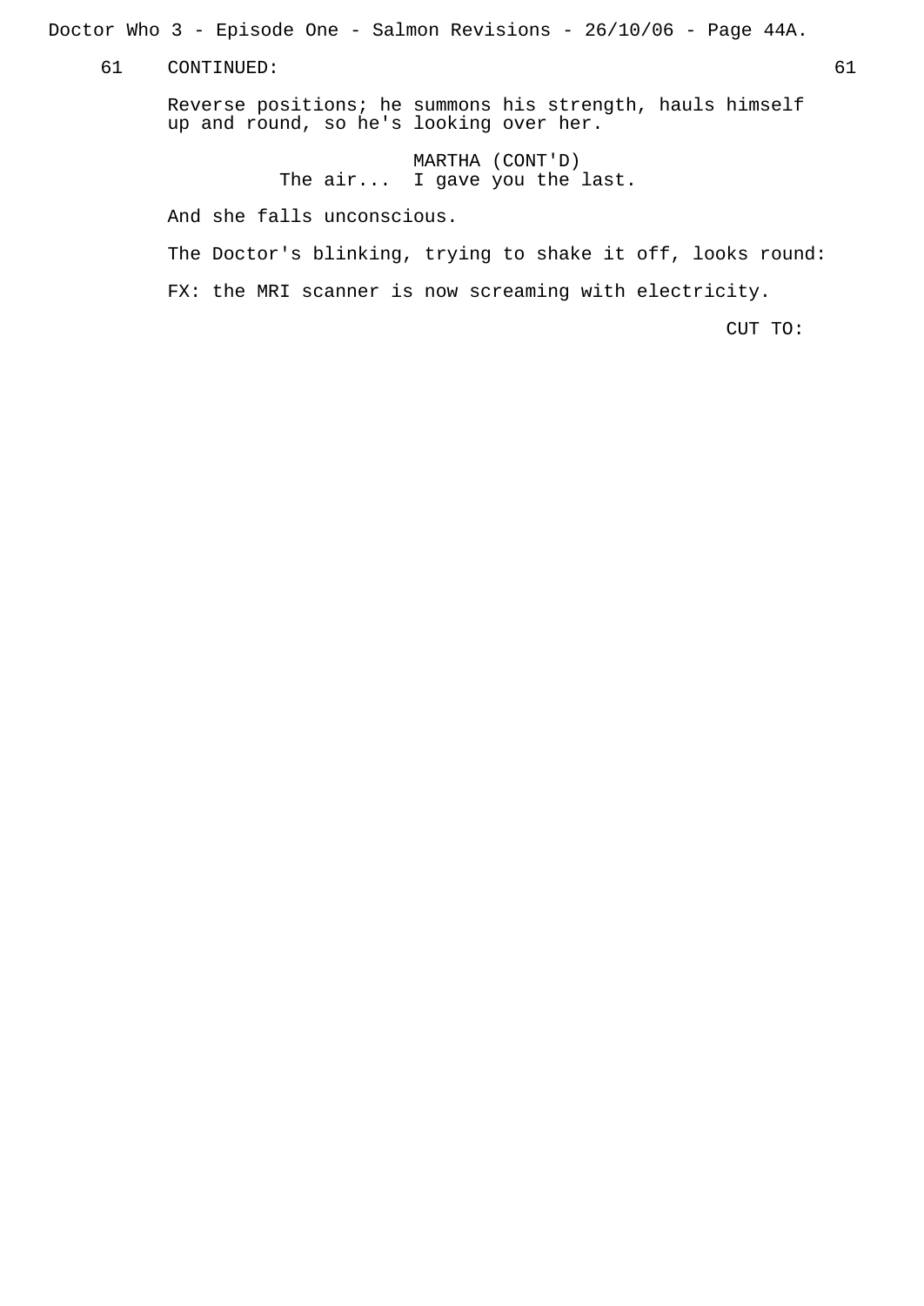61 CONTINUED: 61

Reverse positions; he summons his strength, hauls himself up and round, so he's looking over her.

MARTHA (CONT'D)
The air... I gave you the last.

And she falls unconscious.

The Doctor's blinking, trying to shake it off, looks round:

FX: the MRI scanner is now screaming with electricity.

CUT TO: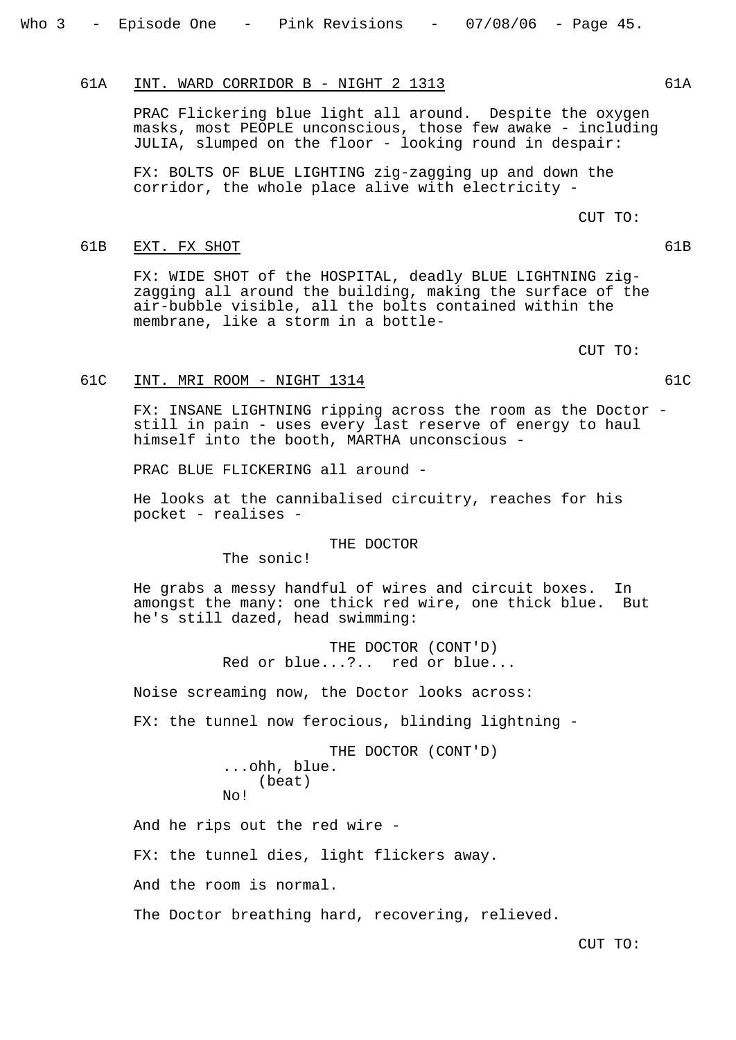61A INT. WARD CORRIDOR B - NIGHT 2 1313 61A

PRAC Flickering blue light all around. Despite the oxygen masks, most PEOPLE unconscious, those few awake - including JULIA, slumped on the floor - looking round in despair:

FX: BOLTS OF BLUE LIGHTING zig-zagging up and down the corridor, the whole place alive with electricity -

CUT TO:

61B EXT. FX SHOT 61B

FX: WIDE SHOT of the HOSPITAL, deadly BLUE LIGHTNING zig-zagging all around the building, making the surface of the air-bubble visible, all the bolts contained within the membrane, like a storm in a bottle-

CUT TO:

61C INT. MRI ROOM - NIGHT 1314 61C

FX: INSANE LIGHTNING ripping across the room as the Doctor - still in pain - uses every last reserve of energy to haul himself into the booth, MARTHA unconscious -

PRAC BLUE FLICKERING all around -

He looks at the cannibalised circuitry, reaches for his pocket - realises -

THE DOCTOR
The sonic!

He grabs a messy handful of wires and circuit boxes. In amongst the many: one thick red wire, one thick blue. But he's still dazed, head swimming:

THE DOCTOR (CONT'D)
Red or blue...?.. red or blue...

Noise screaming now, the Doctor looks across:

FX: the tunnel now ferocious, blinding lightning -

THE DOCTOR (CONT'D)
...ohh, blue.
(beat)
No!

And he rips out the red wire -

FX: the tunnel dies, light flickers away.

And the room is normal.

The Doctor breathing hard, recovering, relieved.

CUT TO: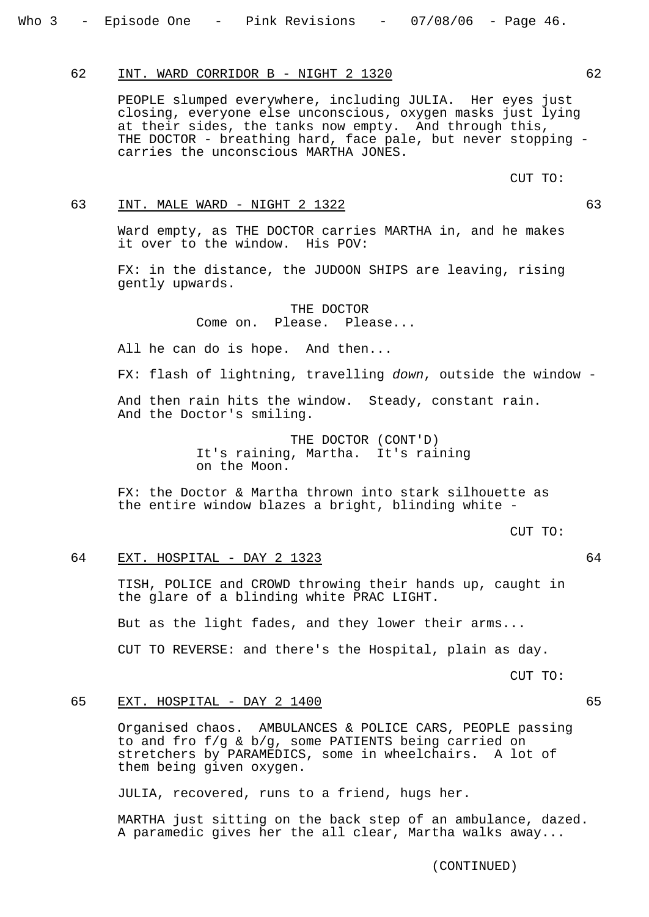62 INT. WARD CORRIDOR B - NIGHT 2 1320 62

PEOPLE slumped everywhere, including JULIA. Her eyes just closing, everyone else unconscious, oxygen masks just lying at their sides, the tanks now empty. And through this, THE DOCTOR - breathing hard, face pale, but never stopping - carries the unconscious MARTHA JONES.

CUT TO:

63 INT. MALE WARD - NIGHT 2 1322 63

Ward empty, as THE DOCTOR carries MARTHA in, and he makes it over to the window. His POV:

FX: in the distance, the JUDOON SHIPS are leaving, rising gently upwards.

THE DOCTOR
Come on. Please. Please...

All he can do is hope. And then...

FX: flash of lightning, travelling *down*, outside the window -

And then rain hits the window. Steady, constant rain. And the Doctor's smiling.

THE DOCTOR (CONT'D)
It's raining, Martha. It's raining on the Moon.

FX: the Doctor & Martha thrown into stark silhouette as the entire window blazes a bright, blinding white -

CUT TO:

64 EXT. HOSPITAL - DAY 2 1323 64

TISH, POLICE and CROWD throwing their hands up, caught in the glare of a blinding white PRAC LIGHT.

But as the light fades, and they lower their arms...

CUT TO REVERSE: and there's the Hospital, plain as day.

CUT TO:

65 EXT. HOSPITAL - DAY 2 1400 65

Organised chaos. AMBULANCES & POLICE CARS, PEOPLE passing to and fro f/g & b/g, some PATIENTS being carried on stretchers by PARAMEDICS, some in wheelchairs. A lot of them being given oxygen.

JULIA, recovered, runs to a friend, hugs her.

MARTHA just sitting on the back step of an ambulance, dazed. A paramedic gives her the all clear, Martha walks away...

(CONTINUED)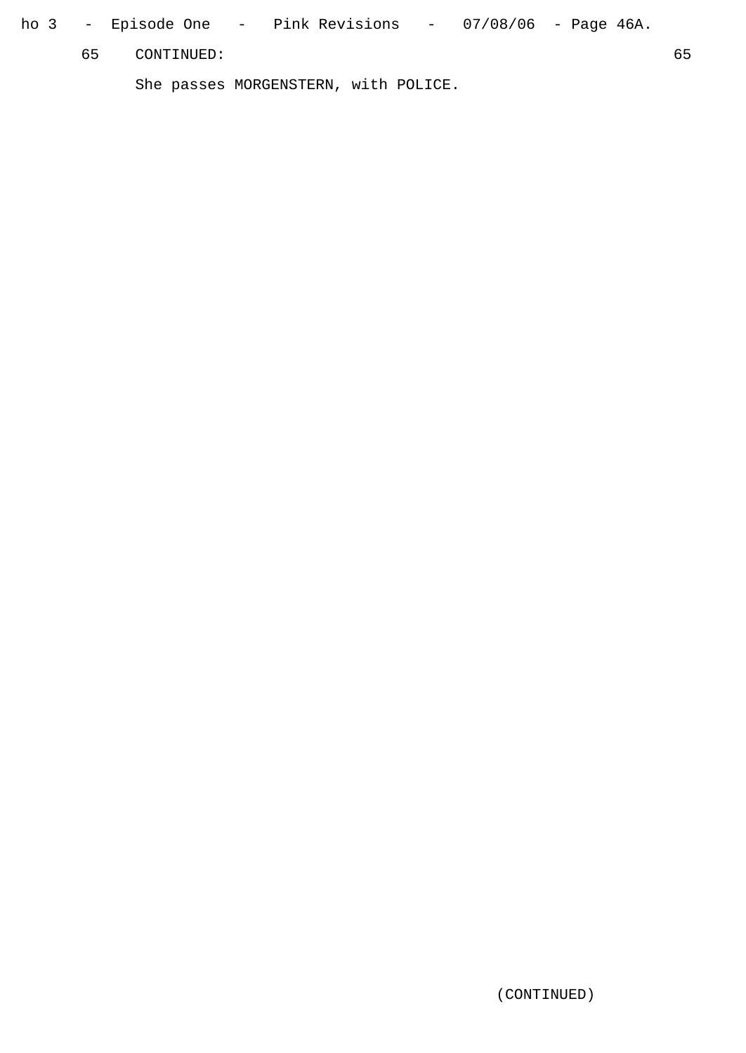65 CONTINUED: 65

She passes MORGENSTERN, with POLICE.

(CONTINUED)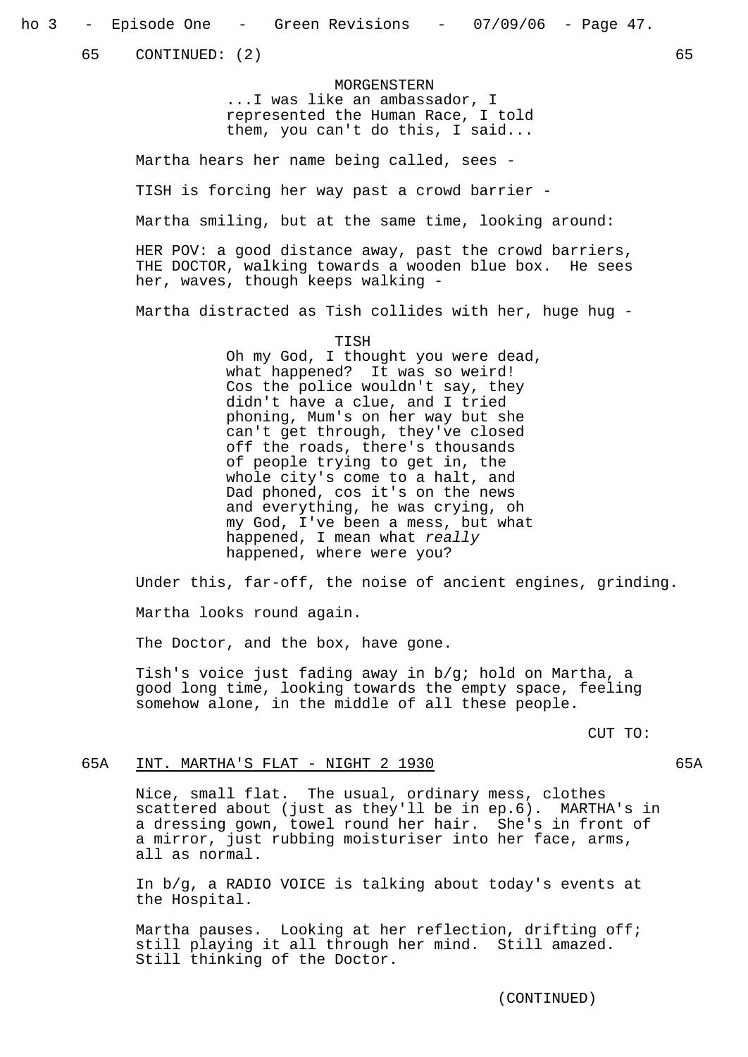65 CONTINUED: (2) 65

MORGENSTERN
...I was like an ambassador, I represented the Human Race, I told them, you can't do this, I said...

Martha hears her name being called, sees -

TISH is forcing her way past a crowd barrier -

Martha smiling, but at the same time, looking around:

HER POV: a good distance away, past the crowd barriers, THE DOCTOR, walking towards a wooden blue box. He sees her, waves, though keeps walking -

Martha distracted as Tish collides with her, huge hug -

TISH
Oh my God, I thought you were dead, what happened? It was so weird! Cos the police wouldn't say, they didn't have a clue, and I tried phoning, Mum's on her way but she can't get through, they've closed off the roads, there's thousands of people trying to get in, the whole city's come to a halt, and Dad phoned, cos it's on the news and everything, he was crying, oh my God, I've been a mess, but what happened, I mean what *really* happened, where were you?

Under this, far-off, the noise of ancient engines, grinding.

Martha looks round again.

The Doctor, and the box, have gone.

Tish's voice just fading away in b/g; hold on Martha, a good long time, looking towards the empty space, feeling somehow alone, in the middle of all these people.

CUT TO:

65A <u>INT. MARTHA'S FLAT - NIGHT 2 1930</u> 65A

Nice, small flat. The usual, ordinary mess, clothes scattered about (just as they'll be in ep.6). MARTHA's in a dressing gown, towel round her hair. She's in front of a mirror, just rubbing moisturiser into her face, arms, all as normal.

In b/g, a RADIO VOICE is talking about today's events at the Hospital.

Martha pauses. Looking at her reflection, drifting off; still playing it all through her mind. Still amazed. Still thinking of the Doctor.

(CONTINUED)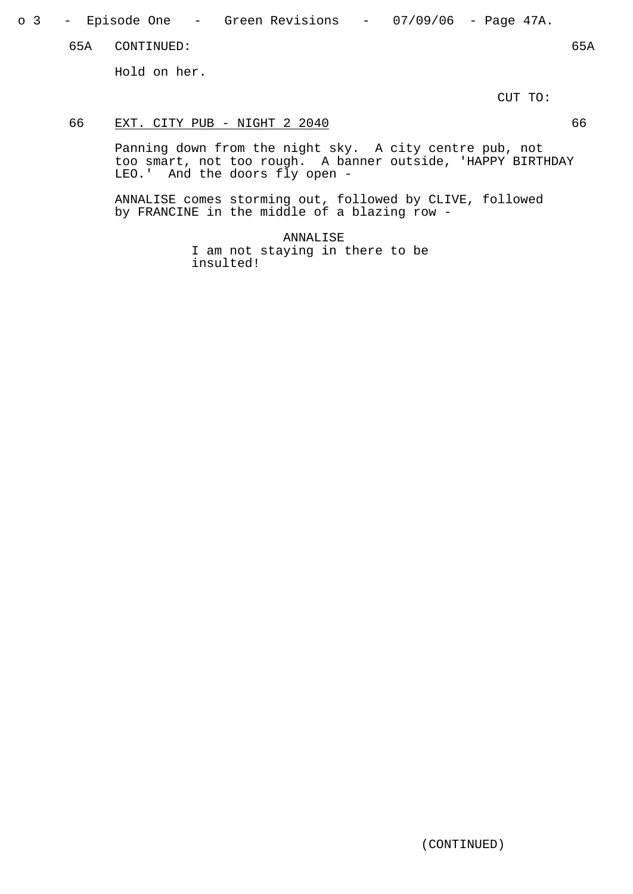65A CONTINUED: 65A

Hold on her.

CUT TO:

66 EXT. CITY PUB - NIGHT 2 2040 66

Panning down from the night sky. A city centre pub, not too smart, not too rough. A banner outside, 'HAPPY BIRTHDAY LEO.' And the doors fly open -

ANNALISE comes storming out, followed by CLIVE, followed by FRANCINE in the middle of a blazing row -

ANNALISE
I am not staying in there to be insulted!

(CONTINUED)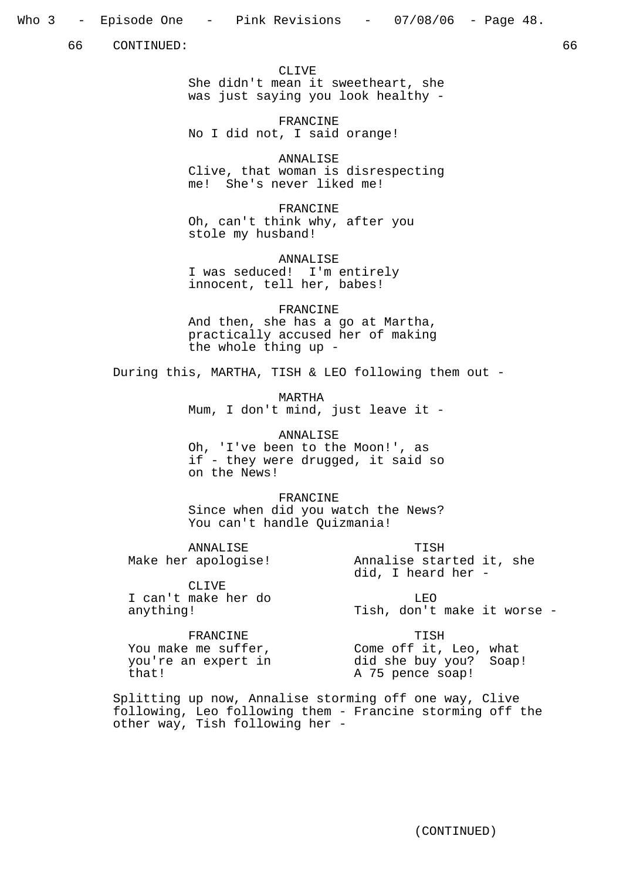66 CONTINUED: 66

CLIVE
She didn't mean it sweetheart, she was just saying you look healthy -

FRANCINE
No I did not, I said orange!

ANNALISE
Clive, that woman is disrespecting me! She's never liked me!

FRANCINE
Oh, can't think why, after you stole my husband!

ANNALISE
I was seduced! I'm entirely innocent, tell her, babes!

FRANCINE
And then, she has a go at Martha, practically accused her of making the whole thing up -

During this, MARTHA, TISH & LEO following them out -

MARTHA
Mum, I don't mind, just leave it -

ANNALISE
Oh, 'I've been to the Moon!', as if - they were drugged, it said so on the News!

FRANCINE
Since when did you watch the News? You can't handle Quizmania!

ANNALISE
Make her apologise!

TISH
Annalise started it, she did, I heard her -

CLIVE
I can't make her do anything!

LEO
Tish, don't make it worse -

FRANCINE
You make me suffer, you're an expert in that!

TISH
Come off it, Leo, what did she buy you? Soap! A 75 pence soap!

Splitting up now, Annalise storming off one way, Clive following, Leo following them - Francine storming off the other way, Tish following her -

(CONTINUED)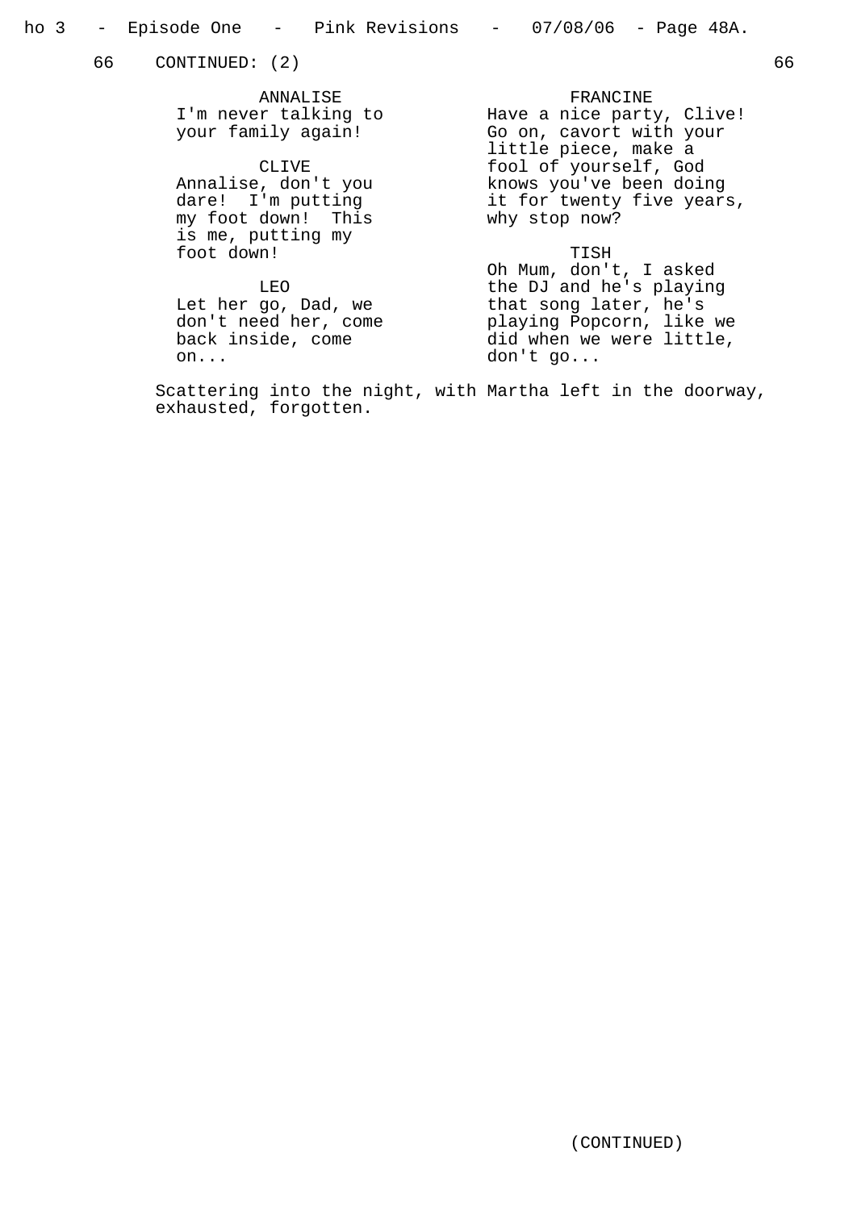66 CONTINUED: (2) 66

ANNALISE
I'm never talking to your family again!

CLIVE
Annalise, don't you dare! I'm putting my foot down! This is me, putting my foot down!

LEO
Let her go, Dad, we don't need her, come back inside, come on...

FRANCINE
Have a nice party, Clive! Go on, cavort with your little piece, make a fool of yourself, God knows you've been doing it for twenty five years, why stop now?

TISH
Oh Mum, don't, I asked the DJ and he's playing that song later, he's playing Popcorn, like we did when we were little, don't go...

Scattering into the night, with Martha left in the doorway, exhausted, forgotten.

(CONTINUED)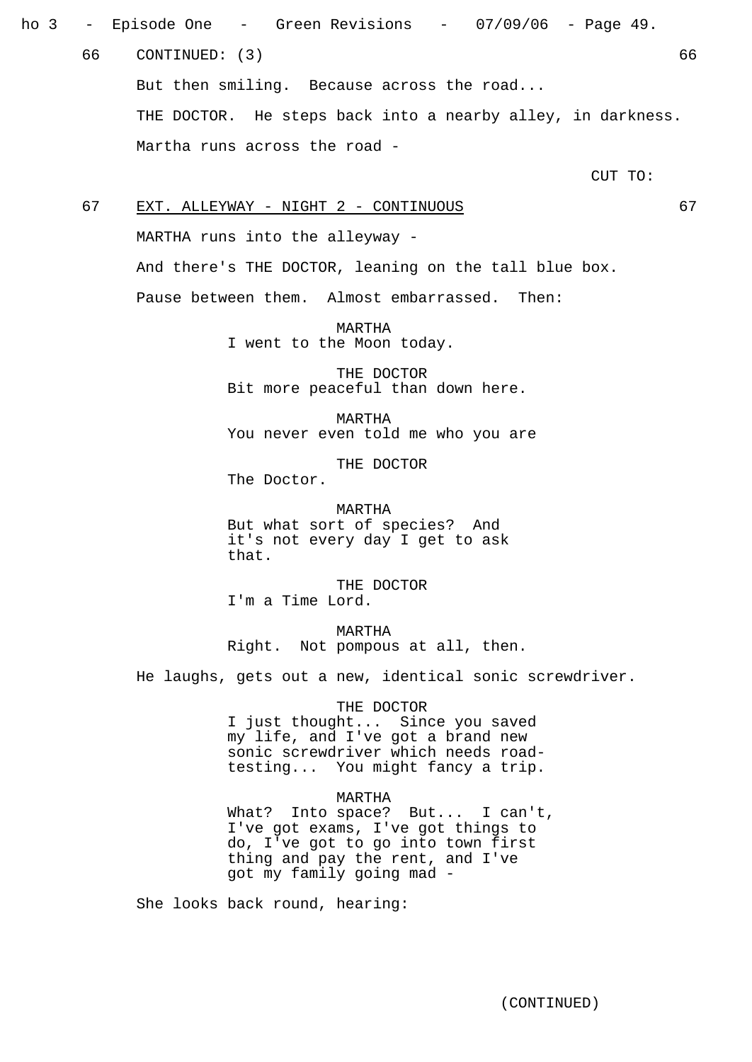66 CONTINUED: (3) 66

But then smiling. Because across the road...

THE DOCTOR. He steps back into a nearby alley, in darkness.

Martha runs across the road -

CUT TO:

67 EXT. ALLEYWAY - NIGHT 2 - CONTINUOUS 67

MARTHA runs into the alleyway -

And there's THE DOCTOR, leaning on the tall blue box.

Pause between them. Almost embarrassed. Then:

MARTHA
I went to the Moon today.

THE DOCTOR
Bit more peaceful than down here.

MARTHA
You never even told me who you are

THE DOCTOR
The Doctor.

MARTHA
But what sort of species? And it's not every day I get to ask that.

THE DOCTOR
I'm a Time Lord.

MARTHA
Right. Not pompous at all, then.

He laughs, gets out a new, identical sonic screwdriver.

THE DOCTOR
I just thought... Since you saved my life, and I've got a brand new sonic screwdriver which needs road-testing... You might fancy a trip.

MARTHA
What? Into space? But... I can't, I've got exams, I've got things to do, I've got to go into town first thing and pay the rent, and I've got my family going mad -

She looks back round, hearing:

(CONTINUED)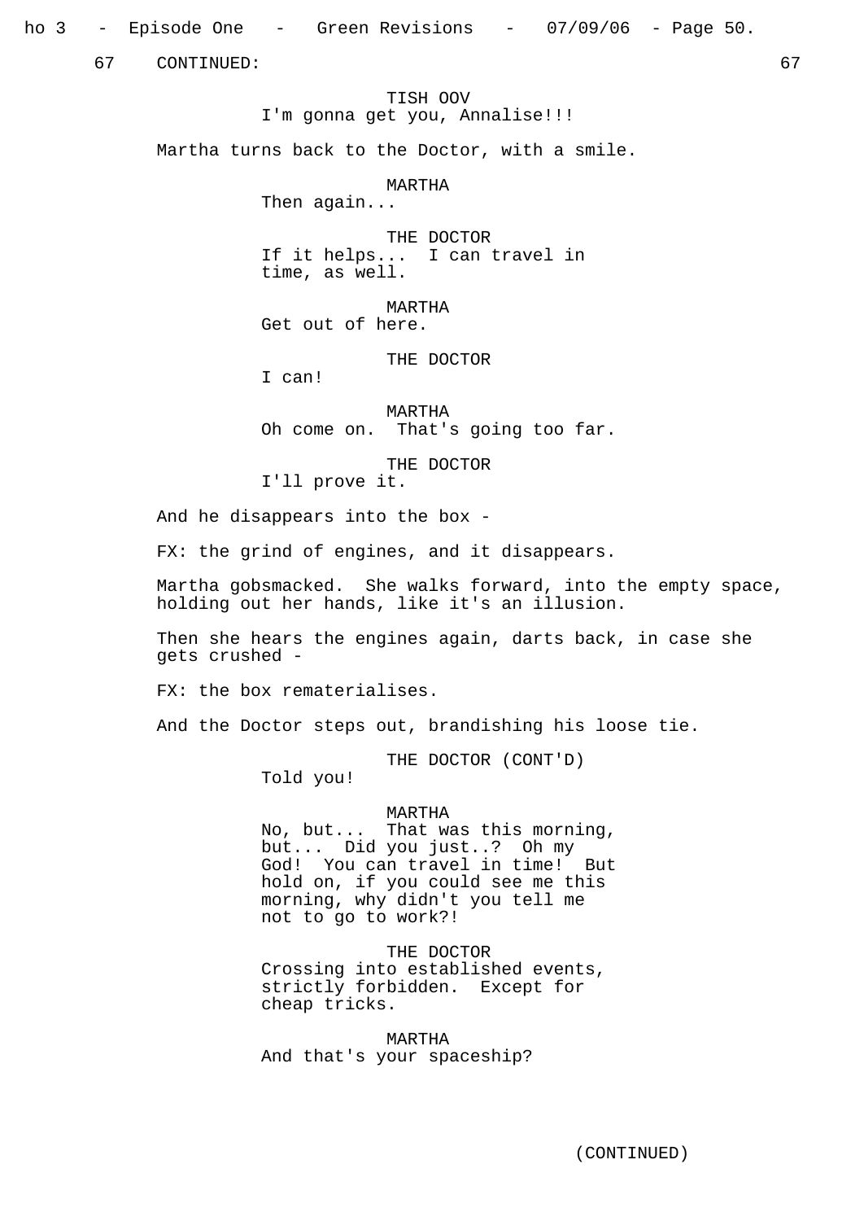67 CONTINUED: 67

TISH OOV
I'm gonna get you, Annalise!!!

Martha turns back to the Doctor, with a smile.

MARTHA
Then again...

THE DOCTOR
If it helps... I can travel in time, as well.

MARTHA
Get out of here.

THE DOCTOR
I can!

MARTHA
Oh come on. That's going too far.

THE DOCTOR
I'll prove it.

And he disappears into the box -

FX: the grind of engines, and it disappears.

Martha gobsmacked. She walks forward, into the empty space, holding out her hands, like it's an illusion.

Then she hears the engines again, darts back, in case she gets crushed -

FX: the box rematerialises.

And the Doctor steps out, brandishing his loose tie.

THE DOCTOR (CONT'D)
Told you!

MARTHA
No, but... That was this morning, but... Did you just..? Oh my God! You can travel in time! But hold on, if you could see me this morning, why didn't you tell me not to go to work?!

THE DOCTOR
Crossing into established events, strictly forbidden. Except for cheap tricks.

MARTHA
And that's your spaceship?

(CONTINUED)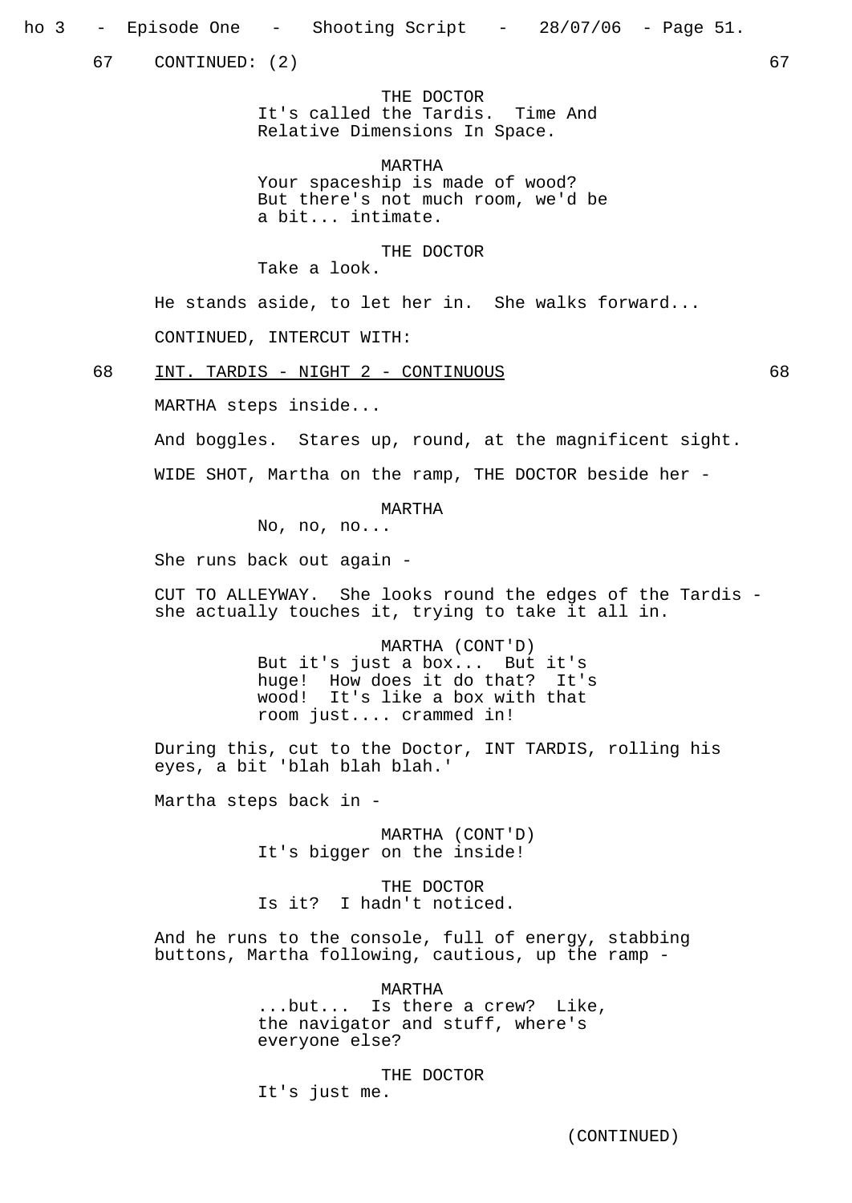67 CONTINUED: (2) 67

THE DOCTOR
It's called the Tardis. Time And Relative Dimensions In Space.

MARTHA
Your spaceship is made of wood? But there's not much room, we'd be a bit... intimate.

THE DOCTOR
Take a look.

He stands aside, to let her in. She walks forward...

CONTINUED, INTERCUT WITH:

68 INT. TARDIS - NIGHT 2 - CONTINUOUS 68

MARTHA steps inside...

And boggles. Stares up, round, at the magnificent sight.

WIDE SHOT, Martha on the ramp, THE DOCTOR beside her -

MARTHA
No, no, no...

She runs back out again -

CUT TO ALLEYWAY. She looks round the edges of the Tardis - she actually touches it, trying to take it all in.

MARTHA (CONT'D)
But it's just a box... But it's huge! How does it do that? It's wood! It's like a box with that room just.... crammed in!

During this, cut to the Doctor, INT TARDIS, rolling his eyes, a bit 'blah blah blah.'

Martha steps back in -

MARTHA (CONT'D)
It's bigger on the inside!

THE DOCTOR
Is it? I hadn't noticed.

And he runs to the console, full of energy, stabbing buttons, Martha following, cautious, up the ramp -

MARTHA
...but... Is there a crew? Like, the navigator and stuff, where's everyone else?

THE DOCTOR
It's just me.

(CONTINUED)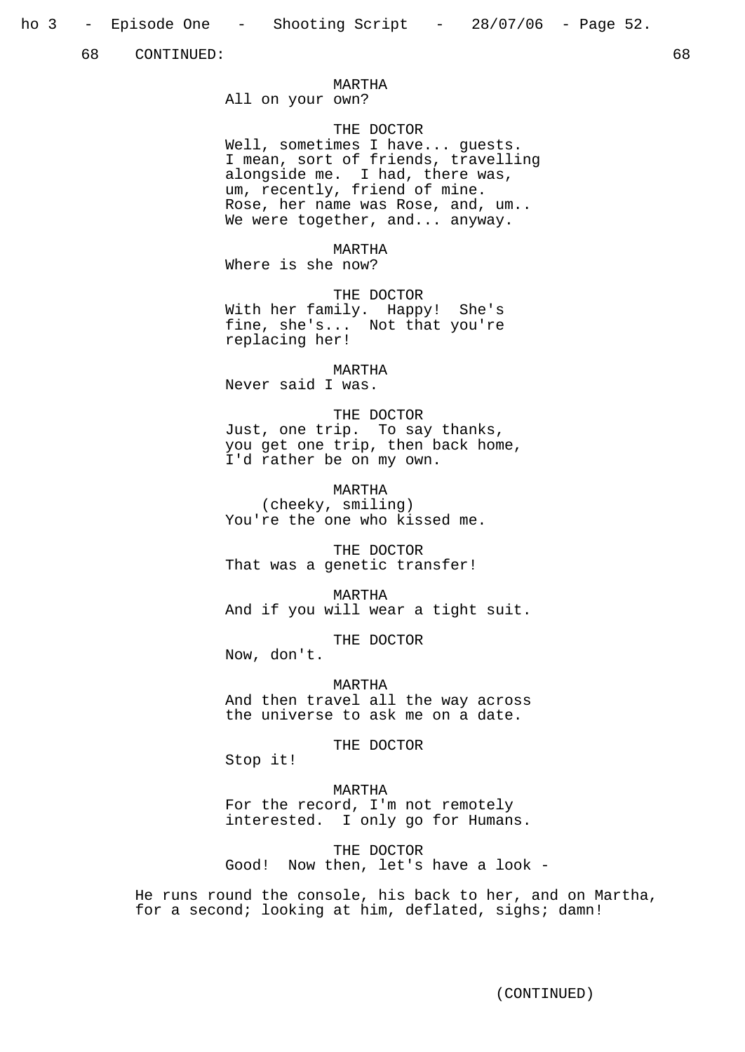68 CONTINUED: 68

MARTHA
All on your own?

THE DOCTOR
Well, sometimes I have... guests. I mean, sort of friends, travelling alongside me. I had, there was, um, recently, friend of mine. Rose, her name was Rose, and, um.. We were together, and... anyway.

MARTHA
Where is she now?

THE DOCTOR
With her family. Happy! She's fine, she's... Not that you're replacing her!

MARTHA
Never said I was.

THE DOCTOR
Just, one trip. To say thanks, you get one trip, then back home, I'd rather be on my own.

MARTHA
(cheeky, smiling)
You're the one who kissed me.

THE DOCTOR
That was a genetic transfer!

MARTHA
And if you will wear a tight suit.

THE DOCTOR
Now, don't.

MARTHA
And then travel all the way across the universe to ask me on a date.

THE DOCTOR
Stop it!

MARTHA
For the record, I'm not remotely interested. I only go for Humans.

THE DOCTOR
Good! Now then, let's have a look -

He runs round the console, his back to her, and on Martha, for a second; looking at him, deflated, sighs; damn!

(CONTINUED)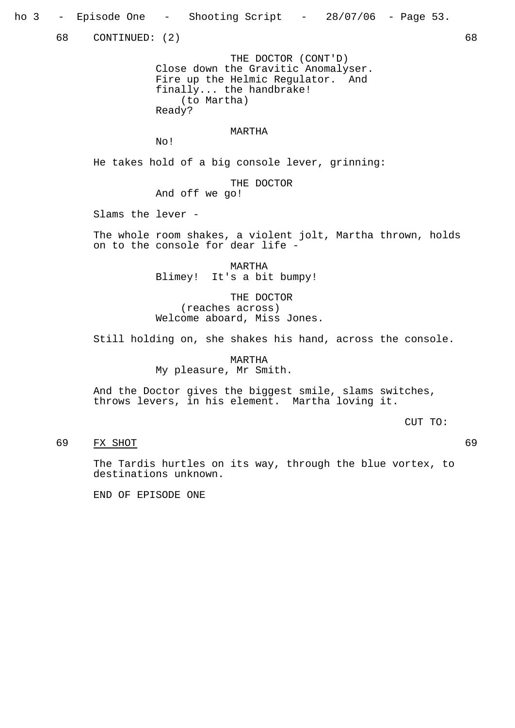68 CONTINUED: (2) 68

THE DOCTOR (CONT'D)
Close down the Gravitic Anomalyser.
Fire up the Helmic Regulator. And
finally... the handbrake!
(to Martha)
Ready?

MARTHA
No!

He takes hold of a big console lever, grinning:

THE DOCTOR
And off we go!

Slams the lever -

The whole room shakes, a violent jolt, Martha thrown, holds on to the console for dear life -

MARTHA
Blimey! It's a bit bumpy!

THE DOCTOR
(reaches across)
Welcome aboard, Miss Jones.

Still holding on, she shakes his hand, across the console.

MARTHA
My pleasure, Mr Smith.

And the Doctor gives the biggest smile, slams switches, throws levers, in his element. Martha loving it.

CUT TO:

69 FX SHOT 69

The Tardis hurtles on its way, through the blue vortex, to destinations unknown.

END OF EPISODE ONE